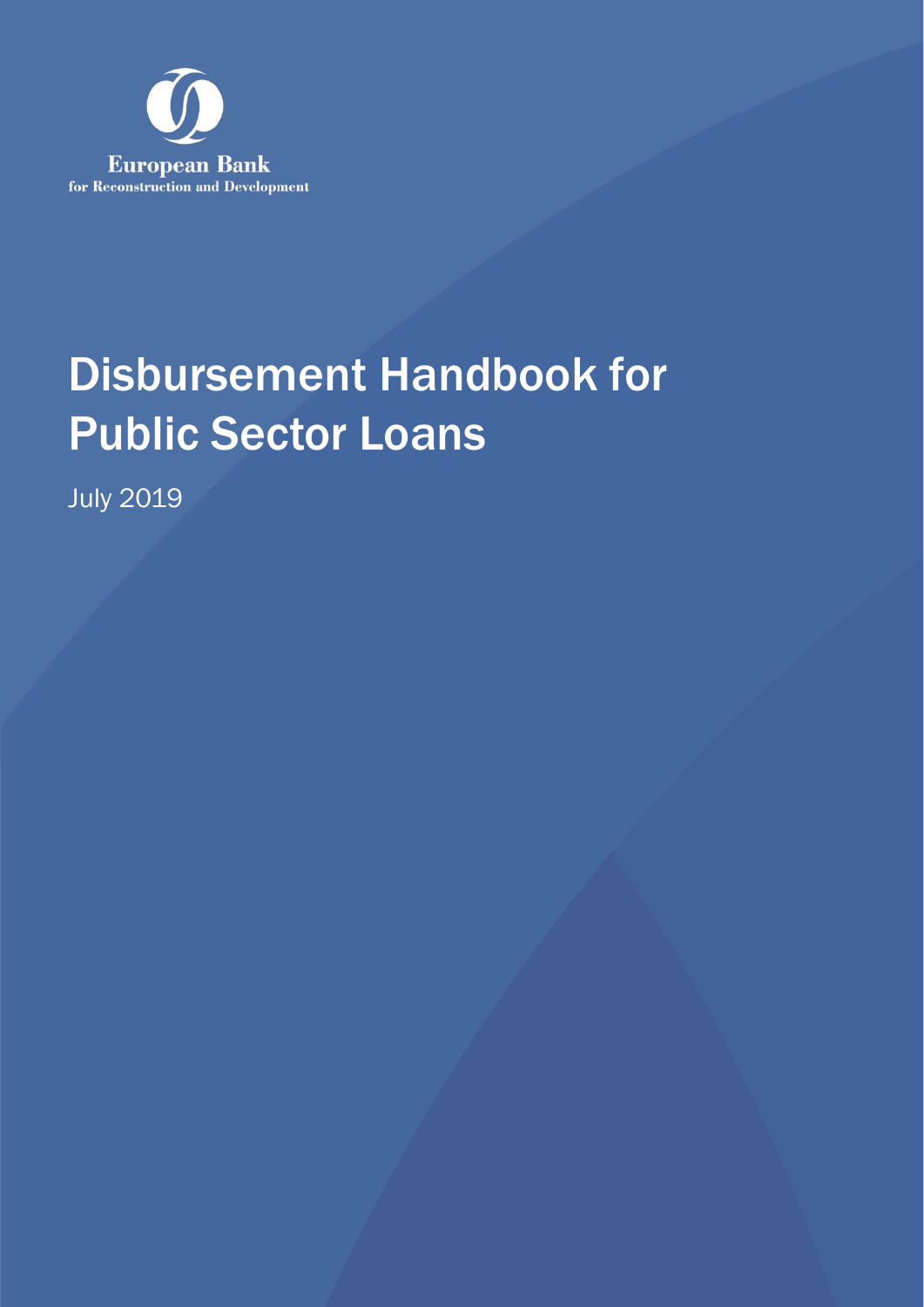European Bank
for Reconstruction and Development

# Disbursement Handbook for Public Sector Loans

July 2019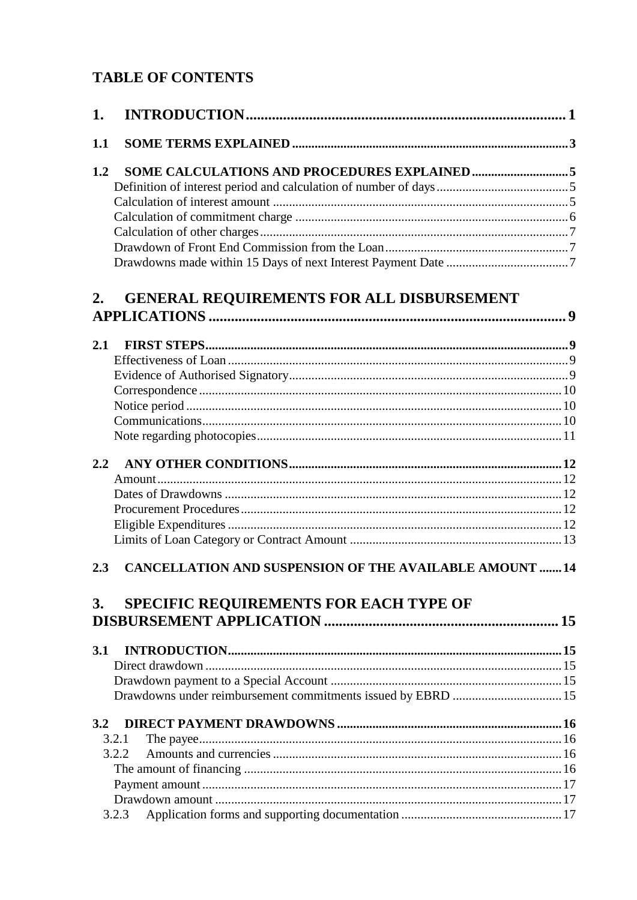## TABLE OF CONTENTS

**1. INTRODUCTION** .......... 1

**1.1 SOME TERMS EXPLAINED** .......... 3

**1.2 SOME CALCULATIONS AND PROCEDURES EXPLAINED** .......... 5
- Definition of interest period and calculation of number of days .......... 5
- Calculation of interest amount .......... 5
- Calculation of commitment charge .......... 6
- Calculation of other charges .......... 7
- Drawdown of Front End Commission from the Loan .......... 7
- Drawdowns made within 15 Days of next Interest Payment Date .......... 7

**2. GENERAL REQUIREMENTS FOR ALL DISBURSEMENT APPLICATIONS** .......... 9

**2.1 FIRST STEPS** .......... 9
- Effectiveness of Loan .......... 9
- Evidence of Authorised Signatory .......... 9
- Correspondence .......... 10
- Notice period .......... 10
- Communications .......... 10
- Note regarding photocopies .......... 11

**2.2 ANY OTHER CONDITIONS** .......... 12
- Amount .......... 12
- Dates of Drawdowns .......... 12
- Procurement Procedures .......... 12
- Eligible Expenditures .......... 12
- Limits of Loan Category or Contract Amount .......... 13

**2.3 CANCELLATION AND SUSPENSION OF THE AVAILABLE AMOUNT** .......... 14

**3. SPECIFIC REQUIREMENTS FOR EACH TYPE OF DISBURSEMENT APPLICATION** .......... 15

**3.1 INTRODUCTION** .......... 15
- Direct drawdown .......... 15
- Drawdown payment to a Special Account .......... 15
- Drawdowns under reimbursement commitments issued by EBRD .......... 15

**3.2 DIRECT PAYMENT DRAWDOWNS** .......... 16
- 3.2.1 The payee .......... 16
- 3.2.2 Amounts and currencies .......... 16
  - The amount of financing .......... 16
  - Payment amount .......... 17
  - Drawdown amount .......... 17
- 3.2.3 Application forms and supporting documentation .......... 17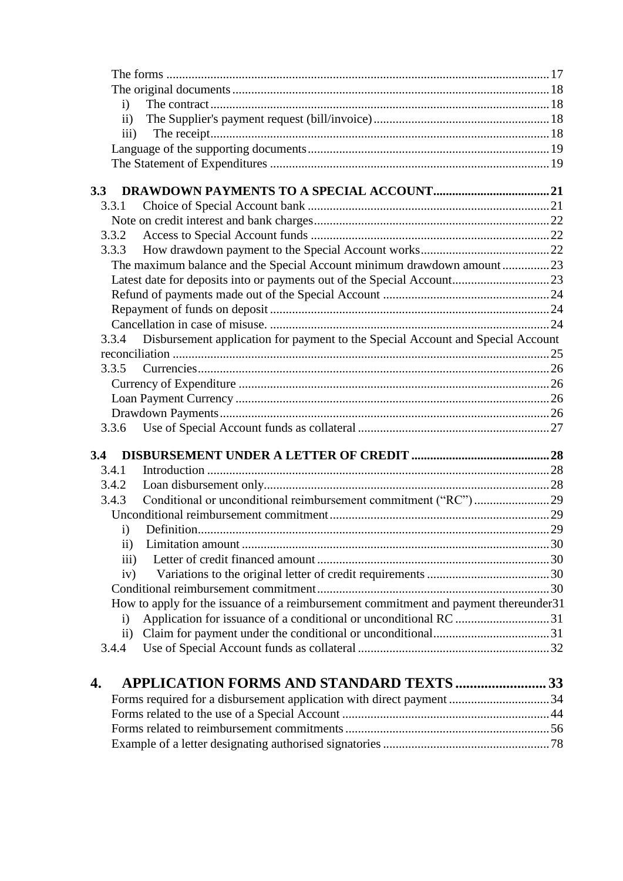The forms ..... 17
The original documents ..... 18
i) The contract ..... 18
ii) The Supplier's payment request (bill/invoice) ..... 18
iii) The receipt ..... 18
Language of the supporting documents ..... 19
The Statement of Expenditures ..... 19

**3.3 DRAWDOWN PAYMENTS TO A SPECIAL ACCOUNT ..... 21**
3.3.1 Choice of Special Account bank ..... 21
Note on credit interest and bank charges ..... 22
3.3.2 Access to Special Account funds ..... 22
3.3.3 How drawdown payment to the Special Account works ..... 22
The maximum balance and the Special Account minimum drawdown amount ..... 23
Latest date for deposits into or payments out of the Special Account ..... 23
Refund of payments made out of the Special Account ..... 24
Repayment of funds on deposit ..... 24
Cancellation in case of misuse. ..... 24
3.3.4 Disbursement application for payment to the Special Account and Special Account reconciliation ..... 25
3.3.5 Currencies ..... 26
Currency of Expenditure ..... 26
Loan Payment Currency ..... 26
Drawdown Payments ..... 26
3.3.6 Use of Special Account funds as collateral ..... 27

**3.4 DISBURSEMENT UNDER A LETTER OF CREDIT ..... 28**
3.4.1 Introduction ..... 28
3.4.2 Loan disbursement only ..... 28
3.4.3 Conditional or unconditional reimbursement commitment ("RC") ..... 29
Unconditional reimbursement commitment ..... 29
i) Definition ..... 29
ii) Limitation amount ..... 30
iii) Letter of credit financed amount ..... 30
iv) Variations to the original letter of credit requirements ..... 30
Conditional reimbursement commitment ..... 30
How to apply for the issuance of a reimbursement commitment and payment thereunder ..... 31
i) Application for issuance of a conditional or unconditional RC ..... 31
ii) Claim for payment under the conditional or unconditional ..... 31
3.4.4 Use of Special Account funds as collateral ..... 32

## 4. APPLICATION FORMS AND STANDARD TEXTS ..... 33
Forms required for a disbursement application with direct payment ..... 34
Forms related to the use of a Special Account ..... 44
Forms related to reimbursement commitments ..... 56
Example of a letter designating authorised signatories ..... 78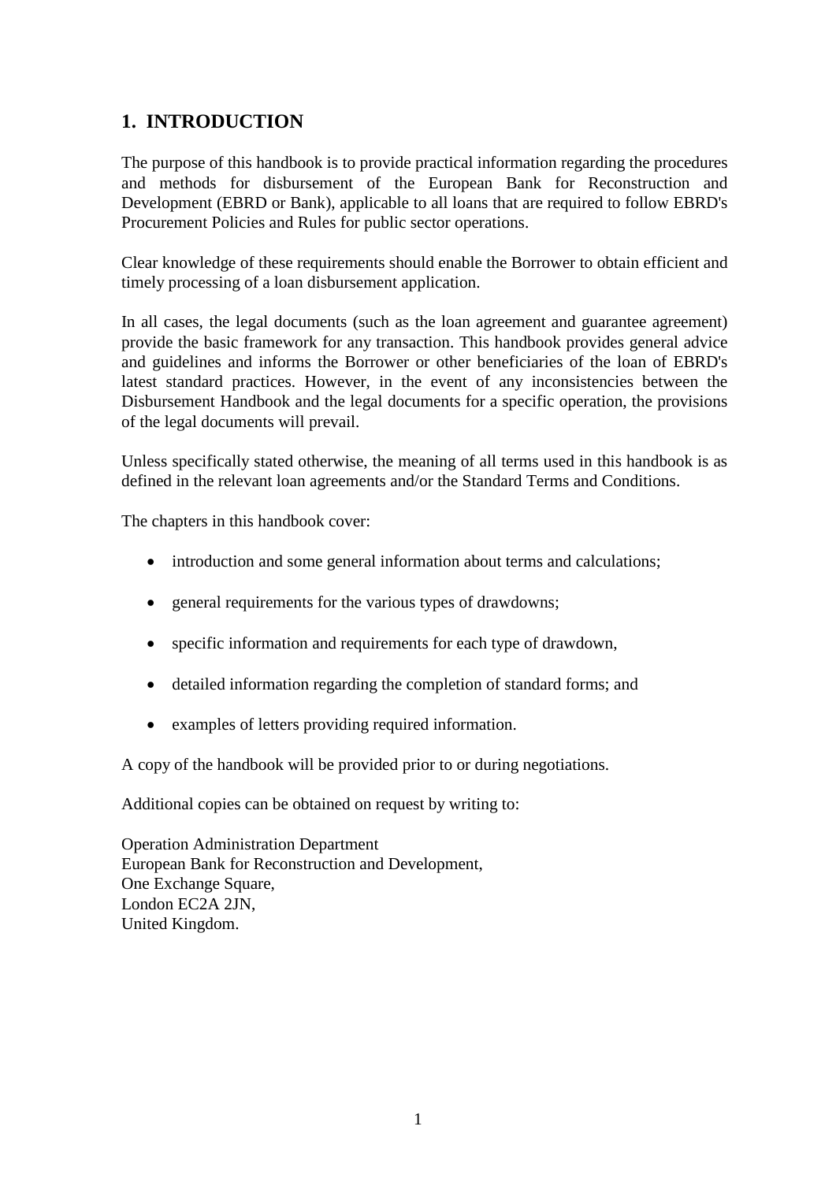## 1. INTRODUCTION

The purpose of this handbook is to provide practical information regarding the procedures and methods for disbursement of the European Bank for Reconstruction and Development (EBRD or Bank), applicable to all loans that are required to follow EBRD's Procurement Policies and Rules for public sector operations.

Clear knowledge of these requirements should enable the Borrower to obtain efficient and timely processing of a loan disbursement application.

In all cases, the legal documents (such as the loan agreement and guarantee agreement) provide the basic framework for any transaction. This handbook provides general advice and guidelines and informs the Borrower or other beneficiaries of the loan of EBRD's latest standard practices. However, in the event of any inconsistencies between the Disbursement Handbook and the legal documents for a specific operation, the provisions of the legal documents will prevail.

Unless specifically stated otherwise, the meaning of all terms used in this handbook is as defined in the relevant loan agreements and/or the Standard Terms and Conditions.

The chapters in this handbook cover:

- introduction and some general information about terms and calculations;
- general requirements for the various types of drawdowns;
- specific information and requirements for each type of drawdown,
- detailed information regarding the completion of standard forms; and
- examples of letters providing required information.

A copy of the handbook will be provided prior to or during negotiations.

Additional copies can be obtained on request by writing to:

Operation Administration Department
European Bank for Reconstruction and Development,
One Exchange Square,
London EC2A 2JN,
United Kingdom.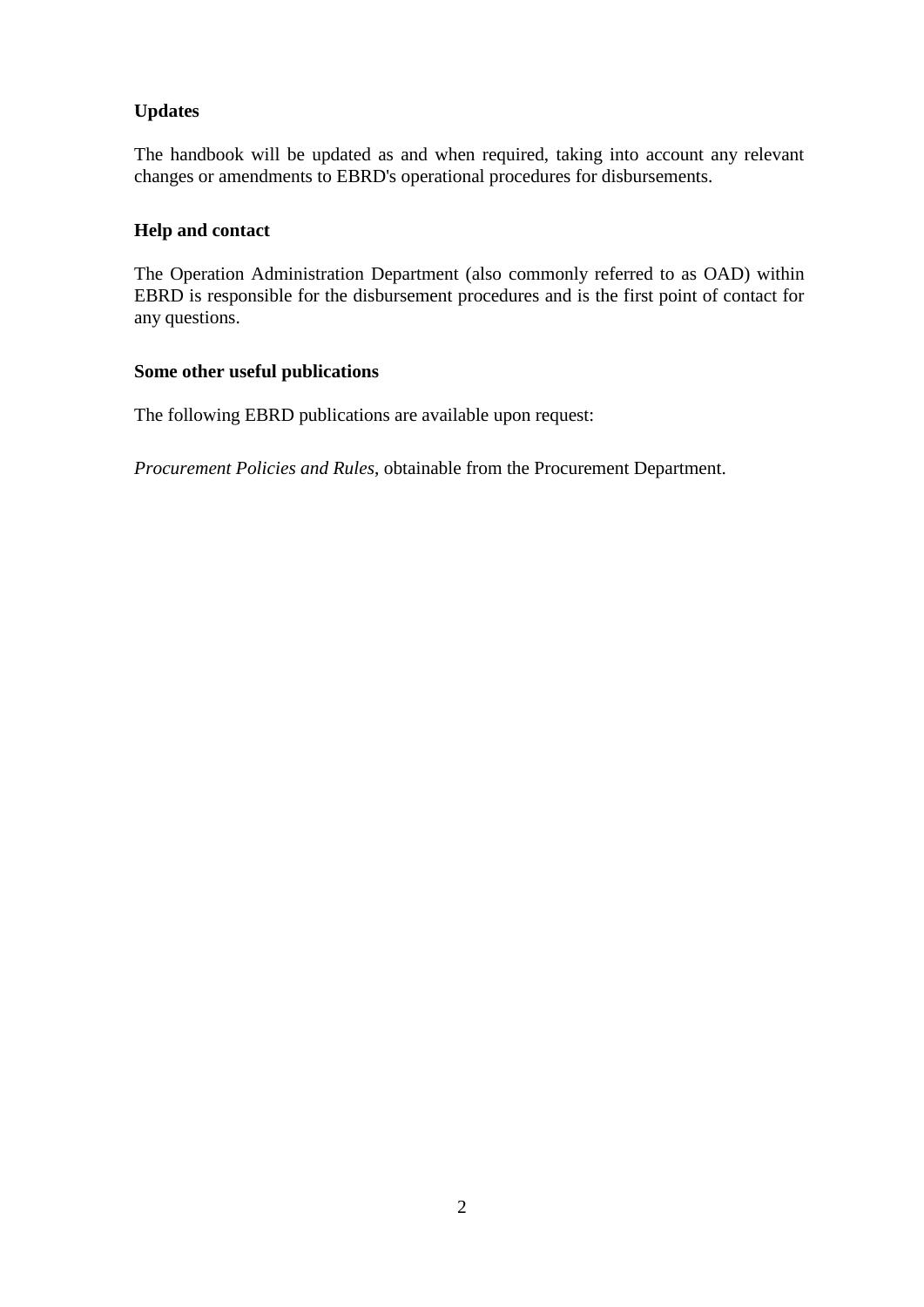**Updates**

The handbook will be updated as and when required, taking into account any relevant changes or amendments to EBRD's operational procedures for disbursements.

**Help and contact**

The Operation Administration Department (also commonly referred to as OAD) within EBRD is responsible for the disbursement procedures and is the first point of contact for any questions.

**Some other useful publications**

The following EBRD publications are available upon request:

*Procurement Policies and Rules*, obtainable from the Procurement Department.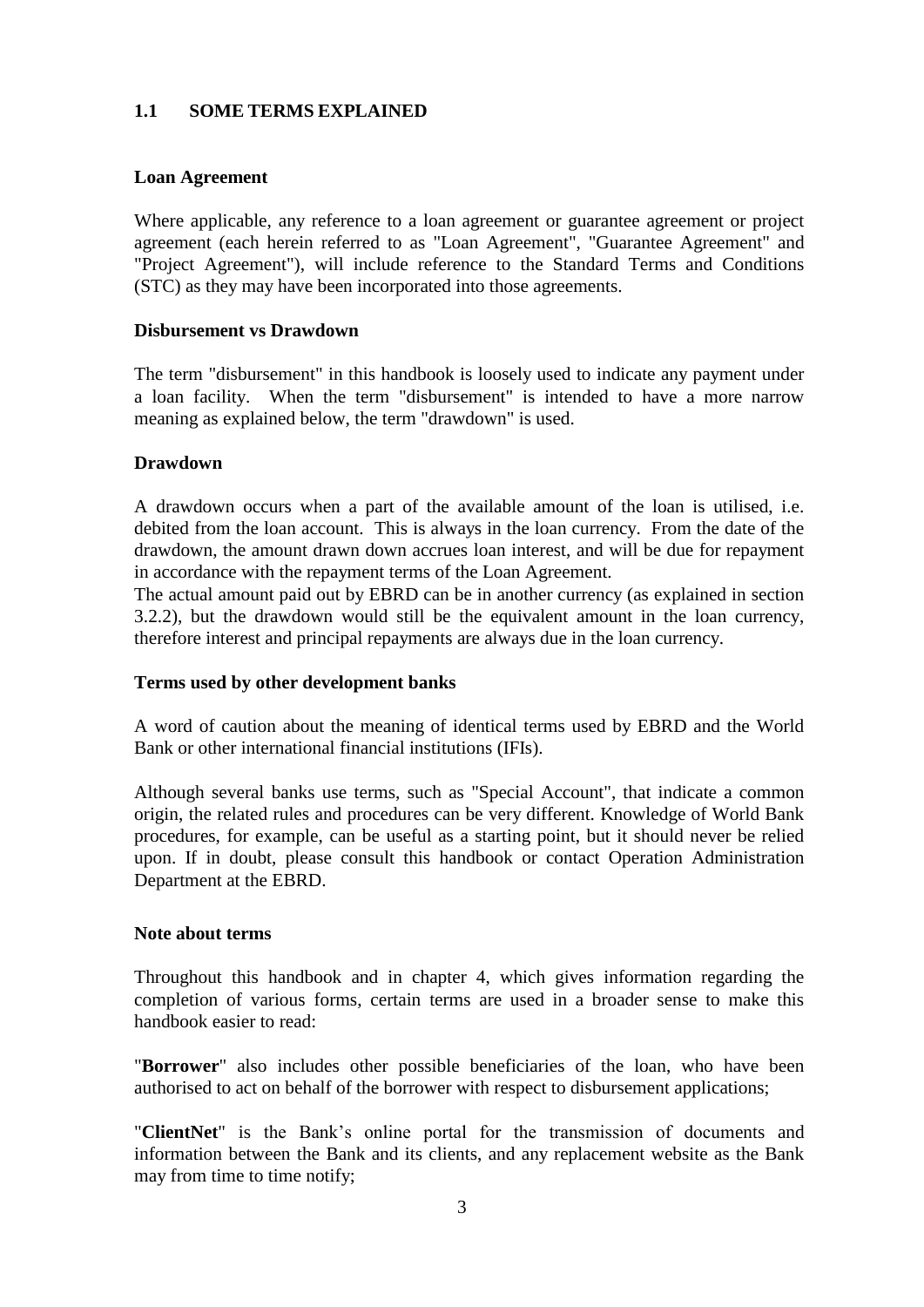## 1.1 SOME TERMS EXPLAINED

### Loan Agreement

Where applicable, any reference to a loan agreement or guarantee agreement or project agreement (each herein referred to as "Loan Agreement", "Guarantee Agreement" and "Project Agreement"), will include reference to the Standard Terms and Conditions (STC) as they may have been incorporated into those agreements.

### Disbursement vs Drawdown

The term "disbursement" in this handbook is loosely used to indicate any payment under a loan facility. When the term "disbursement" is intended to have a more narrow meaning as explained below, the term "drawdown" is used.

### Drawdown

A drawdown occurs when a part of the available amount of the loan is utilised, i.e. debited from the loan account. This is always in the loan currency. From the date of the drawdown, the amount drawn down accrues loan interest, and will be due for repayment in accordance with the repayment terms of the Loan Agreement.

The actual amount paid out by EBRD can be in another currency (as explained in section 3.2.2), but the drawdown would still be the equivalent amount in the loan currency, therefore interest and principal repayments are always due in the loan currency.

### Terms used by other development banks

A word of caution about the meaning of identical terms used by EBRD and the World Bank or other international financial institutions (IFIs).

Although several banks use terms, such as "Special Account", that indicate a common origin, the related rules and procedures can be very different. Knowledge of World Bank procedures, for example, can be useful as a starting point, but it should never be relied upon. If in doubt, please consult this handbook or contact Operation Administration Department at the EBRD.

### Note about terms

Throughout this handbook and in chapter 4, which gives information regarding the completion of various forms, certain terms are used in a broader sense to make this handbook easier to read:

"**Borrower**" also includes other possible beneficiaries of the loan, who have been authorised to act on behalf of the borrower with respect to disbursement applications;

"**ClientNet**" is the Bank's online portal for the transmission of documents and information between the Bank and its clients, and any replacement website as the Bank may from time to time notify;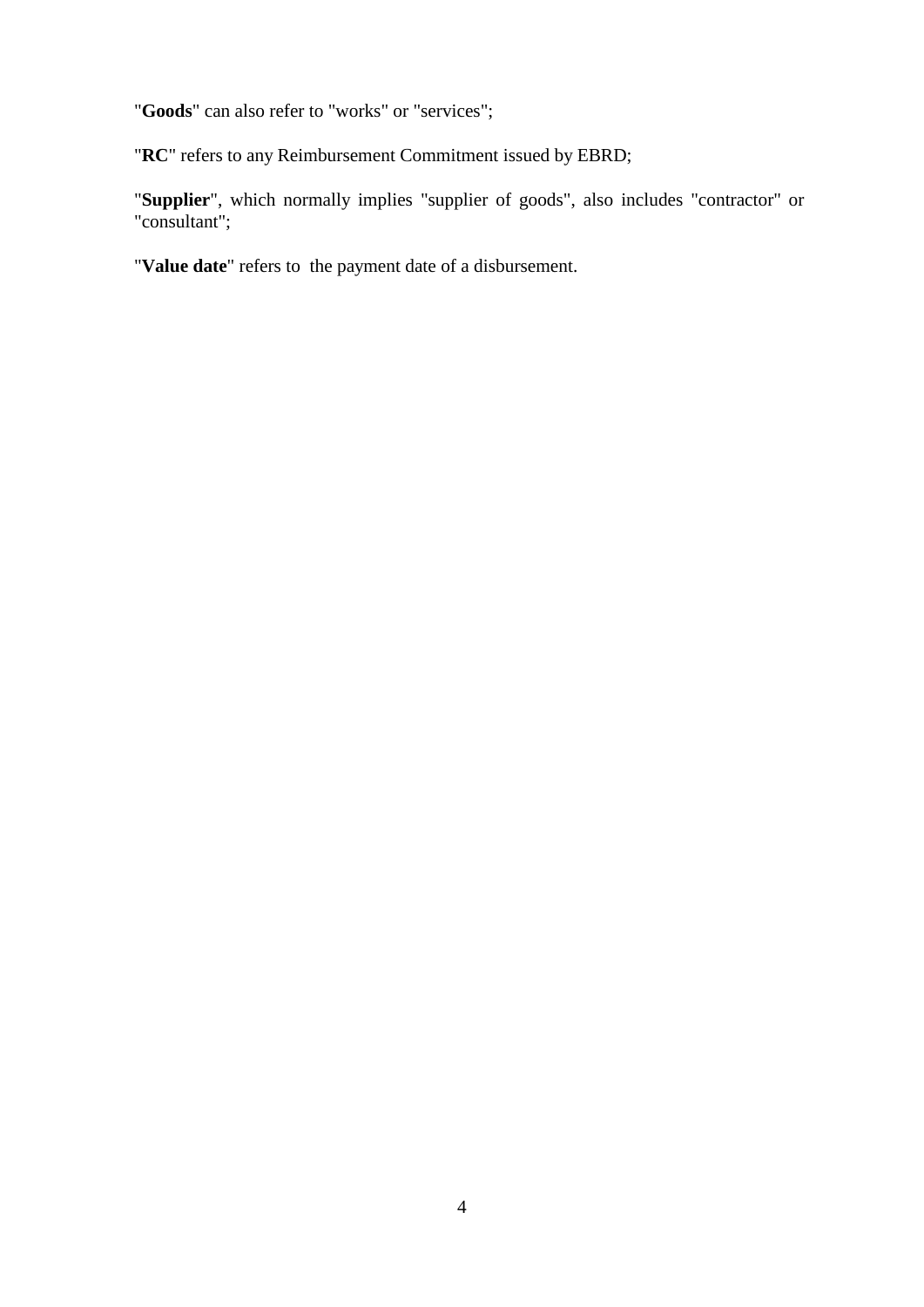"**Goods**" can also refer to "works" or "services";

"**RC**" refers to any Reimbursement Commitment issued by EBRD;

"**Supplier**", which normally implies "supplier of goods", also includes "contractor" or "consultant";

"**Value date**" refers to the payment date of a disbursement.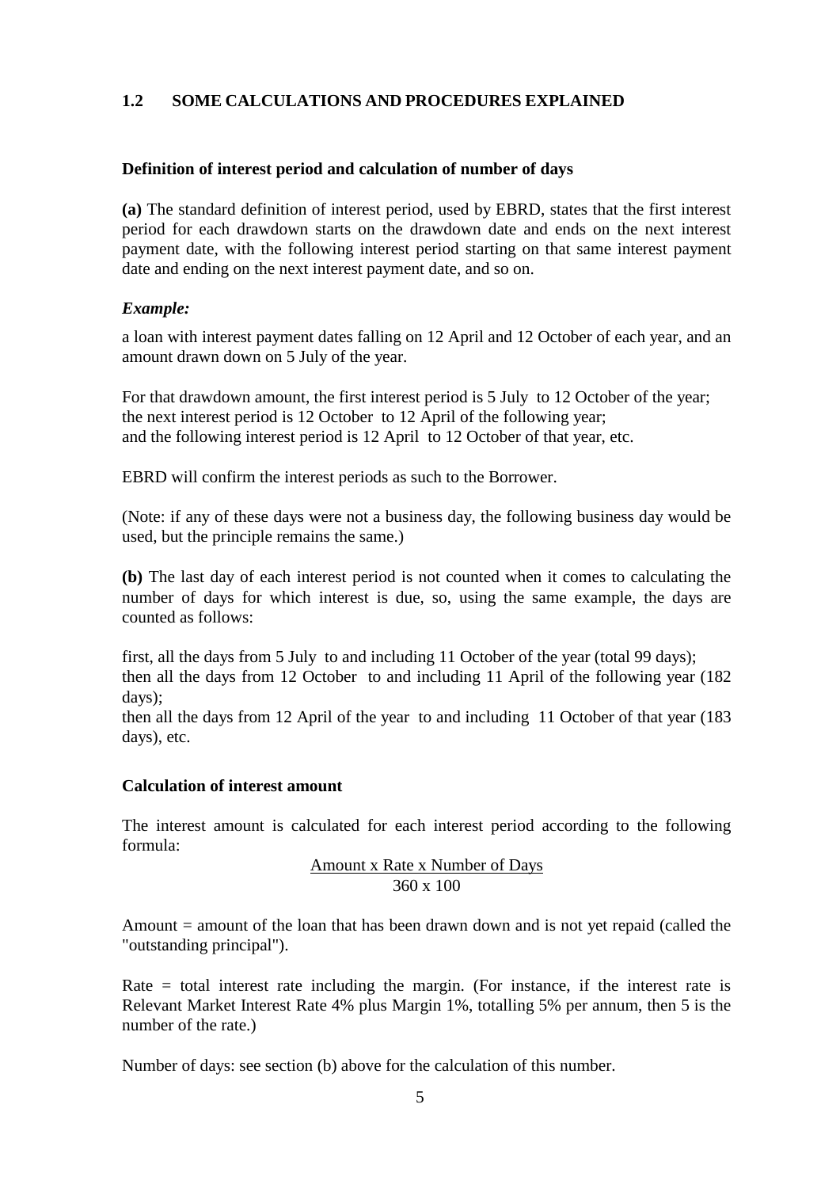## 1.2 SOME CALCULATIONS AND PROCEDURES EXPLAINED

**Definition of interest period and calculation of number of days**

**(a)** The standard definition of interest period, used by EBRD, states that the first interest period for each drawdown starts on the drawdown date and ends on the next interest payment date, with the following interest period starting on that same interest payment date and ending on the next interest payment date, and so on.

***Example:***

a loan with interest payment dates falling on 12 April and 12 October of each year, and an amount drawn down on 5 July of the year.

For that drawdown amount, the first interest period is 5 July to 12 October of the year;
the next interest period is 12 October to 12 April of the following year;
and the following interest period is 12 April to 12 October of that year, etc.

EBRD will confirm the interest periods as such to the Borrower.

(Note: if any of these days were not a business day, the following business day would be used, but the principle remains the same.)

**(b)** The last day of each interest period is not counted when it comes to calculating the number of days for which interest is due, so, using the same example, the days are counted as follows:

first, all the days from 5 July to and including 11 October of the year (total 99 days);
then all the days from 12 October to and including 11 April of the following year (182 days);
then all the days from 12 April of the year to and including 11 October of that year (183 days), etc.

**Calculation of interest amount**

The interest amount is calculated for each interest period according to the following formula:

$$\frac{\text{Amount x Rate x Number of Days}}{360 \text{ x } 100}$$

Amount = amount of the loan that has been drawn down and is not yet repaid (called the "outstanding principal").

Rate = total interest rate including the margin. (For instance, if the interest rate is Relevant Market Interest Rate 4% plus Margin 1%, totalling 5% per annum, then 5 is the number of the rate.)

Number of days: see section (b) above for the calculation of this number.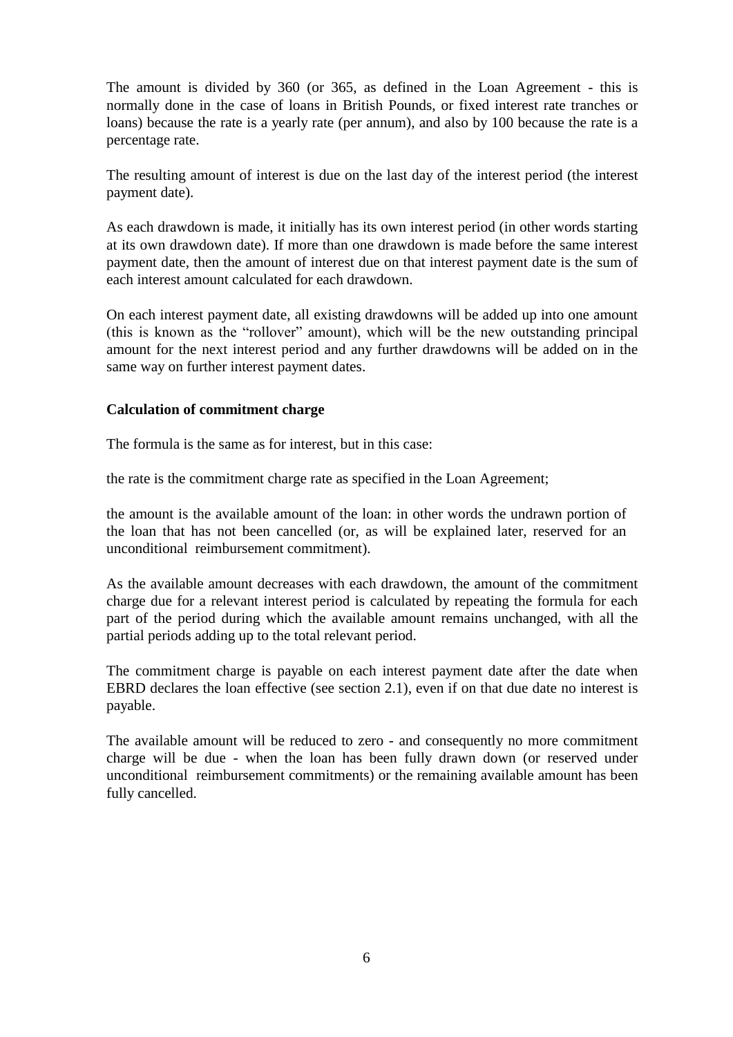The amount is divided by 360 (or 365, as defined in the Loan Agreement - this is normally done in the case of loans in British Pounds, or fixed interest rate tranches or loans) because the rate is a yearly rate (per annum), and also by 100 because the rate is a percentage rate.

The resulting amount of interest is due on the last day of the interest period (the interest payment date).

As each drawdown is made, it initially has its own interest period (in other words starting at its own drawdown date). If more than one drawdown is made before the same interest payment date, then the amount of interest due on that interest payment date is the sum of each interest amount calculated for each drawdown.

On each interest payment date, all existing drawdowns will be added up into one amount (this is known as the "rollover" amount), which will be the new outstanding principal amount for the next interest period and any further drawdowns will be added on in the same way on further interest payment dates.

**Calculation of commitment charge**

The formula is the same as for interest, but in this case:

the rate is the commitment charge rate as specified in the Loan Agreement;

the amount is the available amount of the loan: in other words the undrawn portion of the loan that has not been cancelled (or, as will be explained later, reserved for an unconditional reimbursement commitment).

As the available amount decreases with each drawdown, the amount of the commitment charge due for a relevant interest period is calculated by repeating the formula for each part of the period during which the available amount remains unchanged, with all the partial periods adding up to the total relevant period.

The commitment charge is payable on each interest payment date after the date when EBRD declares the loan effective (see section 2.1), even if on that due date no interest is payable.

The available amount will be reduced to zero - and consequently no more commitment charge will be due - when the loan has been fully drawn down (or reserved under unconditional reimbursement commitments) or the remaining available amount has been fully cancelled.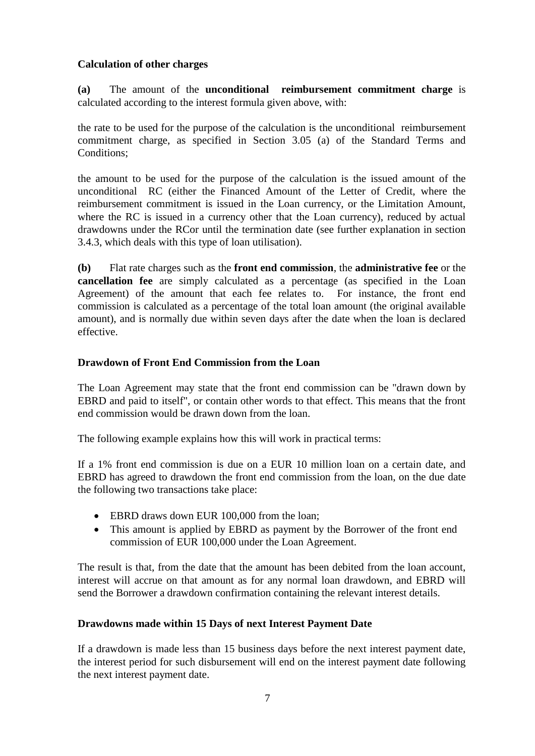**Calculation of other charges**

**(a)** The amount of the **unconditional reimbursement commitment charge** is calculated according to the interest formula given above, with:

the rate to be used for the purpose of the calculation is the unconditional reimbursement commitment charge, as specified in Section 3.05 (a) of the Standard Terms and Conditions;

the amount to be used for the purpose of the calculation is the issued amount of the unconditional RC (either the Financed Amount of the Letter of Credit, where the reimbursement commitment is issued in the Loan currency, or the Limitation Amount, where the RC is issued in a currency other that the Loan currency), reduced by actual drawdowns under the RCor until the termination date (see further explanation in section 3.4.3, which deals with this type of loan utilisation).

**(b)** Flat rate charges such as the **front end commission**, the **administrative fee** or the **cancellation fee** are simply calculated as a percentage (as specified in the Loan Agreement) of the amount that each fee relates to. For instance, the front end commission is calculated as a percentage of the total loan amount (the original available amount), and is normally due within seven days after the date when the loan is declared effective.

**Drawdown of Front End Commission from the Loan**

The Loan Agreement may state that the front end commission can be "drawn down by EBRD and paid to itself", or contain other words to that effect. This means that the front end commission would be drawn down from the loan.

The following example explains how this will work in practical terms:

If a 1% front end commission is due on a EUR 10 million loan on a certain date, and EBRD has agreed to drawdown the front end commission from the loan, on the due date the following two transactions take place:

- EBRD draws down EUR 100,000 from the loan;
- This amount is applied by EBRD as payment by the Borrower of the front end commission of EUR 100,000 under the Loan Agreement.

The result is that, from the date that the amount has been debited from the loan account, interest will accrue on that amount as for any normal loan drawdown, and EBRD will send the Borrower a drawdown confirmation containing the relevant interest details.

**Drawdowns made within 15 Days of next Interest Payment Date**

If a drawdown is made less than 15 business days before the next interest payment date, the interest period for such disbursement will end on the interest payment date following the next interest payment date.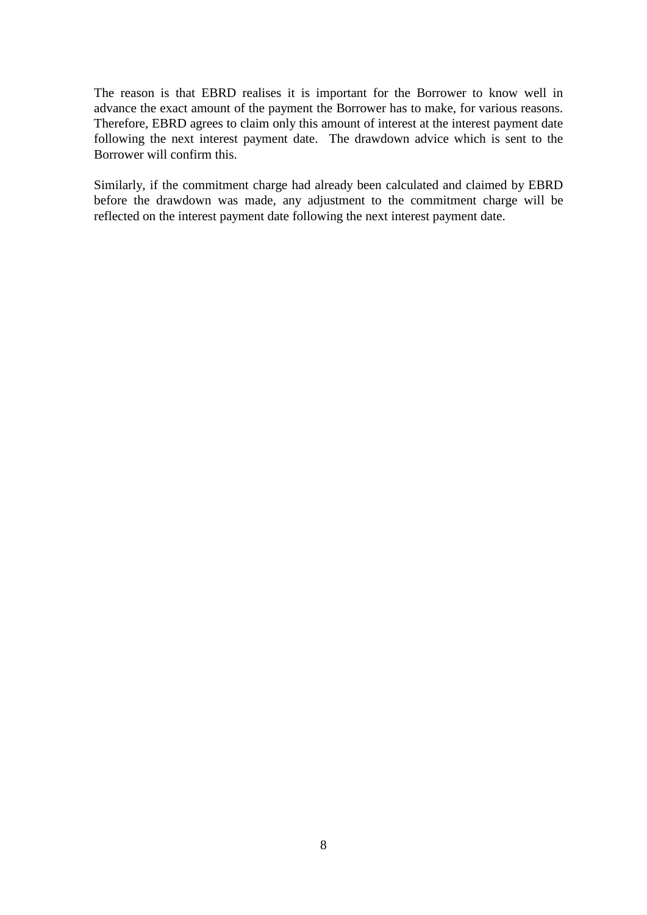The reason is that EBRD realises it is important for the Borrower to know well in advance the exact amount of the payment the Borrower has to make, for various reasons. Therefore, EBRD agrees to claim only this amount of interest at the interest payment date following the next interest payment date. The drawdown advice which is sent to the Borrower will confirm this.

Similarly, if the commitment charge had already been calculated and claimed by EBRD before the drawdown was made, any adjustment to the commitment charge will be reflected on the interest payment date following the next interest payment date.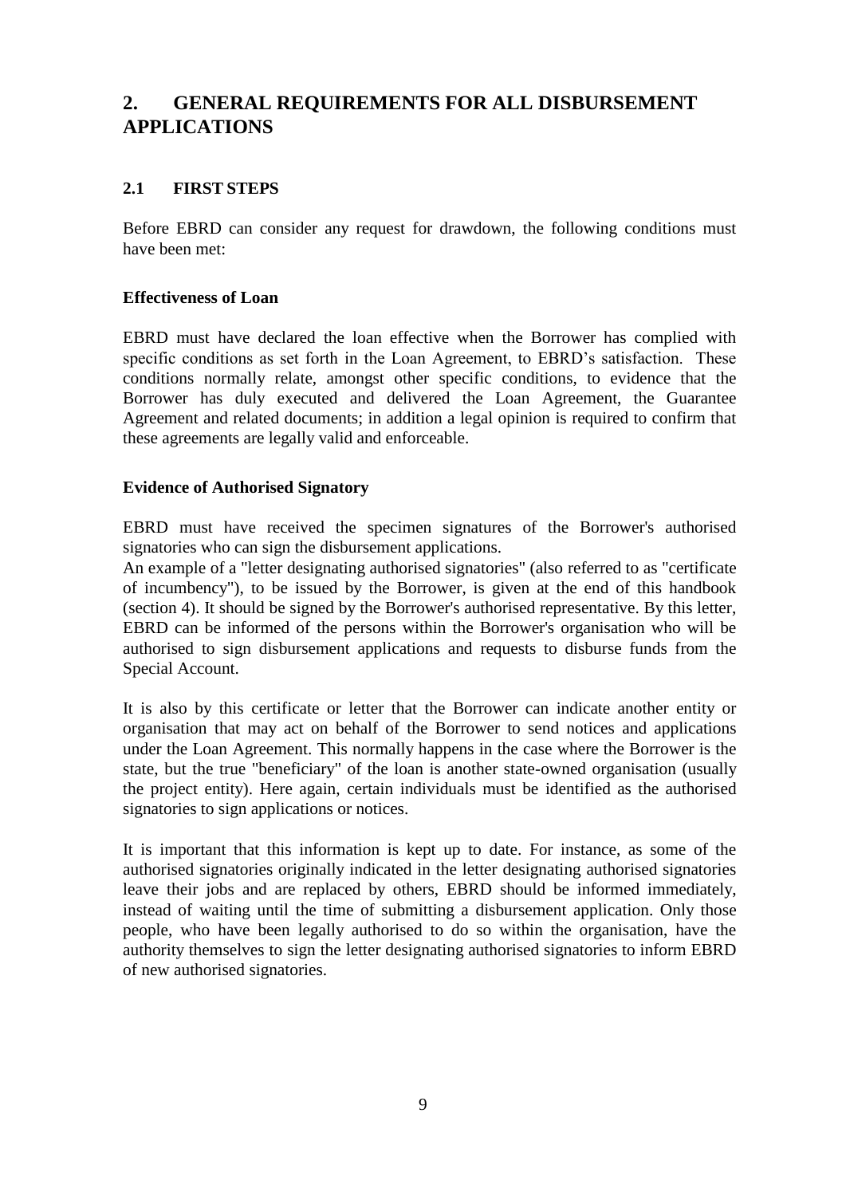# 2. GENERAL REQUIREMENTS FOR ALL DISBURSEMENT APPLICATIONS

## 2.1 FIRST STEPS

Before EBRD can consider any request for drawdown, the following conditions must have been met:

**Effectiveness of Loan**

EBRD must have declared the loan effective when the Borrower has complied with specific conditions as set forth in the Loan Agreement, to EBRD's satisfaction. These conditions normally relate, amongst other specific conditions, to evidence that the Borrower has duly executed and delivered the Loan Agreement, the Guarantee Agreement and related documents; in addition a legal opinion is required to confirm that these agreements are legally valid and enforceable.

**Evidence of Authorised Signatory**

EBRD must have received the specimen signatures of the Borrower's authorised signatories who can sign the disbursement applications.
An example of a "letter designating authorised signatories" (also referred to as "certificate of incumbency"), to be issued by the Borrower, is given at the end of this handbook (section 4). It should be signed by the Borrower's authorised representative. By this letter, EBRD can be informed of the persons within the Borrower's organisation who will be authorised to sign disbursement applications and requests to disburse funds from the Special Account.

It is also by this certificate or letter that the Borrower can indicate another entity or organisation that may act on behalf of the Borrower to send notices and applications under the Loan Agreement. This normally happens in the case where the Borrower is the state, but the true "beneficiary" of the loan is another state-owned organisation (usually the project entity). Here again, certain individuals must be identified as the authorised signatories to sign applications or notices.

It is important that this information is kept up to date. For instance, as some of the authorised signatories originally indicated in the letter designating authorised signatories leave their jobs and are replaced by others, EBRD should be informed immediately, instead of waiting until the time of submitting a disbursement application. Only those people, who have been legally authorised to do so within the organisation, have the authority themselves to sign the letter designating authorised signatories to inform EBRD of new authorised signatories.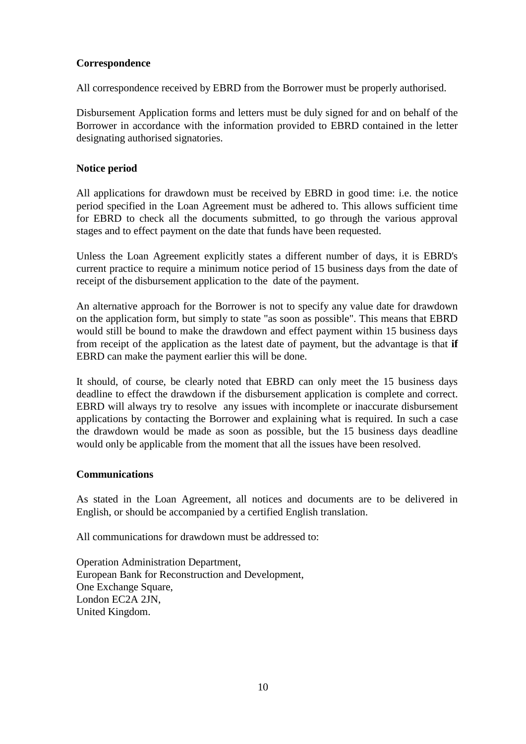**Correspondence**

All correspondence received by EBRD from the Borrower must be properly authorised.

Disbursement Application forms and letters must be duly signed for and on behalf of the Borrower in accordance with the information provided to EBRD contained in the letter designating authorised signatories.

**Notice period**

All applications for drawdown must be received by EBRD in good time: i.e. the notice period specified in the Loan Agreement must be adhered to. This allows sufficient time for EBRD to check all the documents submitted, to go through the various approval stages and to effect payment on the date that funds have been requested.

Unless the Loan Agreement explicitly states a different number of days, it is EBRD's current practice to require a minimum notice period of 15 business days from the date of receipt of the disbursement application to the date of the payment.

An alternative approach for the Borrower is not to specify any value date for drawdown on the application form, but simply to state "as soon as possible". This means that EBRD would still be bound to make the drawdown and effect payment within 15 business days from receipt of the application as the latest date of payment, but the advantage is that **if** EBRD can make the payment earlier this will be done.

It should, of course, be clearly noted that EBRD can only meet the 15 business days deadline to effect the drawdown if the disbursement application is complete and correct. EBRD will always try to resolve any issues with incomplete or inaccurate disbursement applications by contacting the Borrower and explaining what is required. In such a case the drawdown would be made as soon as possible, but the 15 business days deadline would only be applicable from the moment that all the issues have been resolved.

**Communications**

As stated in the Loan Agreement, all notices and documents are to be delivered in English, or should be accompanied by a certified English translation.

All communications for drawdown must be addressed to:

Operation Administration Department,
European Bank for Reconstruction and Development,
One Exchange Square,
London EC2A 2JN,
United Kingdom.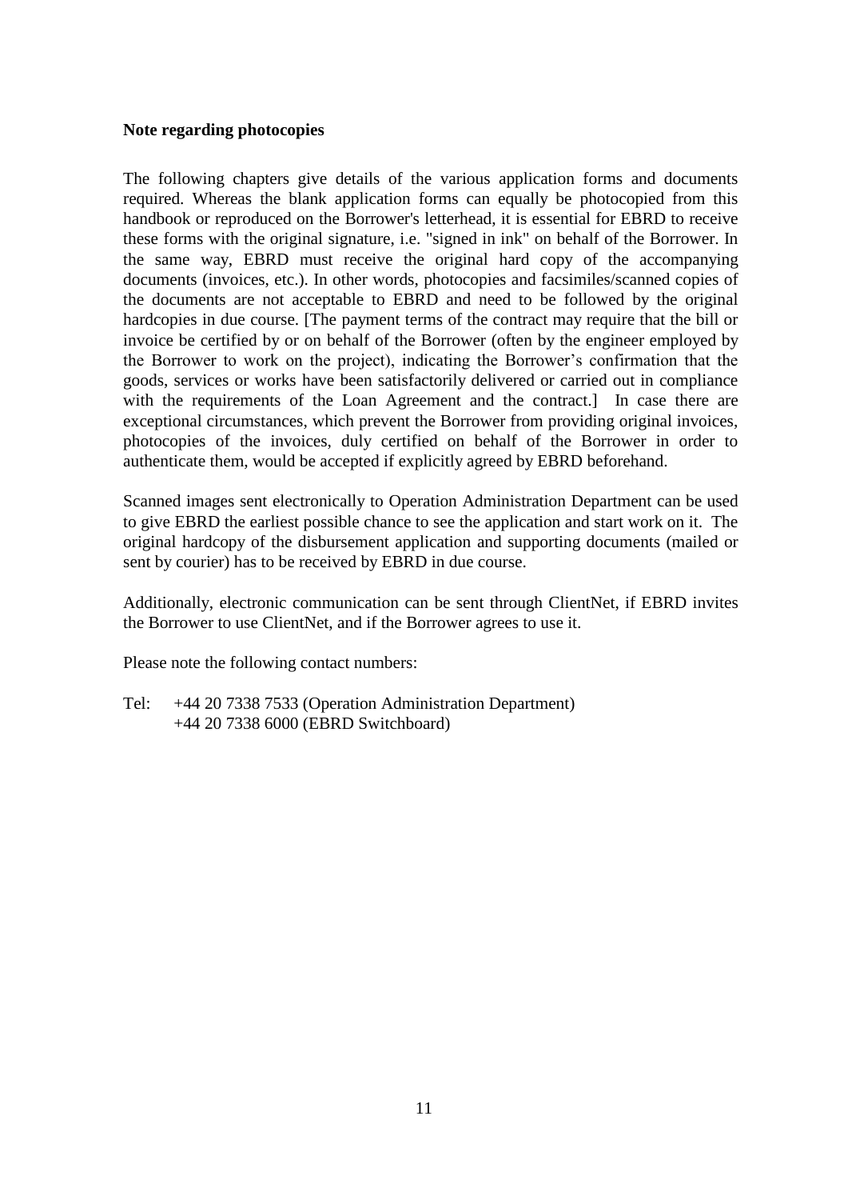**Note regarding photocopies**

The following chapters give details of the various application forms and documents required. Whereas the blank application forms can equally be photocopied from this handbook or reproduced on the Borrower's letterhead, it is essential for EBRD to receive these forms with the original signature, i.e. "signed in ink" on behalf of the Borrower. In the same way, EBRD must receive the original hard copy of the accompanying documents (invoices, etc.). In other words, photocopies and facsimiles/scanned copies of the documents are not acceptable to EBRD and need to be followed by the original hardcopies in due course. [The payment terms of the contract may require that the bill or invoice be certified by or on behalf of the Borrower (often by the engineer employed by the Borrower to work on the project), indicating the Borrower's confirmation that the goods, services or works have been satisfactorily delivered or carried out in compliance with the requirements of the Loan Agreement and the contract.] In case there are exceptional circumstances, which prevent the Borrower from providing original invoices, photocopies of the invoices, duly certified on behalf of the Borrower in order to authenticate them, would be accepted if explicitly agreed by EBRD beforehand.

Scanned images sent electronically to Operation Administration Department can be used to give EBRD the earliest possible chance to see the application and start work on it. The original hardcopy of the disbursement application and supporting documents (mailed or sent by courier) has to be received by EBRD in due course.

Additionally, electronic communication can be sent through ClientNet, if EBRD invites the Borrower to use ClientNet, and if the Borrower agrees to use it.

Please note the following contact numbers:

Tel: +44 20 7338 7533 (Operation Administration Department)
+44 20 7338 6000 (EBRD Switchboard)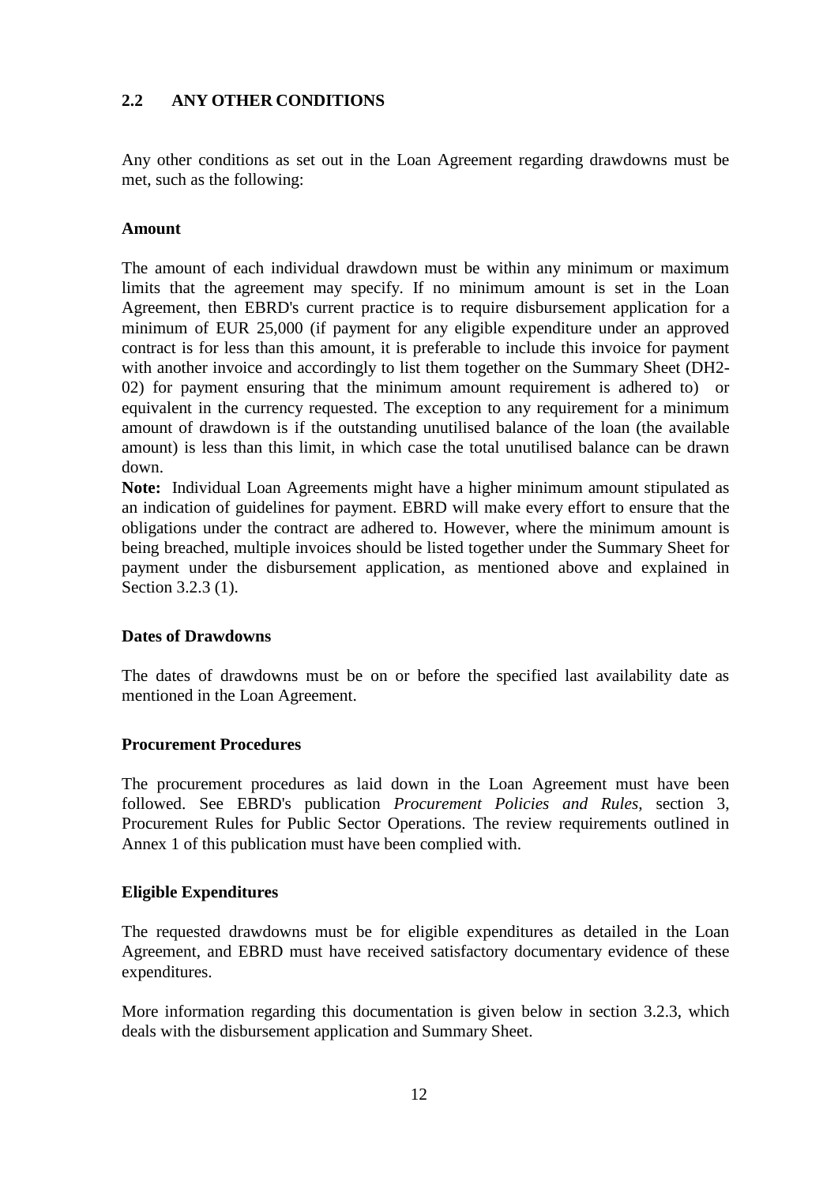## 2.2 ANY OTHER CONDITIONS

Any other conditions as set out in the Loan Agreement regarding drawdowns must be met, such as the following:

**Amount**

The amount of each individual drawdown must be within any minimum or maximum limits that the agreement may specify. If no minimum amount is set in the Loan Agreement, then EBRD's current practice is to require disbursement application for a minimum of EUR 25,000 (if payment for any eligible expenditure under an approved contract is for less than this amount, it is preferable to include this invoice for payment with another invoice and accordingly to list them together on the Summary Sheet (DH2-02) for payment ensuring that the minimum amount requirement is adhered to) or equivalent in the currency requested. The exception to any requirement for a minimum amount of drawdown is if the outstanding unutilised balance of the loan (the available amount) is less than this limit, in which case the total unutilised balance can be drawn down.

**Note:** Individual Loan Agreements might have a higher minimum amount stipulated as an indication of guidelines for payment. EBRD will make every effort to ensure that the obligations under the contract are adhered to. However, where the minimum amount is being breached, multiple invoices should be listed together under the Summary Sheet for payment under the disbursement application, as mentioned above and explained in Section 3.2.3 (1).

**Dates of Drawdowns**

The dates of drawdowns must be on or before the specified last availability date as mentioned in the Loan Agreement.

**Procurement Procedures**

The procurement procedures as laid down in the Loan Agreement must have been followed. See EBRD's publication *Procurement Policies and Rules*, section 3, Procurement Rules for Public Sector Operations. The review requirements outlined in Annex 1 of this publication must have been complied with.

**Eligible Expenditures**

The requested drawdowns must be for eligible expenditures as detailed in the Loan Agreement, and EBRD must have received satisfactory documentary evidence of these expenditures.

More information regarding this documentation is given below in section 3.2.3, which deals with the disbursement application and Summary Sheet.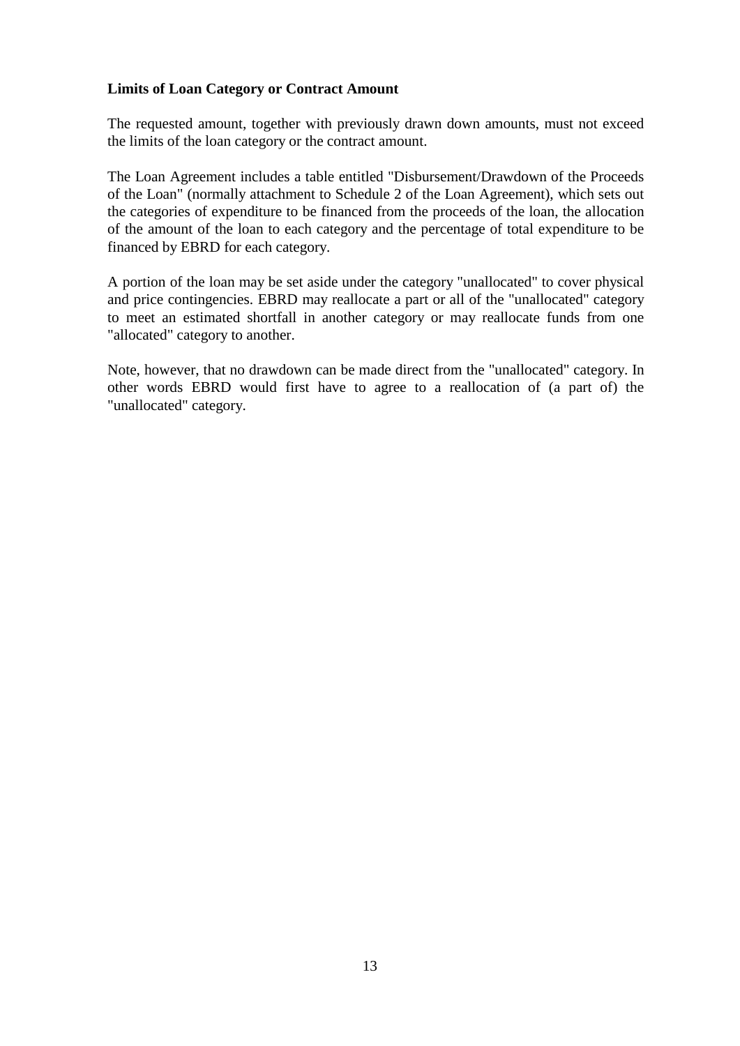**Limits of Loan Category or Contract Amount**

The requested amount, together with previously drawn down amounts, must not exceed the limits of the loan category or the contract amount.

The Loan Agreement includes a table entitled "Disbursement/Drawdown of the Proceeds of the Loan" (normally attachment to Schedule 2 of the Loan Agreement), which sets out the categories of expenditure to be financed from the proceeds of the loan, the allocation of the amount of the loan to each category and the percentage of total expenditure to be financed by EBRD for each category.

A portion of the loan may be set aside under the category "unallocated" to cover physical and price contingencies. EBRD may reallocate a part or all of the "unallocated" category to meet an estimated shortfall in another category or may reallocate funds from one "allocated" category to another.

Note, however, that no drawdown can be made direct from the "unallocated" category. In other words EBRD would first have to agree to a reallocation of (a part of) the "unallocated" category.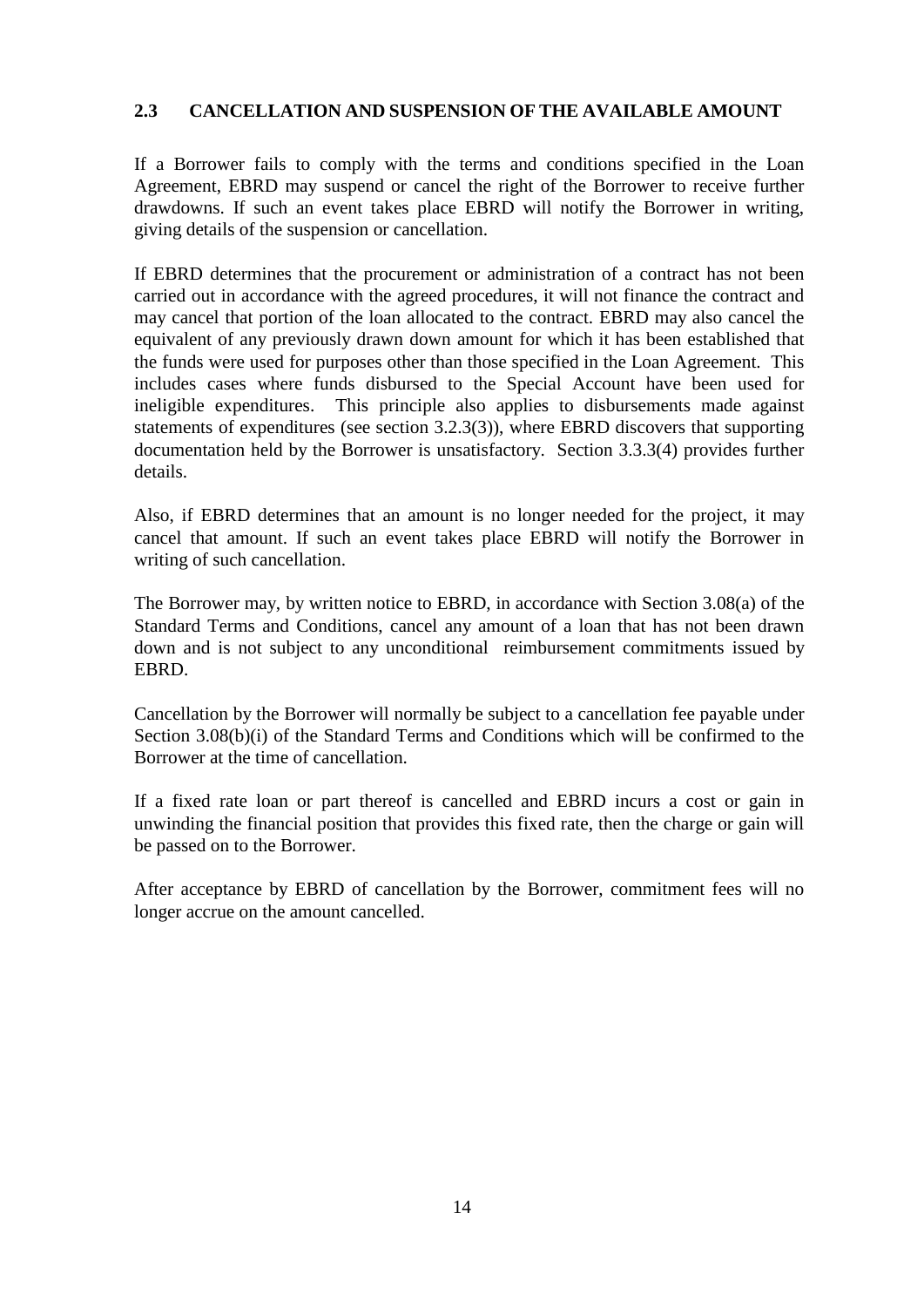## 2.3 CANCELLATION AND SUSPENSION OF THE AVAILABLE AMOUNT

If a Borrower fails to comply with the terms and conditions specified in the Loan Agreement, EBRD may suspend or cancel the right of the Borrower to receive further drawdowns. If such an event takes place EBRD will notify the Borrower in writing, giving details of the suspension or cancellation.

If EBRD determines that the procurement or administration of a contract has not been carried out in accordance with the agreed procedures, it will not finance the contract and may cancel that portion of the loan allocated to the contract. EBRD may also cancel the equivalent of any previously drawn down amount for which it has been established that the funds were used for purposes other than those specified in the Loan Agreement. This includes cases where funds disbursed to the Special Account have been used for ineligible expenditures. This principle also applies to disbursements made against statements of expenditures (see section 3.2.3(3)), where EBRD discovers that supporting documentation held by the Borrower is unsatisfactory. Section 3.3.3(4) provides further details.

Also, if EBRD determines that an amount is no longer needed for the project, it may cancel that amount. If such an event takes place EBRD will notify the Borrower in writing of such cancellation.

The Borrower may, by written notice to EBRD, in accordance with Section 3.08(a) of the Standard Terms and Conditions, cancel any amount of a loan that has not been drawn down and is not subject to any unconditional reimbursement commitments issued by EBRD.

Cancellation by the Borrower will normally be subject to a cancellation fee payable under Section 3.08(b)(i) of the Standard Terms and Conditions which will be confirmed to the Borrower at the time of cancellation.

If a fixed rate loan or part thereof is cancelled and EBRD incurs a cost or gain in unwinding the financial position that provides this fixed rate, then the charge or gain will be passed on to the Borrower.

After acceptance by EBRD of cancellation by the Borrower, commitment fees will no longer accrue on the amount cancelled.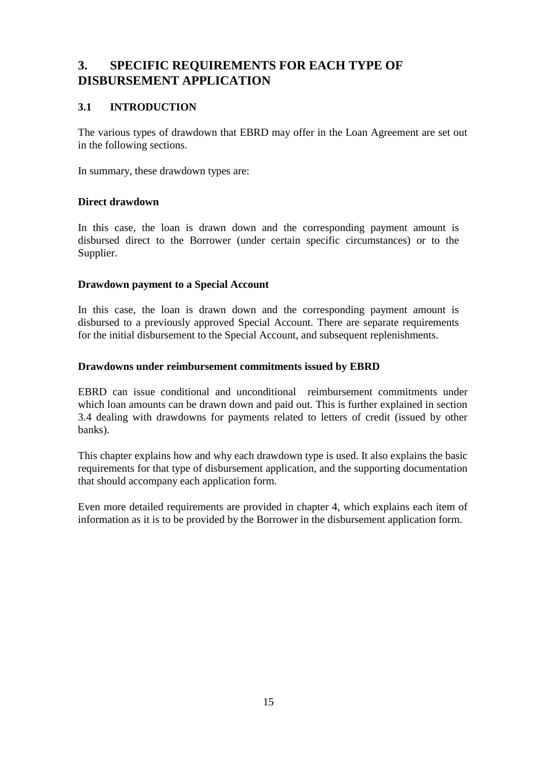# 3. SPECIFIC REQUIREMENTS FOR EACH TYPE OF DISBURSEMENT APPLICATION

## 3.1 INTRODUCTION

The various types of drawdown that EBRD may offer in the Loan Agreement are set out in the following sections.

In summary, these drawdown types are:

**Direct drawdown**

In this case, the loan is drawn down and the corresponding payment amount is disbursed direct to the Borrower (under certain specific circumstances) or to the Supplier.

**Drawdown payment to a Special Account**

In this case, the loan is drawn down and the corresponding payment amount is disbursed to a previously approved Special Account. There are separate requirements for the initial disbursement to the Special Account, and subsequent replenishments.

**Drawdowns under reimbursement commitments issued by EBRD**

EBRD can issue conditional and unconditional reimbursement commitments under which loan amounts can be drawn down and paid out. This is further explained in section 3.4 dealing with drawdowns for payments related to letters of credit (issued by other banks).

This chapter explains how and why each drawdown type is used. It also explains the basic requirements for that type of disbursement application, and the supporting documentation that should accompany each application form.

Even more detailed requirements are provided in chapter 4, which explains each item of information as it is to be provided by the Borrower in the disbursement application form.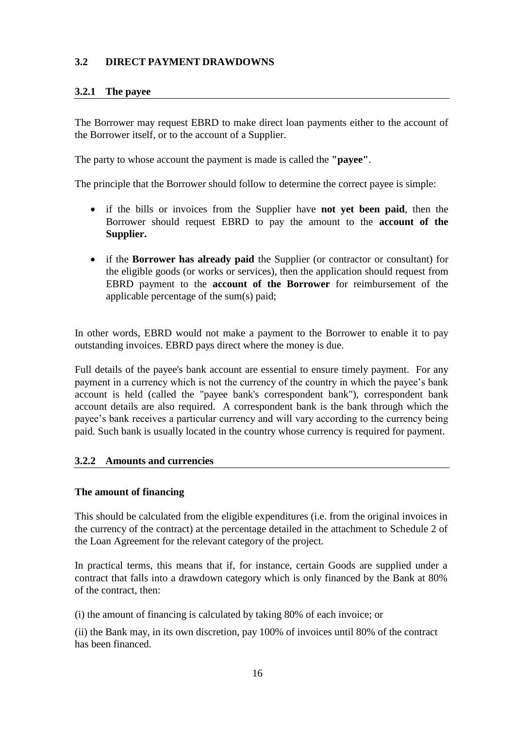## 3.2 DIRECT PAYMENT DRAWDOWNS

### 3.2.1 The payee

The Borrower may request EBRD to make direct loan payments either to the account of the Borrower itself, or to the account of a Supplier.

The party to whose account the payment is made is called the **"payee"**.

The principle that the Borrower should follow to determine the correct payee is simple:

- if the bills or invoices from the Supplier have **not yet been paid**, then the Borrower should request EBRD to pay the amount to the **account of the Supplier.**
- if the **Borrower has already paid** the Supplier (or contractor or consultant) for the eligible goods (or works or services), then the application should request from EBRD payment to the **account of the Borrower** for reimbursement of the applicable percentage of the sum(s) paid;

In other words, EBRD would not make a payment to the Borrower to enable it to pay outstanding invoices. EBRD pays direct where the money is due.

Full details of the payee's bank account are essential to ensure timely payment. For any payment in a currency which is not the currency of the country in which the payee's bank account is held (called the "payee bank's correspondent bank"), correspondent bank account details are also required. A correspondent bank is the bank through which the payee's bank receives a particular currency and will vary according to the currency being paid. Such bank is usually located in the country whose currency is required for payment.

### 3.2.2 Amounts and currencies

**The amount of financing**

This should be calculated from the eligible expenditures (i.e. from the original invoices in the currency of the contract) at the percentage detailed in the attachment to Schedule 2 of the Loan Agreement for the relevant category of the project.

In practical terms, this means that if, for instance, certain Goods are supplied under a contract that falls into a drawdown category which is only financed by the Bank at 80% of the contract, then:

(i) the amount of financing is calculated by taking 80% of each invoice; or

(ii) the Bank may, in its own discretion, pay 100% of invoices until 80% of the contract has been financed.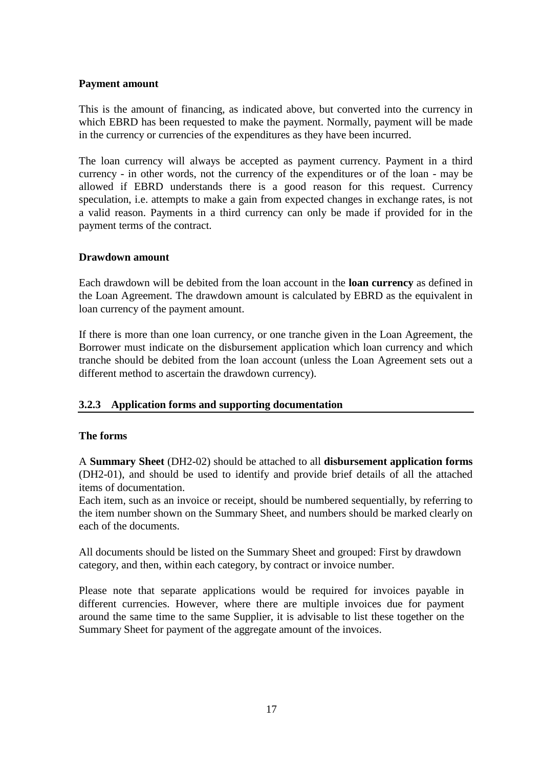**Payment amount**

This is the amount of financing, as indicated above, but converted into the currency in which EBRD has been requested to make the payment. Normally, payment will be made in the currency or currencies of the expenditures as they have been incurred.

The loan currency will always be accepted as payment currency. Payment in a third currency - in other words, not the currency of the expenditures or of the loan - may be allowed if EBRD understands there is a good reason for this request. Currency speculation, i.e. attempts to make a gain from expected changes in exchange rates, is not a valid reason. Payments in a third currency can only be made if provided for in the payment terms of the contract.

**Drawdown amount**

Each drawdown will be debited from the loan account in the **loan currency** as defined in the Loan Agreement. The drawdown amount is calculated by EBRD as the equivalent in loan currency of the payment amount.

If there is more than one loan currency, or one tranche given in the Loan Agreement, the Borrower must indicate on the disbursement application which loan currency and which tranche should be debited from the loan account (unless the Loan Agreement sets out a different method to ascertain the drawdown currency).

### 3.2.3 Application forms and supporting documentation

**The forms**

A **Summary Sheet** (DH2-02) should be attached to all **disbursement application forms** (DH2-01), and should be used to identify and provide brief details of all the attached items of documentation.
Each item, such as an invoice or receipt, should be numbered sequentially, by referring to the item number shown on the Summary Sheet, and numbers should be marked clearly on each of the documents.

All documents should be listed on the Summary Sheet and grouped: First by drawdown category, and then, within each category, by contract or invoice number.

Please note that separate applications would be required for invoices payable in different currencies. However, where there are multiple invoices due for payment around the same time to the same Supplier, it is advisable to list these together on the Summary Sheet for payment of the aggregate amount of the invoices.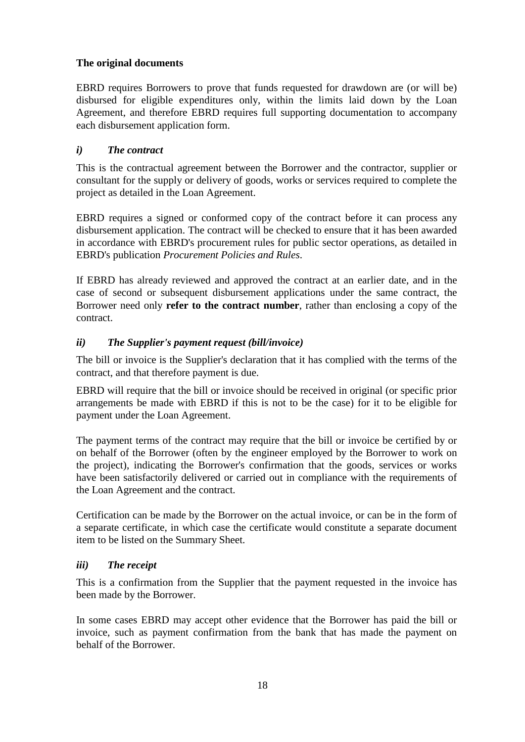**The original documents**

EBRD requires Borrowers to prove that funds requested for drawdown are (or will be) disbursed for eligible expenditures only, within the limits laid down by the Loan Agreement, and therefore EBRD requires full supporting documentation to accompany each disbursement application form.

### *i) The contract*

This is the contractual agreement between the Borrower and the contractor, supplier or consultant for the supply or delivery of goods, works or services required to complete the project as detailed in the Loan Agreement.

EBRD requires a signed or conformed copy of the contract before it can process any disbursement application. The contract will be checked to ensure that it has been awarded in accordance with EBRD's procurement rules for public sector operations, as detailed in EBRD's publication *Procurement Policies and Rules*.

If EBRD has already reviewed and approved the contract at an earlier date, and in the case of second or subsequent disbursement applications under the same contract, the Borrower need only **refer to the contract number**, rather than enclosing a copy of the contract.

### *ii) The Supplier's payment request (bill/invoice)*

The bill or invoice is the Supplier's declaration that it has complied with the terms of the contract, and that therefore payment is due.

EBRD will require that the bill or invoice should be received in original (or specific prior arrangements be made with EBRD if this is not to be the case) for it to be eligible for payment under the Loan Agreement.

The payment terms of the contract may require that the bill or invoice be certified by or on behalf of the Borrower (often by the engineer employed by the Borrower to work on the project), indicating the Borrower's confirmation that the goods, services or works have been satisfactorily delivered or carried out in compliance with the requirements of the Loan Agreement and the contract.

Certification can be made by the Borrower on the actual invoice, or can be in the form of a separate certificate, in which case the certificate would constitute a separate document item to be listed on the Summary Sheet.

### *iii) The receipt*

This is a confirmation from the Supplier that the payment requested in the invoice has been made by the Borrower.

In some cases EBRD may accept other evidence that the Borrower has paid the bill or invoice, such as payment confirmation from the bank that has made the payment on behalf of the Borrower.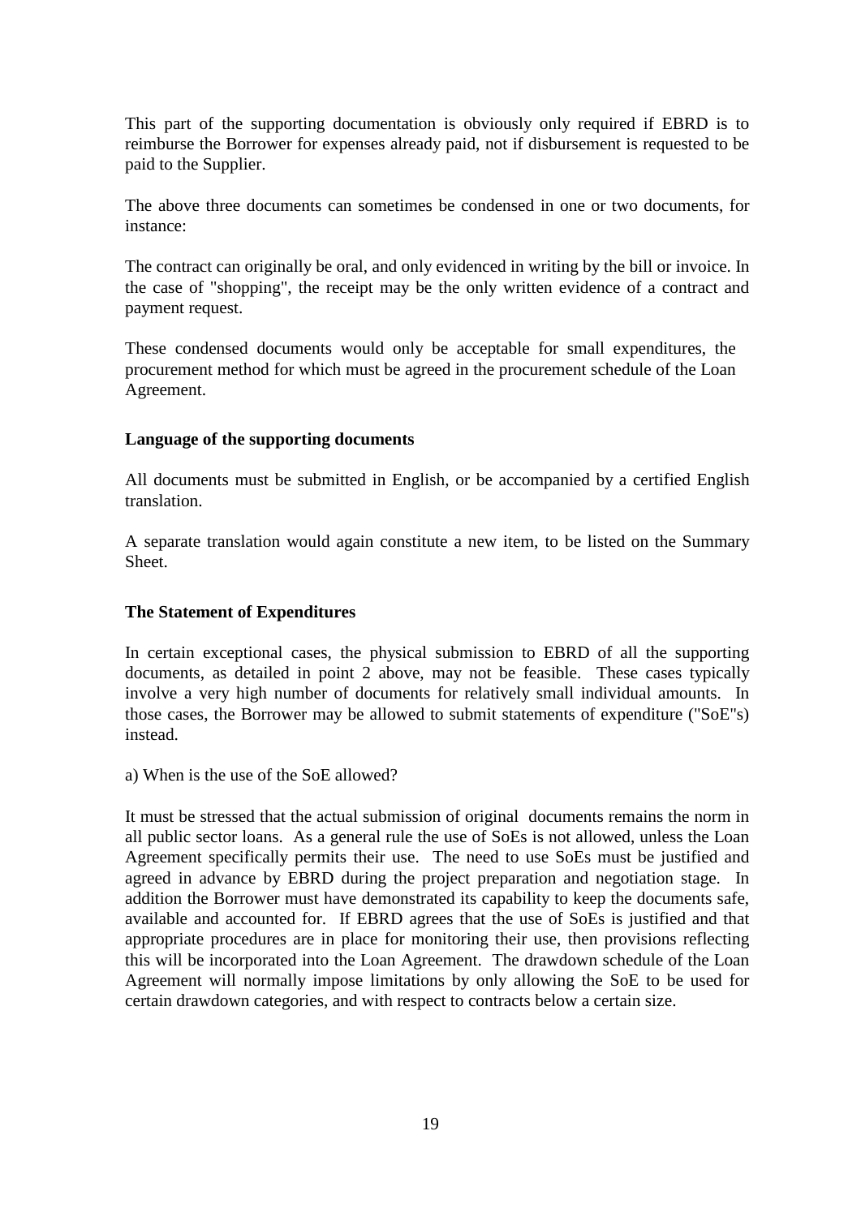This part of the supporting documentation is obviously only required if EBRD is to reimburse the Borrower for expenses already paid, not if disbursement is requested to be paid to the Supplier.

The above three documents can sometimes be condensed in one or two documents, for instance:

The contract can originally be oral, and only evidenced in writing by the bill or invoice. In the case of "shopping", the receipt may be the only written evidence of a contract and payment request.

These condensed documents would only be acceptable for small expenditures, the procurement method for which must be agreed in the procurement schedule of the Loan Agreement.

**Language of the supporting documents**

All documents must be submitted in English, or be accompanied by a certified English translation.

A separate translation would again constitute a new item, to be listed on the Summary Sheet.

**The Statement of Expenditures**

In certain exceptional cases, the physical submission to EBRD of all the supporting documents, as detailed in point 2 above, may not be feasible. These cases typically involve a very high number of documents for relatively small individual amounts. In those cases, the Borrower may be allowed to submit statements of expenditure ("SoE"s) instead.

a) When is the use of the SoE allowed?

It must be stressed that the actual submission of original documents remains the norm in all public sector loans. As a general rule the use of SoEs is not allowed, unless the Loan Agreement specifically permits their use. The need to use SoEs must be justified and agreed in advance by EBRD during the project preparation and negotiation stage. In addition the Borrower must have demonstrated its capability to keep the documents safe, available and accounted for. If EBRD agrees that the use of SoEs is justified and that appropriate procedures are in place for monitoring their use, then provisions reflecting this will be incorporated into the Loan Agreement. The drawdown schedule of the Loan Agreement will normally impose limitations by only allowing the SoE to be used for certain drawdown categories, and with respect to contracts below a certain size.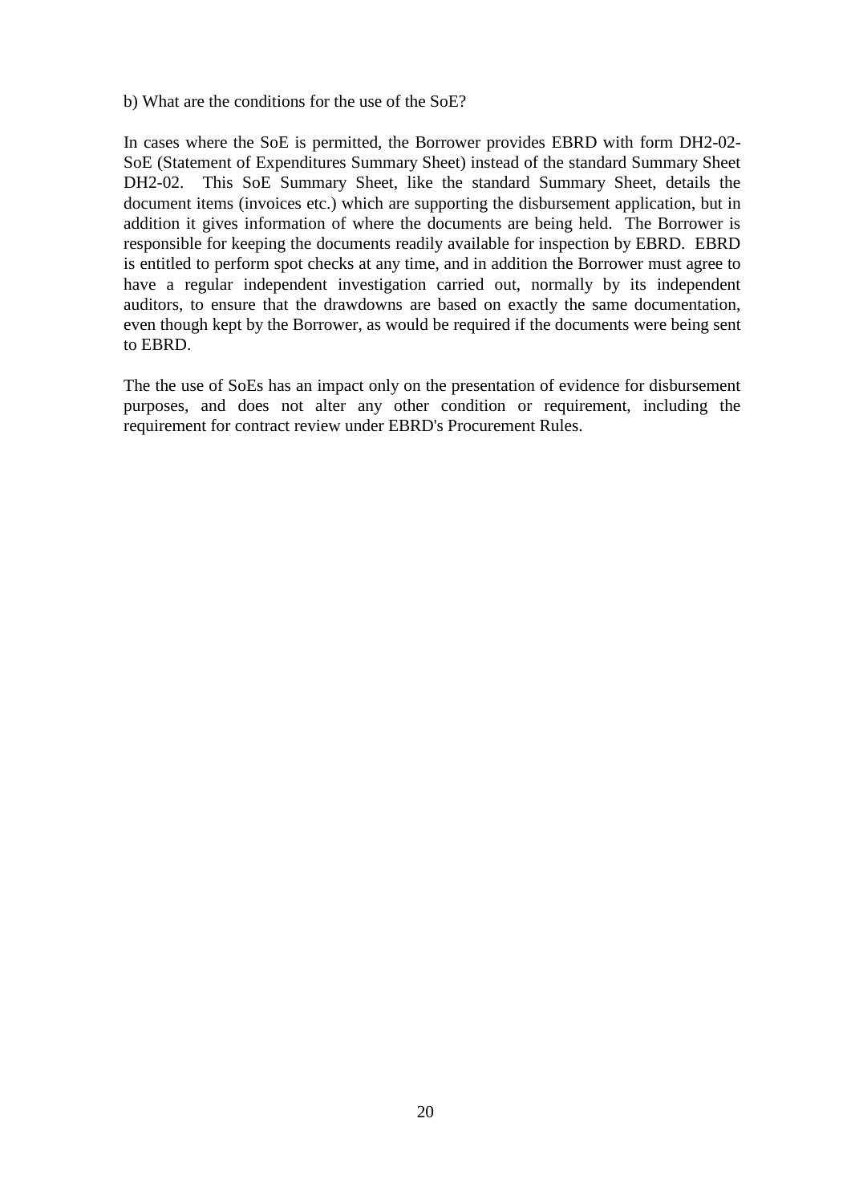b) What are the conditions for the use of the SoE?

In cases where the SoE is permitted, the Borrower provides EBRD with form DH2-02-SoE (Statement of Expenditures Summary Sheet) instead of the standard Summary Sheet DH2-02. This SoE Summary Sheet, like the standard Summary Sheet, details the document items (invoices etc.) which are supporting the disbursement application, but in addition it gives information of where the documents are being held. The Borrower is responsible for keeping the documents readily available for inspection by EBRD. EBRD is entitled to perform spot checks at any time, and in addition the Borrower must agree to have a regular independent investigation carried out, normally by its independent auditors, to ensure that the drawdowns are based on exactly the same documentation, even though kept by the Borrower, as would be required if the documents were being sent to EBRD.

The the use of SoEs has an impact only on the presentation of evidence for disbursement purposes, and does not alter any other condition or requirement, including the requirement for contract review under EBRD's Procurement Rules.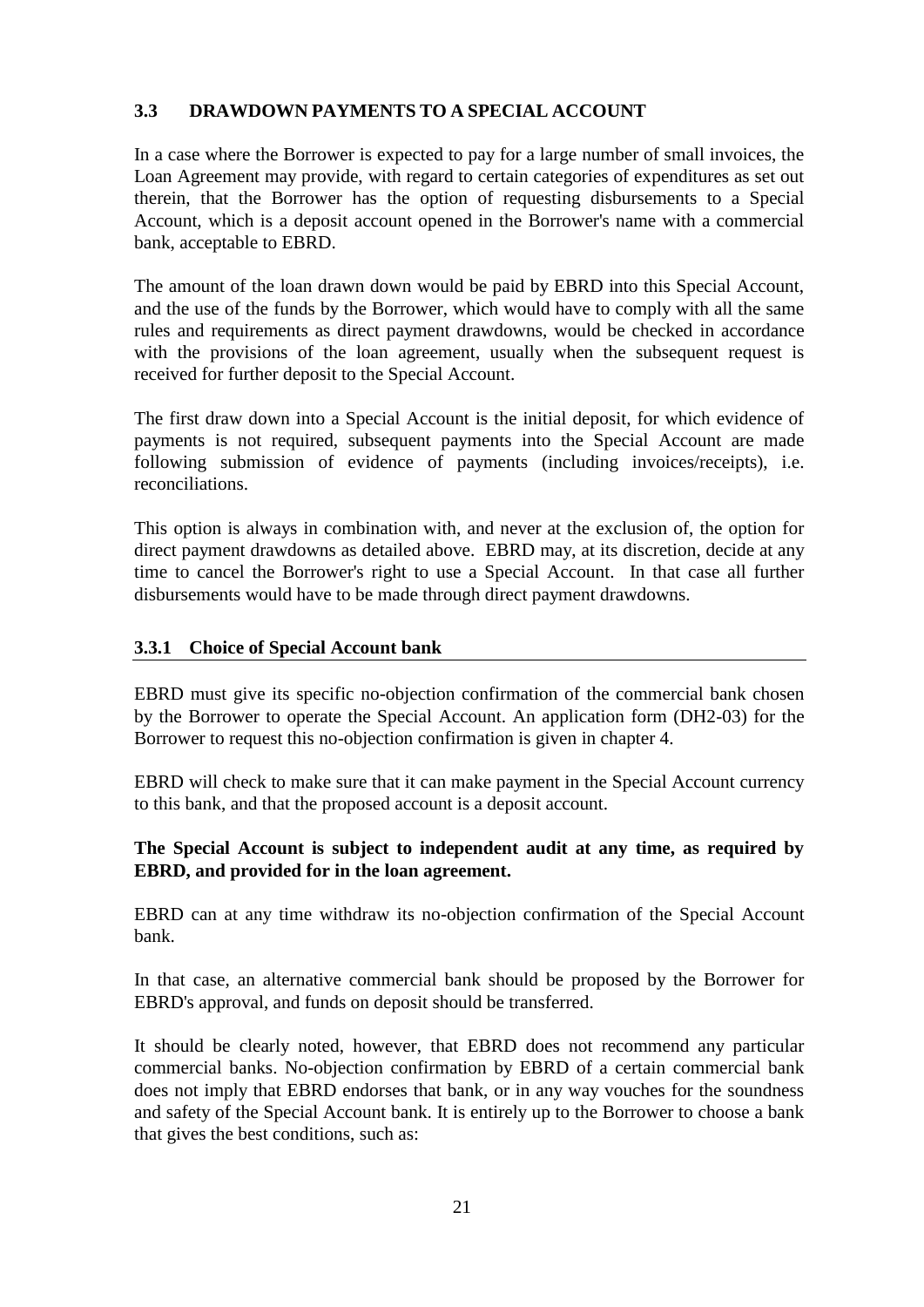## 3.3 DRAWDOWN PAYMENTS TO A SPECIAL ACCOUNT

In a case where the Borrower is expected to pay for a large number of small invoices, the Loan Agreement may provide, with regard to certain categories of expenditures as set out therein, that the Borrower has the option of requesting disbursements to a Special Account, which is a deposit account opened in the Borrower's name with a commercial bank, acceptable to EBRD.

The amount of the loan drawn down would be paid by EBRD into this Special Account, and the use of the funds by the Borrower, which would have to comply with all the same rules and requirements as direct payment drawdowns, would be checked in accordance with the provisions of the loan agreement, usually when the subsequent request is received for further deposit to the Special Account.

The first draw down into a Special Account is the initial deposit, for which evidence of payments is not required, subsequent payments into the Special Account are made following submission of evidence of payments (including invoices/receipts), i.e. reconciliations.

This option is always in combination with, and never at the exclusion of, the option for direct payment drawdowns as detailed above. EBRD may, at its discretion, decide at any time to cancel the Borrower's right to use a Special Account. In that case all further disbursements would have to be made through direct payment drawdowns.

### 3.3.1 Choice of Special Account bank

EBRD must give its specific no-objection confirmation of the commercial bank chosen by the Borrower to operate the Special Account. An application form (DH2-03) for the Borrower to request this no-objection confirmation is given in chapter 4.

EBRD will check to make sure that it can make payment in the Special Account currency to this bank, and that the proposed account is a deposit account.

**The Special Account is subject to independent audit at any time, as required by EBRD, and provided for in the loan agreement.**

EBRD can at any time withdraw its no-objection confirmation of the Special Account bank.

In that case, an alternative commercial bank should be proposed by the Borrower for EBRD's approval, and funds on deposit should be transferred.

It should be clearly noted, however, that EBRD does not recommend any particular commercial banks. No-objection confirmation by EBRD of a certain commercial bank does not imply that EBRD endorses that bank, or in any way vouches for the soundness and safety of the Special Account bank. It is entirely up to the Borrower to choose a bank that gives the best conditions, such as: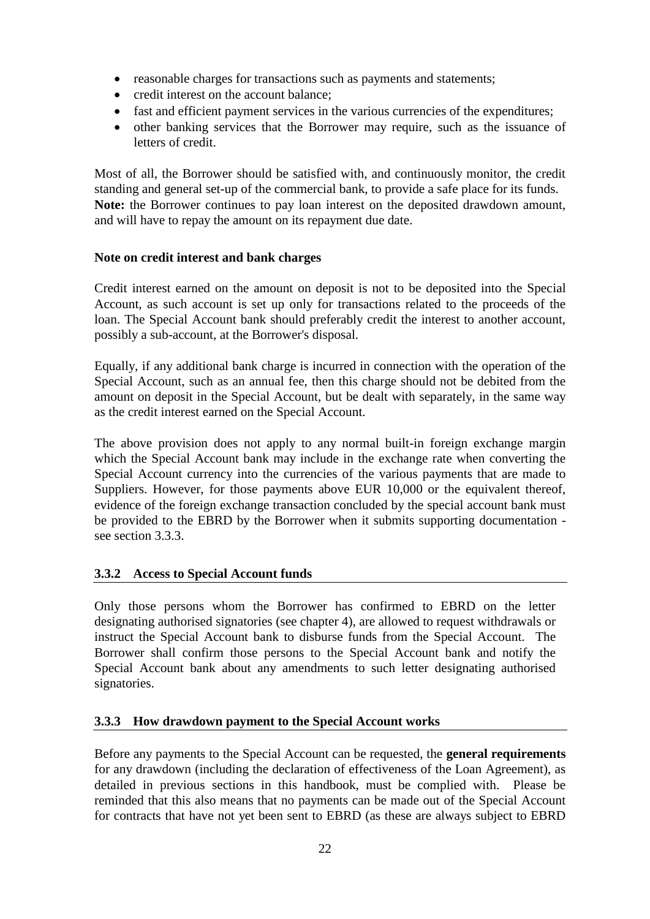- reasonable charges for transactions such as payments and statements;
- credit interest on the account balance;
- fast and efficient payment services in the various currencies of the expenditures;
- other banking services that the Borrower may require, such as the issuance of letters of credit.

Most of all, the Borrower should be satisfied with, and continuously monitor, the credit standing and general set-up of the commercial bank, to provide a safe place for its funds. **Note:** the Borrower continues to pay loan interest on the deposited drawdown amount, and will have to repay the amount on its repayment due date.

**Note on credit interest and bank charges**

Credit interest earned on the amount on deposit is not to be deposited into the Special Account, as such account is set up only for transactions related to the proceeds of the loan. The Special Account bank should preferably credit the interest to another account, possibly a sub-account, at the Borrower's disposal.

Equally, if any additional bank charge is incurred in connection with the operation of the Special Account, such as an annual fee, then this charge should not be debited from the amount on deposit in the Special Account, but be dealt with separately, in the same way as the credit interest earned on the Special Account.

The above provision does not apply to any normal built-in foreign exchange margin which the Special Account bank may include in the exchange rate when converting the Special Account currency into the currencies of the various payments that are made to Suppliers. However, for those payments above EUR 10,000 or the equivalent thereof, evidence of the foreign exchange transaction concluded by the special account bank must be provided to the EBRD by the Borrower when it submits supporting documentation - see section 3.3.3.

### 3.3.2 Access to Special Account funds

Only those persons whom the Borrower has confirmed to EBRD on the letter designating authorised signatories (see chapter 4), are allowed to request withdrawals or instruct the Special Account bank to disburse funds from the Special Account. The Borrower shall confirm those persons to the Special Account bank and notify the Special Account bank about any amendments to such letter designating authorised signatories.

### 3.3.3 How drawdown payment to the Special Account works

Before any payments to the Special Account can be requested, the **general requirements** for any drawdown (including the declaration of effectiveness of the Loan Agreement), as detailed in previous sections in this handbook, must be complied with. Please be reminded that this also means that no payments can be made out of the Special Account for contracts that have not yet been sent to EBRD (as these are always subject to EBRD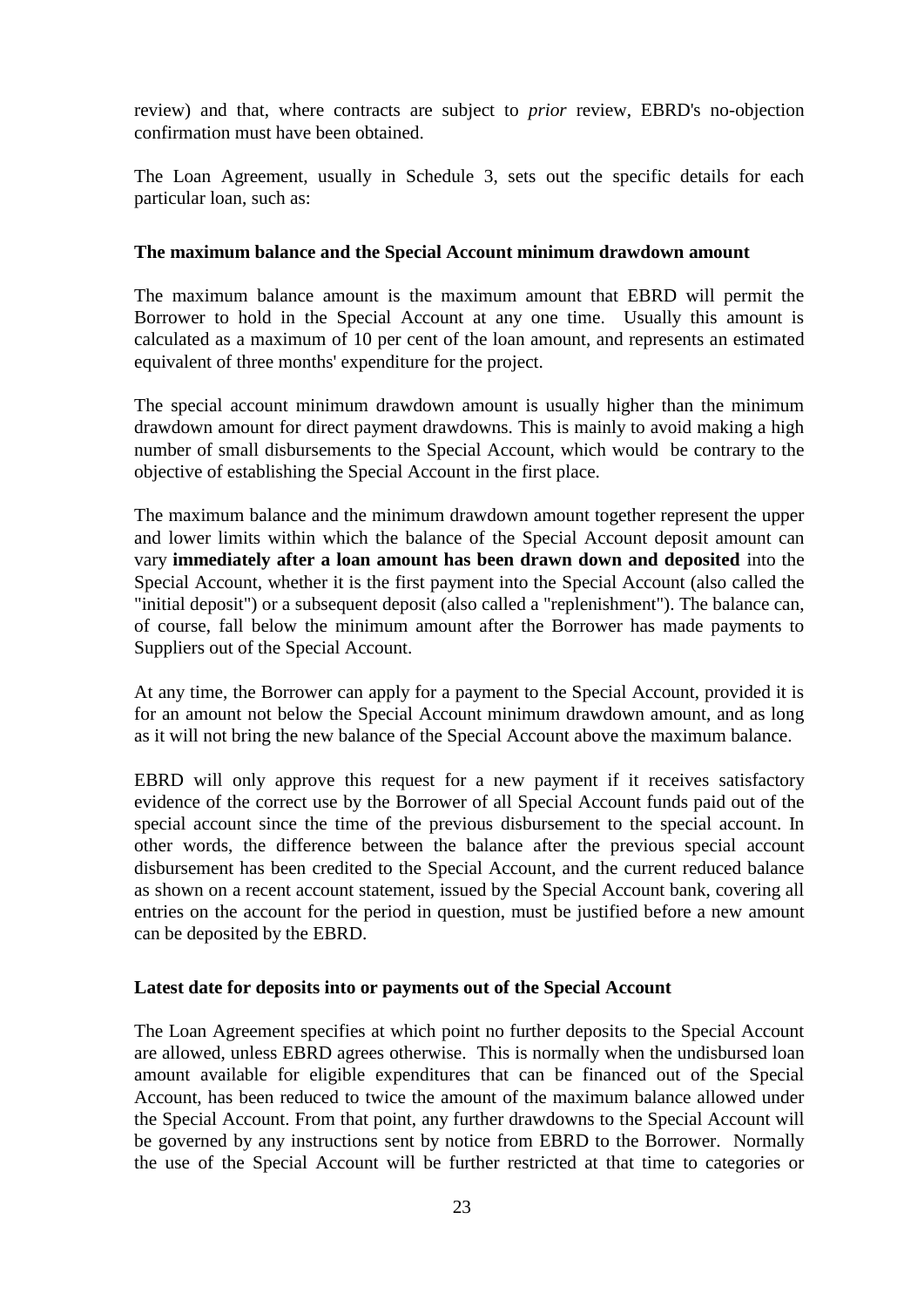review) and that, where contracts are subject to *prior* review, EBRD's no-objection confirmation must have been obtained.

The Loan Agreement, usually in Schedule 3, sets out the specific details for each particular loan, such as:

**The maximum balance and the Special Account minimum drawdown amount**

The maximum balance amount is the maximum amount that EBRD will permit the Borrower to hold in the Special Account at any one time. Usually this amount is calculated as a maximum of 10 per cent of the loan amount, and represents an estimated equivalent of three months' expenditure for the project.

The special account minimum drawdown amount is usually higher than the minimum drawdown amount for direct payment drawdowns. This is mainly to avoid making a high number of small disbursements to the Special Account, which would be contrary to the objective of establishing the Special Account in the first place.

The maximum balance and the minimum drawdown amount together represent the upper and lower limits within which the balance of the Special Account deposit amount can vary **immediately after a loan amount has been drawn down and deposited** into the Special Account, whether it is the first payment into the Special Account (also called the "initial deposit") or a subsequent deposit (also called a "replenishment"). The balance can, of course, fall below the minimum amount after the Borrower has made payments to Suppliers out of the Special Account.

At any time, the Borrower can apply for a payment to the Special Account, provided it is for an amount not below the Special Account minimum drawdown amount, and as long as it will not bring the new balance of the Special Account above the maximum balance.

EBRD will only approve this request for a new payment if it receives satisfactory evidence of the correct use by the Borrower of all Special Account funds paid out of the special account since the time of the previous disbursement to the special account. In other words, the difference between the balance after the previous special account disbursement has been credited to the Special Account, and the current reduced balance as shown on a recent account statement, issued by the Special Account bank, covering all entries on the account for the period in question, must be justified before a new amount can be deposited by the EBRD.

**Latest date for deposits into or payments out of the Special Account**

The Loan Agreement specifies at which point no further deposits to the Special Account are allowed, unless EBRD agrees otherwise. This is normally when the undisbursed loan amount available for eligible expenditures that can be financed out of the Special Account, has been reduced to twice the amount of the maximum balance allowed under the Special Account. From that point, any further drawdowns to the Special Account will be governed by any instructions sent by notice from EBRD to the Borrower. Normally the use of the Special Account will be further restricted at that time to categories or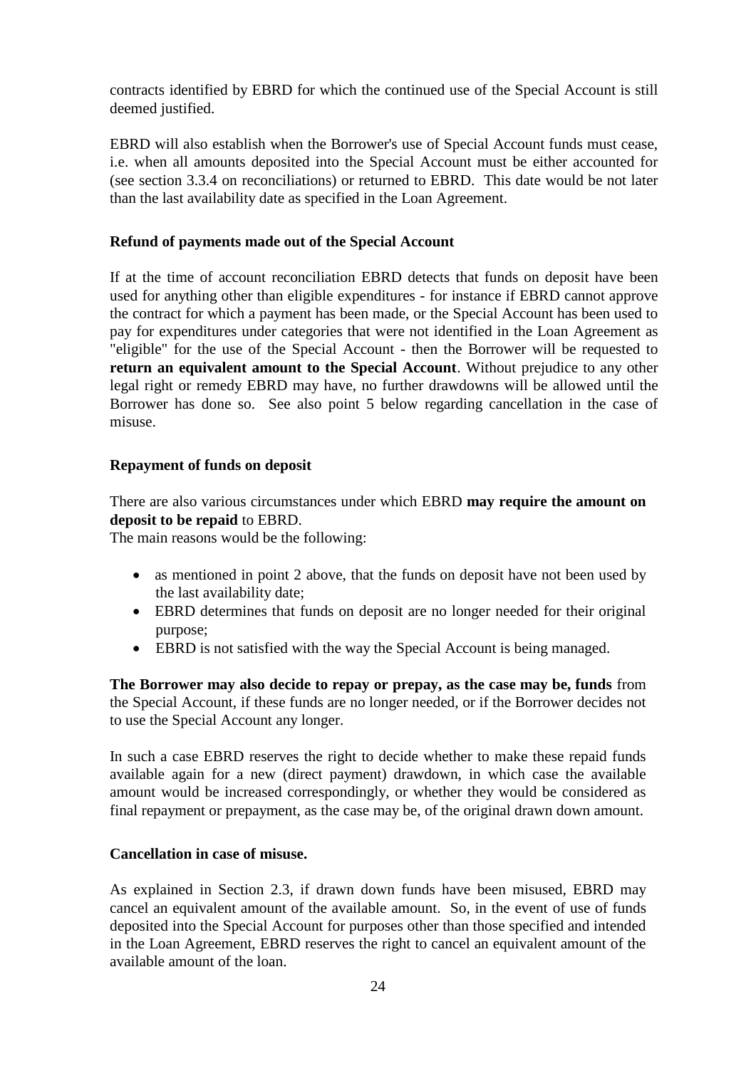contracts identified by EBRD for which the continued use of the Special Account is still deemed justified.

EBRD will also establish when the Borrower's use of Special Account funds must cease, i.e. when all amounts deposited into the Special Account must be either accounted for (see section 3.3.4 on reconciliations) or returned to EBRD. This date would be not later than the last availability date as specified in the Loan Agreement.

**Refund of payments made out of the Special Account**

If at the time of account reconciliation EBRD detects that funds on deposit have been used for anything other than eligible expenditures - for instance if EBRD cannot approve the contract for which a payment has been made, or the Special Account has been used to pay for expenditures under categories that were not identified in the Loan Agreement as "eligible" for the use of the Special Account - then the Borrower will be requested to **return an equivalent amount to the Special Account**. Without prejudice to any other legal right or remedy EBRD may have, no further drawdowns will be allowed until the Borrower has done so. See also point 5 below regarding cancellation in the case of misuse.

**Repayment of funds on deposit**

There are also various circumstances under which EBRD **may require the amount on deposit to be repaid** to EBRD.
The main reasons would be the following:

- as mentioned in point 2 above, that the funds on deposit have not been used by the last availability date;
- EBRD determines that funds on deposit are no longer needed for their original purpose;
- EBRD is not satisfied with the way the Special Account is being managed.

**The Borrower may also decide to repay or prepay, as the case may be, funds** from the Special Account, if these funds are no longer needed, or if the Borrower decides not to use the Special Account any longer.

In such a case EBRD reserves the right to decide whether to make these repaid funds available again for a new (direct payment) drawdown, in which case the available amount would be increased correspondingly, or whether they would be considered as final repayment or prepayment, as the case may be, of the original drawn down amount.

**Cancellation in case of misuse.**

As explained in Section 2.3, if drawn down funds have been misused, EBRD may cancel an equivalent amount of the available amount. So, in the event of use of funds deposited into the Special Account for purposes other than those specified and intended in the Loan Agreement, EBRD reserves the right to cancel an equivalent amount of the available amount of the loan.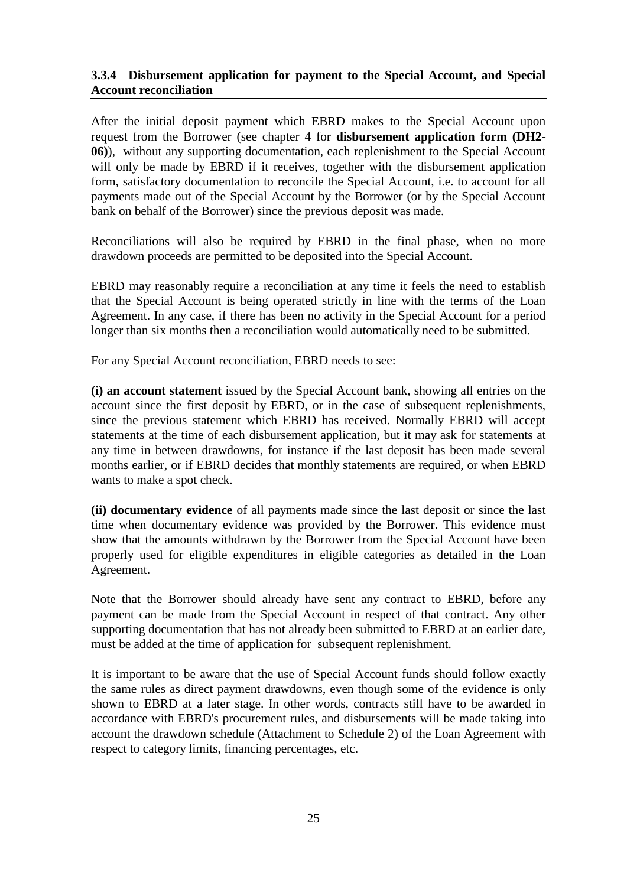### 3.3.4 Disbursement application for payment to the Special Account, and Special Account reconciliation

After the initial deposit payment which EBRD makes to the Special Account upon request from the Borrower (see chapter 4 for **disbursement application form (DH2-06)**), without any supporting documentation, each replenishment to the Special Account will only be made by EBRD if it receives, together with the disbursement application form, satisfactory documentation to reconcile the Special Account, i.e. to account for all payments made out of the Special Account by the Borrower (or by the Special Account bank on behalf of the Borrower) since the previous deposit was made.

Reconciliations will also be required by EBRD in the final phase, when no more drawdown proceeds are permitted to be deposited into the Special Account.

EBRD may reasonably require a reconciliation at any time it feels the need to establish that the Special Account is being operated strictly in line with the terms of the Loan Agreement. In any case, if there has been no activity in the Special Account for a period longer than six months then a reconciliation would automatically need to be submitted.

For any Special Account reconciliation, EBRD needs to see:

**(i) an account statement** issued by the Special Account bank, showing all entries on the account since the first deposit by EBRD, or in the case of subsequent replenishments, since the previous statement which EBRD has received. Normally EBRD will accept statements at the time of each disbursement application, but it may ask for statements at any time in between drawdowns, for instance if the last deposit has been made several months earlier, or if EBRD decides that monthly statements are required, or when EBRD wants to make a spot check.

**(ii) documentary evidence** of all payments made since the last deposit or since the last time when documentary evidence was provided by the Borrower. This evidence must show that the amounts withdrawn by the Borrower from the Special Account have been properly used for eligible expenditures in eligible categories as detailed in the Loan Agreement.

Note that the Borrower should already have sent any contract to EBRD, before any payment can be made from the Special Account in respect of that contract. Any other supporting documentation that has not already been submitted to EBRD at an earlier date, must be added at the time of application for subsequent replenishment.

It is important to be aware that the use of Special Account funds should follow exactly the same rules as direct payment drawdowns, even though some of the evidence is only shown to EBRD at a later stage. In other words, contracts still have to be awarded in accordance with EBRD's procurement rules, and disbursements will be made taking into account the drawdown schedule (Attachment to Schedule 2) of the Loan Agreement with respect to category limits, financing percentages, etc.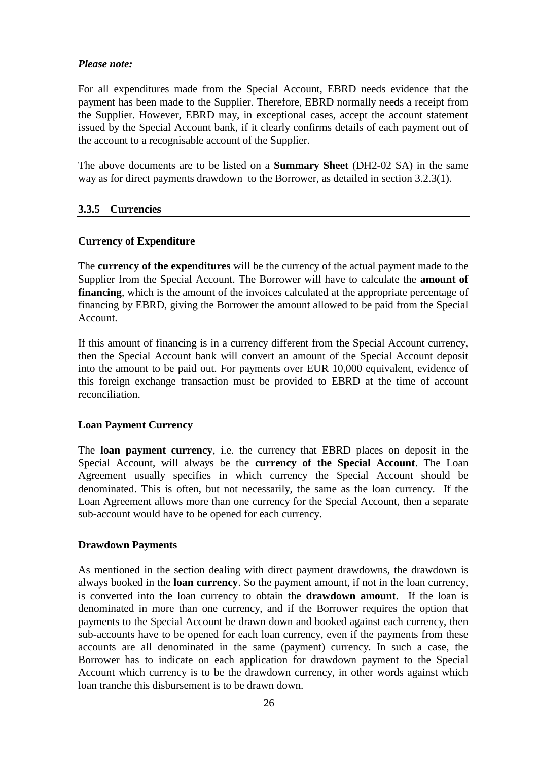*Please note:*

For all expenditures made from the Special Account, EBRD needs evidence that the payment has been made to the Supplier. Therefore, EBRD normally needs a receipt from the Supplier. However, EBRD may, in exceptional cases, accept the account statement issued by the Special Account bank, if it clearly confirms details of each payment out of the account to a recognisable account of the Supplier.

The above documents are to be listed on a **Summary Sheet** (DH2-02 SA) in the same way as for direct payments drawdown to the Borrower, as detailed in section 3.2.3(1).

### 3.3.5 Currencies

**Currency of Expenditure**

The **currency of the expenditures** will be the currency of the actual payment made to the Supplier from the Special Account. The Borrower will have to calculate the **amount of financing**, which is the amount of the invoices calculated at the appropriate percentage of financing by EBRD, giving the Borrower the amount allowed to be paid from the Special Account.

If this amount of financing is in a currency different from the Special Account currency, then the Special Account bank will convert an amount of the Special Account deposit into the amount to be paid out. For payments over EUR 10,000 equivalent, evidence of this foreign exchange transaction must be provided to EBRD at the time of account reconciliation.

**Loan Payment Currency**

The **loan payment currency**, i.e. the currency that EBRD places on deposit in the Special Account, will always be the **currency of the Special Account**. The Loan Agreement usually specifies in which currency the Special Account should be denominated. This is often, but not necessarily, the same as the loan currency. If the Loan Agreement allows more than one currency for the Special Account, then a separate sub-account would have to be opened for each currency.

**Drawdown Payments**

As mentioned in the section dealing with direct payment drawdowns, the drawdown is always booked in the **loan currency**. So the payment amount, if not in the loan currency, is converted into the loan currency to obtain the **drawdown amount**. If the loan is denominated in more than one currency, and if the Borrower requires the option that payments to the Special Account be drawn down and booked against each currency, then sub-accounts have to be opened for each loan currency, even if the payments from these accounts are all denominated in the same (payment) currency. In such a case, the Borrower has to indicate on each application for drawdown payment to the Special Account which currency is to be the drawdown currency, in other words against which loan tranche this disbursement is to be drawn down.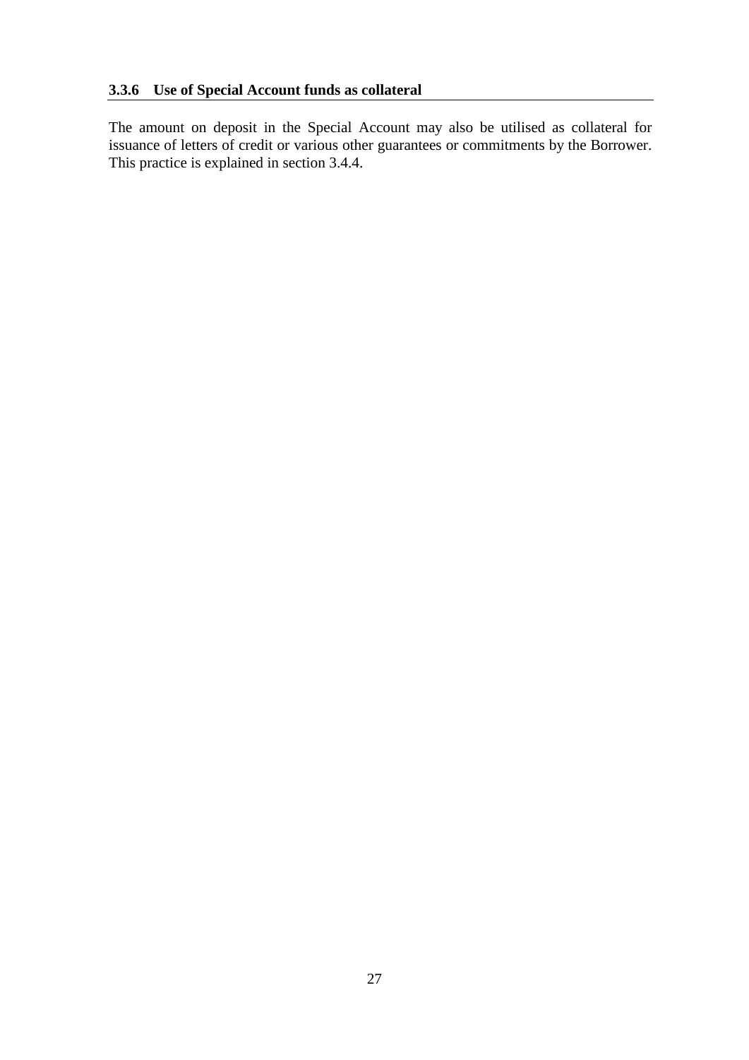### 3.3.6 Use of Special Account funds as collateral

The amount on deposit in the Special Account may also be utilised as collateral for issuance of letters of credit or various other guarantees or commitments by the Borrower. This practice is explained in section 3.4.4.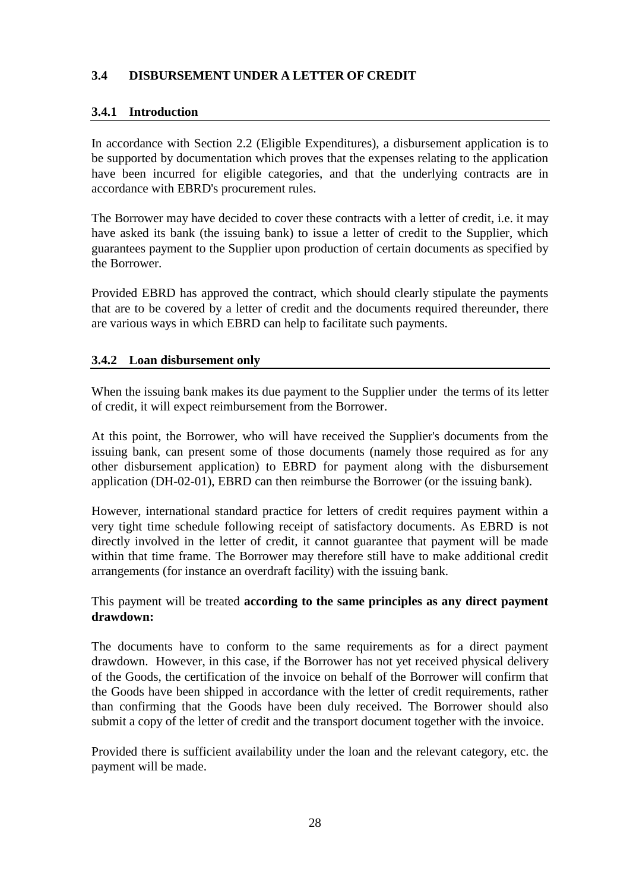## 3.4 DISBURSEMENT UNDER A LETTER OF CREDIT

### 3.4.1 Introduction

In accordance with Section 2.2 (Eligible Expenditures), a disbursement application is to be supported by documentation which proves that the expenses relating to the application have been incurred for eligible categories, and that the underlying contracts are in accordance with EBRD's procurement rules.

The Borrower may have decided to cover these contracts with a letter of credit, i.e. it may have asked its bank (the issuing bank) to issue a letter of credit to the Supplier, which guarantees payment to the Supplier upon production of certain documents as specified by the Borrower.

Provided EBRD has approved the contract, which should clearly stipulate the payments that are to be covered by a letter of credit and the documents required thereunder, there are various ways in which EBRD can help to facilitate such payments.

### 3.4.2 Loan disbursement only

When the issuing bank makes its due payment to the Supplier under the terms of its letter of credit, it will expect reimbursement from the Borrower.

At this point, the Borrower, who will have received the Supplier's documents from the issuing bank, can present some of those documents (namely those required as for any other disbursement application) to EBRD for payment along with the disbursement application (DH-02-01), EBRD can then reimburse the Borrower (or the issuing bank).

However, international standard practice for letters of credit requires payment within a very tight time schedule following receipt of satisfactory documents. As EBRD is not directly involved in the letter of credit, it cannot guarantee that payment will be made within that time frame. The Borrower may therefore still have to make additional credit arrangements (for instance an overdraft facility) with the issuing bank.

This payment will be treated **according to the same principles as any direct payment drawdown:**

The documents have to conform to the same requirements as for a direct payment drawdown. However, in this case, if the Borrower has not yet received physical delivery of the Goods, the certification of the invoice on behalf of the Borrower will confirm that the Goods have been shipped in accordance with the letter of credit requirements, rather than confirming that the Goods have been duly received. The Borrower should also submit a copy of the letter of credit and the transport document together with the invoice.

Provided there is sufficient availability under the loan and the relevant category, etc. the payment will be made.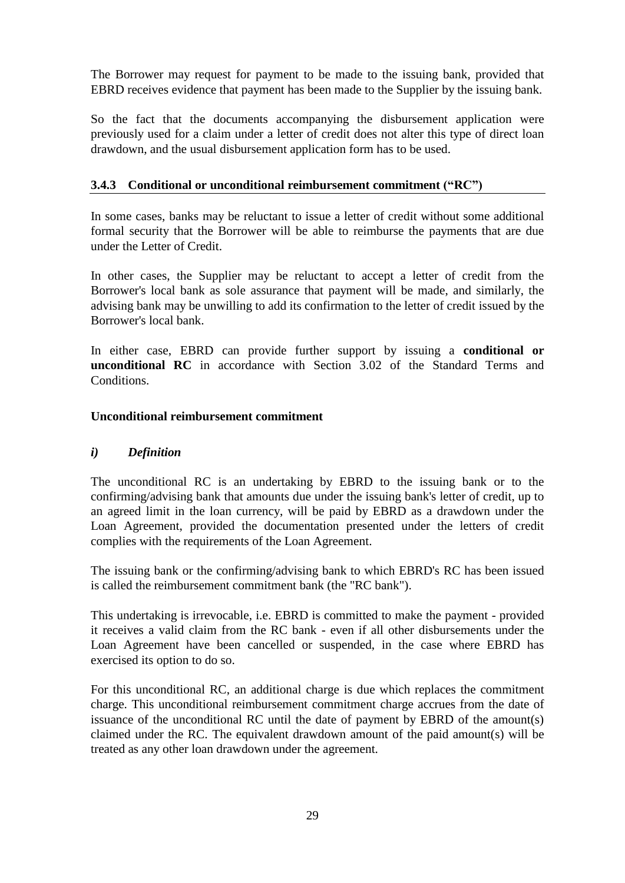The Borrower may request for payment to be made to the issuing bank, provided that EBRD receives evidence that payment has been made to the Supplier by the issuing bank.

So the fact that the documents accompanying the disbursement application were previously used for a claim under a letter of credit does not alter this type of direct loan drawdown, and the usual disbursement application form has to be used.

### 3.4.3 Conditional or unconditional reimbursement commitment ("RC")

In some cases, banks may be reluctant to issue a letter of credit without some additional formal security that the Borrower will be able to reimburse the payments that are due under the Letter of Credit.

In other cases, the Supplier may be reluctant to accept a letter of credit from the Borrower's local bank as sole assurance that payment will be made, and similarly, the advising bank may be unwilling to add its confirmation to the letter of credit issued by the Borrower's local bank.

In either case, EBRD can provide further support by issuing a **conditional or unconditional RC** in accordance with Section 3.02 of the Standard Terms and Conditions.

**Unconditional reimbursement commitment**

***i) Definition***

The unconditional RC is an undertaking by EBRD to the issuing bank or to the confirming/advising bank that amounts due under the issuing bank's letter of credit, up to an agreed limit in the loan currency, will be paid by EBRD as a drawdown under the Loan Agreement, provided the documentation presented under the letters of credit complies with the requirements of the Loan Agreement.

The issuing bank or the confirming/advising bank to which EBRD's RC has been issued is called the reimbursement commitment bank (the "RC bank").

This undertaking is irrevocable, i.e. EBRD is committed to make the payment - provided it receives a valid claim from the RC bank - even if all other disbursements under the Loan Agreement have been cancelled or suspended, in the case where EBRD has exercised its option to do so.

For this unconditional RC, an additional charge is due which replaces the commitment charge. This unconditional reimbursement commitment charge accrues from the date of issuance of the unconditional RC until the date of payment by EBRD of the amount(s) claimed under the RC. The equivalent drawdown amount of the paid amount(s) will be treated as any other loan drawdown under the agreement.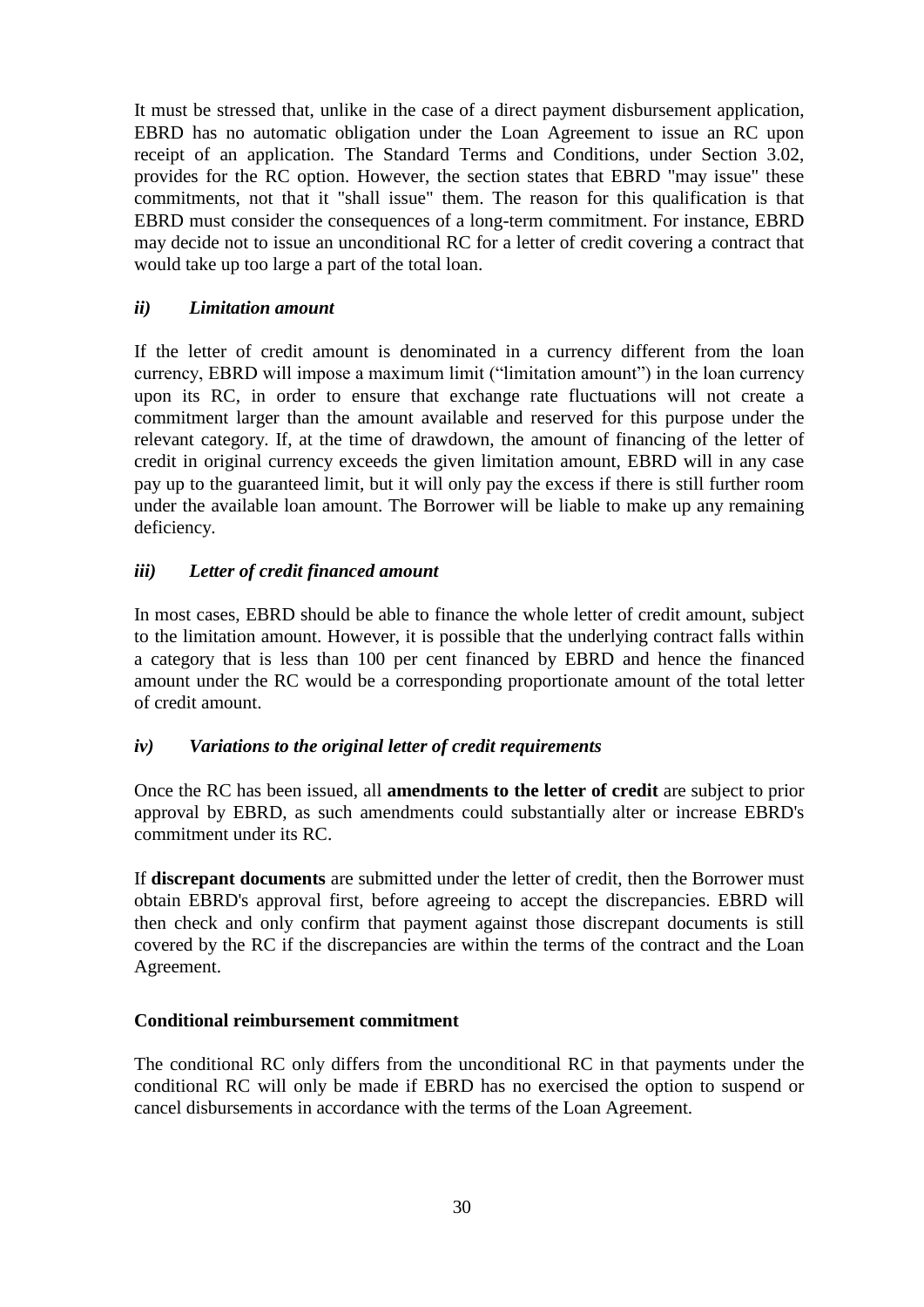It must be stressed that, unlike in the case of a direct payment disbursement application, EBRD has no automatic obligation under the Loan Agreement to issue an RC upon receipt of an application. The Standard Terms and Conditions, under Section 3.02, provides for the RC option. However, the section states that EBRD "may issue" these commitments, not that it "shall issue" them. The reason for this qualification is that EBRD must consider the consequences of a long-term commitment. For instance, EBRD may decide not to issue an unconditional RC for a letter of credit covering a contract that would take up too large a part of the total loan.

### *ii) Limitation amount*

If the letter of credit amount is denominated in a currency different from the loan currency, EBRD will impose a maximum limit ("limitation amount") in the loan currency upon its RC, in order to ensure that exchange rate fluctuations will not create a commitment larger than the amount available and reserved for this purpose under the relevant category. If, at the time of drawdown, the amount of financing of the letter of credit in original currency exceeds the given limitation amount, EBRD will in any case pay up to the guaranteed limit, but it will only pay the excess if there is still further room under the available loan amount. The Borrower will be liable to make up any remaining deficiency.

### *iii) Letter of credit financed amount*

In most cases, EBRD should be able to finance the whole letter of credit amount, subject to the limitation amount. However, it is possible that the underlying contract falls within a category that is less than 100 per cent financed by EBRD and hence the financed amount under the RC would be a corresponding proportionate amount of the total letter of credit amount.

### *iv) Variations to the original letter of credit requirements*

Once the RC has been issued, all **amendments to the letter of credit** are subject to prior approval by EBRD, as such amendments could substantially alter or increase EBRD's commitment under its RC.

If **discrepant documents** are submitted under the letter of credit, then the Borrower must obtain EBRD's approval first, before agreeing to accept the discrepancies. EBRD will then check and only confirm that payment against those discrepant documents is still covered by the RC if the discrepancies are within the terms of the contract and the Loan Agreement.

**Conditional reimbursement commitment**

The conditional RC only differs from the unconditional RC in that payments under the conditional RC will only be made if EBRD has no exercised the option to suspend or cancel disbursements in accordance with the terms of the Loan Agreement.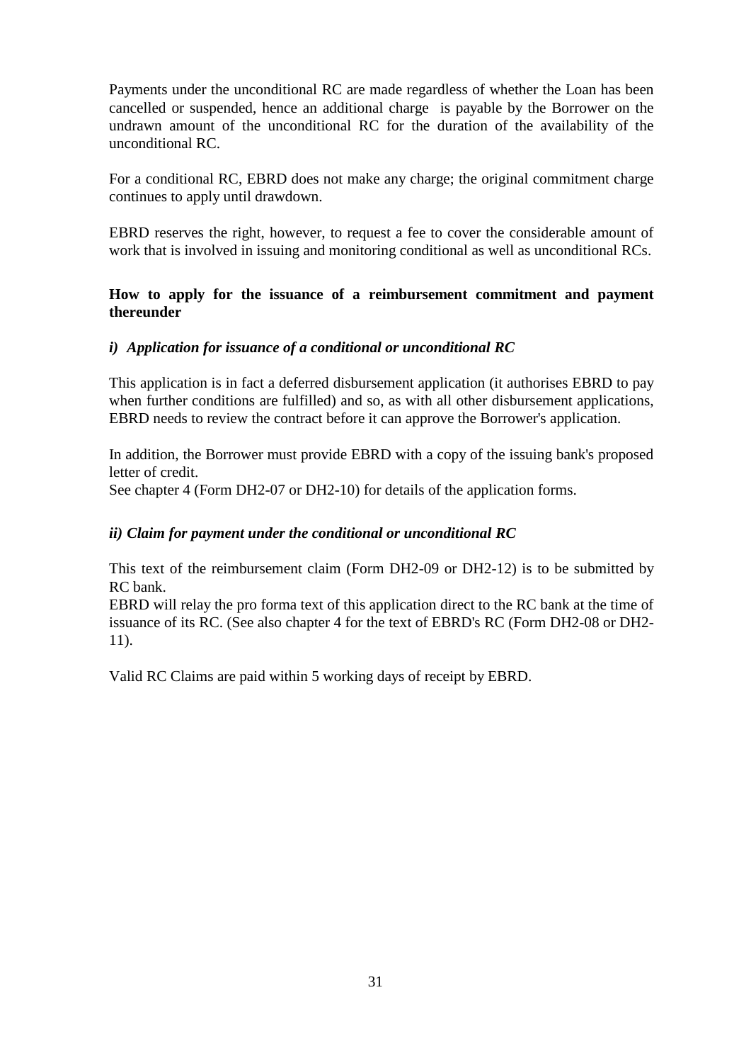Payments under the unconditional RC are made regardless of whether the Loan has been cancelled or suspended, hence an additional charge is payable by the Borrower on the undrawn amount of the unconditional RC for the duration of the availability of the unconditional RC.

For a conditional RC, EBRD does not make any charge; the original commitment charge continues to apply until drawdown.

EBRD reserves the right, however, to request a fee to cover the considerable amount of work that is involved in issuing and monitoring conditional as well as unconditional RCs.

**How to apply for the issuance of a reimbursement commitment and payment thereunder**

***i) Application for issuance of a conditional or unconditional RC***

This application is in fact a deferred disbursement application (it authorises EBRD to pay when further conditions are fulfilled) and so, as with all other disbursement applications, EBRD needs to review the contract before it can approve the Borrower's application.

In addition, the Borrower must provide EBRD with a copy of the issuing bank's proposed letter of credit.
See chapter 4 (Form DH2-07 or DH2-10) for details of the application forms.

***ii) Claim for payment under the conditional or unconditional RC***

This text of the reimbursement claim (Form DH2-09 or DH2-12) is to be submitted by RC bank.
EBRD will relay the pro forma text of this application direct to the RC bank at the time of issuance of its RC. (See also chapter 4 for the text of EBRD's RC (Form DH2-08 or DH2-11).

Valid RC Claims are paid within 5 working days of receipt by EBRD.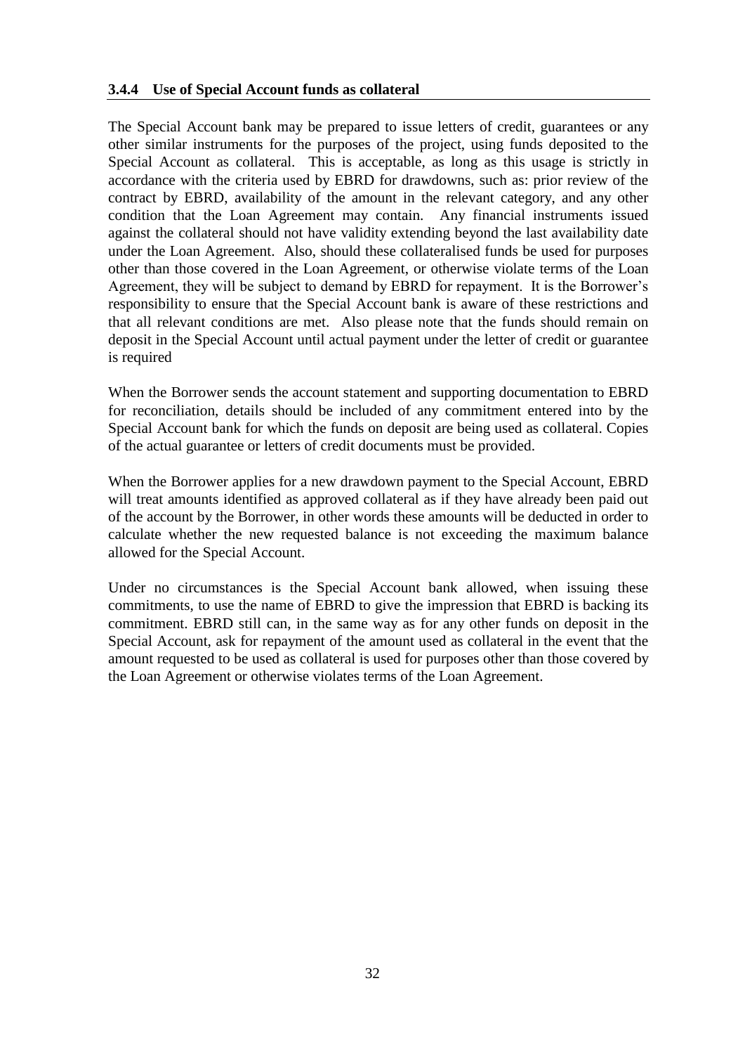### 3.4.4 Use of Special Account funds as collateral

The Special Account bank may be prepared to issue letters of credit, guarantees or any other similar instruments for the purposes of the project, using funds deposited to the Special Account as collateral. This is acceptable, as long as this usage is strictly in accordance with the criteria used by EBRD for drawdowns, such as: prior review of the contract by EBRD, availability of the amount in the relevant category, and any other condition that the Loan Agreement may contain. Any financial instruments issued against the collateral should not have validity extending beyond the last availability date under the Loan Agreement. Also, should these collateralised funds be used for purposes other than those covered in the Loan Agreement, or otherwise violate terms of the Loan Agreement, they will be subject to demand by EBRD for repayment. It is the Borrower's responsibility to ensure that the Special Account bank is aware of these restrictions and that all relevant conditions are met. Also please note that the funds should remain on deposit in the Special Account until actual payment under the letter of credit or guarantee is required

When the Borrower sends the account statement and supporting documentation to EBRD for reconciliation, details should be included of any commitment entered into by the Special Account bank for which the funds on deposit are being used as collateral. Copies of the actual guarantee or letters of credit documents must be provided.

When the Borrower applies for a new drawdown payment to the Special Account, EBRD will treat amounts identified as approved collateral as if they have already been paid out of the account by the Borrower, in other words these amounts will be deducted in order to calculate whether the new requested balance is not exceeding the maximum balance allowed for the Special Account.

Under no circumstances is the Special Account bank allowed, when issuing these commitments, to use the name of EBRD to give the impression that EBRD is backing its commitment. EBRD still can, in the same way as for any other funds on deposit in the Special Account, ask for repayment of the amount used as collateral in the event that the amount requested to be used as collateral is used for purposes other than those covered by the Loan Agreement or otherwise violates terms of the Loan Agreement.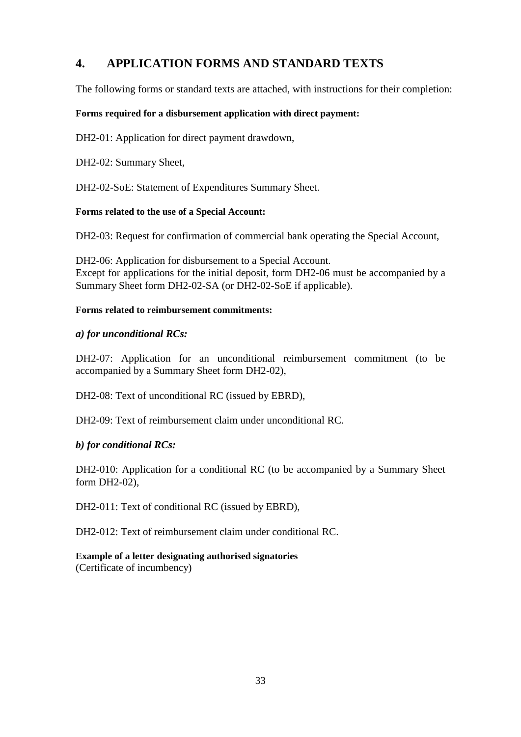## 4. APPLICATION FORMS AND STANDARD TEXTS

The following forms or standard texts are attached, with instructions for their completion:

**Forms required for a disbursement application with direct payment:**

DH2-01: Application for direct payment drawdown,

DH2-02: Summary Sheet,

DH2-02-SoE: Statement of Expenditures Summary Sheet.

**Forms related to the use of a Special Account:**

DH2-03: Request for confirmation of commercial bank operating the Special Account,

DH2-06: Application for disbursement to a Special Account.
Except for applications for the initial deposit, form DH2-06 must be accompanied by a Summary Sheet form DH2-02-SA (or DH2-02-SoE if applicable).

**Forms related to reimbursement commitments:**

***a) for unconditional RCs:***

DH2-07: Application for an unconditional reimbursement commitment (to be accompanied by a Summary Sheet form DH2-02),

DH2-08: Text of unconditional RC (issued by EBRD),

DH2-09: Text of reimbursement claim under unconditional RC.

***b) for conditional RCs:***

DH2-010: Application for a conditional RC (to be accompanied by a Summary Sheet form DH2-02),

DH2-011: Text of conditional RC (issued by EBRD),

DH2-012: Text of reimbursement claim under conditional RC.

**Example of a letter designating authorised signatories**
(Certificate of incumbency)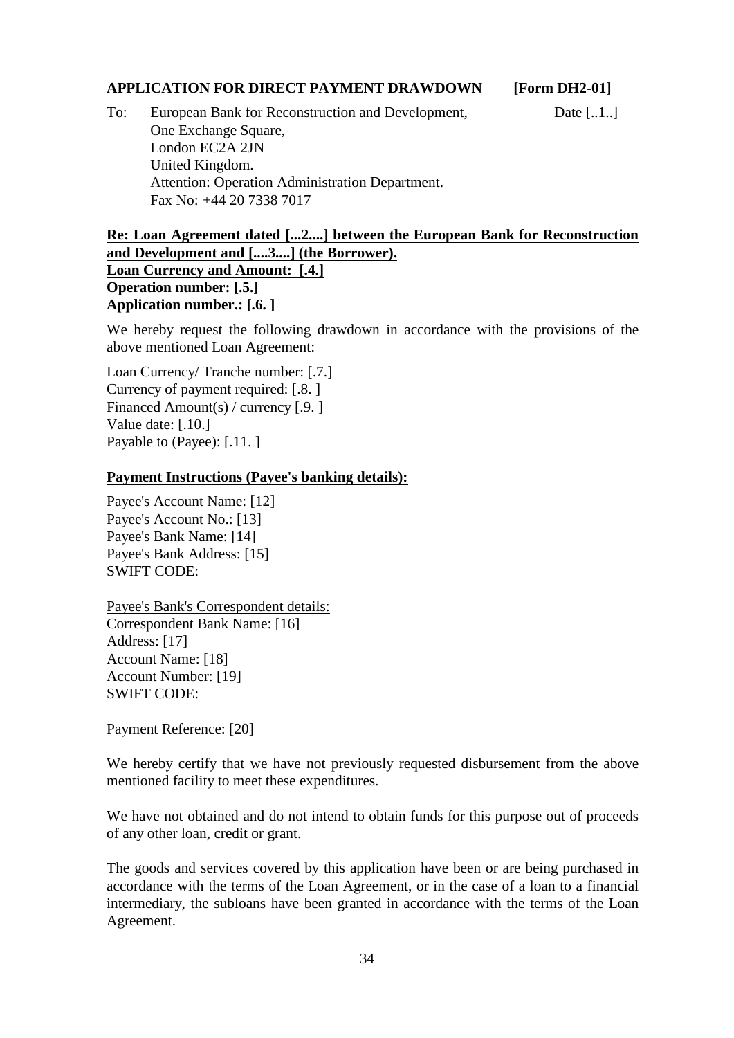**APPLICATION FOR DIRECT PAYMENT DRAWDOWN [Form DH2-01]**

To: European Bank for Reconstruction and Development, One Exchange Square, London EC2A 2JN United Kingdom. Attention: Operation Administration Department. Fax No: +44 20 7338 7017

Date [..1..]

**Re: Loan Agreement dated [...2....] between the European Bank for Reconstruction and Development and [....3....] (the Borrower).**
**Loan Currency and Amount: [.4.]**
**Operation number: [.5.]**
**Application number.: [.6. ]**

We hereby request the following drawdown in accordance with the provisions of the above mentioned Loan Agreement:

Loan Currency/ Tranche number: [.7.]
Currency of payment required: [.8. ]
Financed Amount(s) / currency [.9. ]
Value date: [.10.]
Payable to (Payee): [.11. ]

**Payment Instructions (Payee's banking details):**

Payee's Account Name: [12]
Payee's Account No.: [13]
Payee's Bank Name: [14]
Payee's Bank Address: [15]
SWIFT CODE:

Payee's Bank's Correspondent details:
Correspondent Bank Name: [16]
Address: [17]
Account Name: [18]
Account Number: [19]
SWIFT CODE:

Payment Reference: [20]

We hereby certify that we have not previously requested disbursement from the above mentioned facility to meet these expenditures.

We have not obtained and do not intend to obtain funds for this purpose out of proceeds of any other loan, credit or grant.

The goods and services covered by this application have been or are being purchased in accordance with the terms of the Loan Agreement, or in the case of a loan to a financial intermediary, the subloans have been granted in accordance with the terms of the Loan Agreement.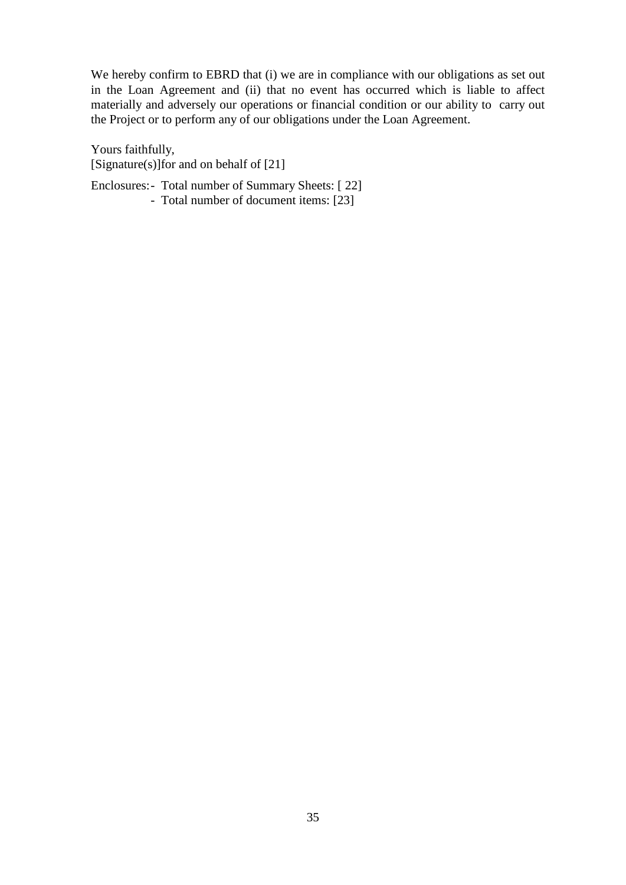We hereby confirm to EBRD that (i) we are in compliance with our obligations as set out in the Loan Agreement and (ii) that no event has occurred which is liable to affect materially and adversely our operations or financial condition or our ability to carry out the Project or to perform any of our obligations under the Loan Agreement.

Yours faithfully,
[Signature(s)]for and on behalf of [21]

Enclosures:
- Total number of Summary Sheets: [ 22]
- Total number of document items: [23]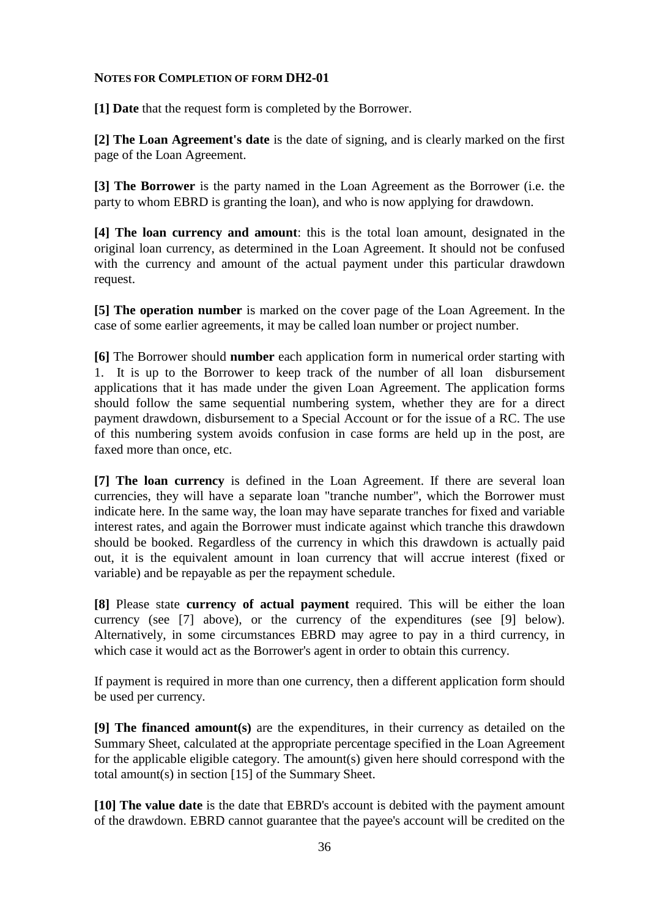**NOTES FOR COMPLETION OF FORM DH2-01**

**[1] Date** that the request form is completed by the Borrower.

**[2] The Loan Agreement's date** is the date of signing, and is clearly marked on the first page of the Loan Agreement.

**[3] The Borrower** is the party named in the Loan Agreement as the Borrower (i.e. the party to whom EBRD is granting the loan), and who is now applying for drawdown.

**[4] The loan currency and amount**: this is the total loan amount, designated in the original loan currency, as determined in the Loan Agreement. It should not be confused with the currency and amount of the actual payment under this particular drawdown request.

**[5] The operation number** is marked on the cover page of the Loan Agreement. In the case of some earlier agreements, it may be called loan number or project number.

**[6]** The Borrower should **number** each application form in numerical order starting with 1. It is up to the Borrower to keep track of the number of all loan disbursement applications that it has made under the given Loan Agreement. The application forms should follow the same sequential numbering system, whether they are for a direct payment drawdown, disbursement to a Special Account or for the issue of a RC. The use of this numbering system avoids confusion in case forms are held up in the post, are faxed more than once, etc.

**[7] The loan currency** is defined in the Loan Agreement. If there are several loan currencies, they will have a separate loan "tranche number", which the Borrower must indicate here. In the same way, the loan may have separate tranches for fixed and variable interest rates, and again the Borrower must indicate against which tranche this drawdown should be booked. Regardless of the currency in which this drawdown is actually paid out, it is the equivalent amount in loan currency that will accrue interest (fixed or variable) and be repayable as per the repayment schedule.

**[8]** Please state **currency of actual payment** required. This will be either the loan currency (see [7] above), or the currency of the expenditures (see [9] below). Alternatively, in some circumstances EBRD may agree to pay in a third currency, in which case it would act as the Borrower's agent in order to obtain this currency.

If payment is required in more than one currency, then a different application form should be used per currency.

**[9] The financed amount(s)** are the expenditures, in their currency as detailed on the Summary Sheet, calculated at the appropriate percentage specified in the Loan Agreement for the applicable eligible category. The amount(s) given here should correspond with the total amount(s) in section [15] of the Summary Sheet.

**[10] The value date** is the date that EBRD's account is debited with the payment amount of the drawdown. EBRD cannot guarantee that the payee's account will be credited on the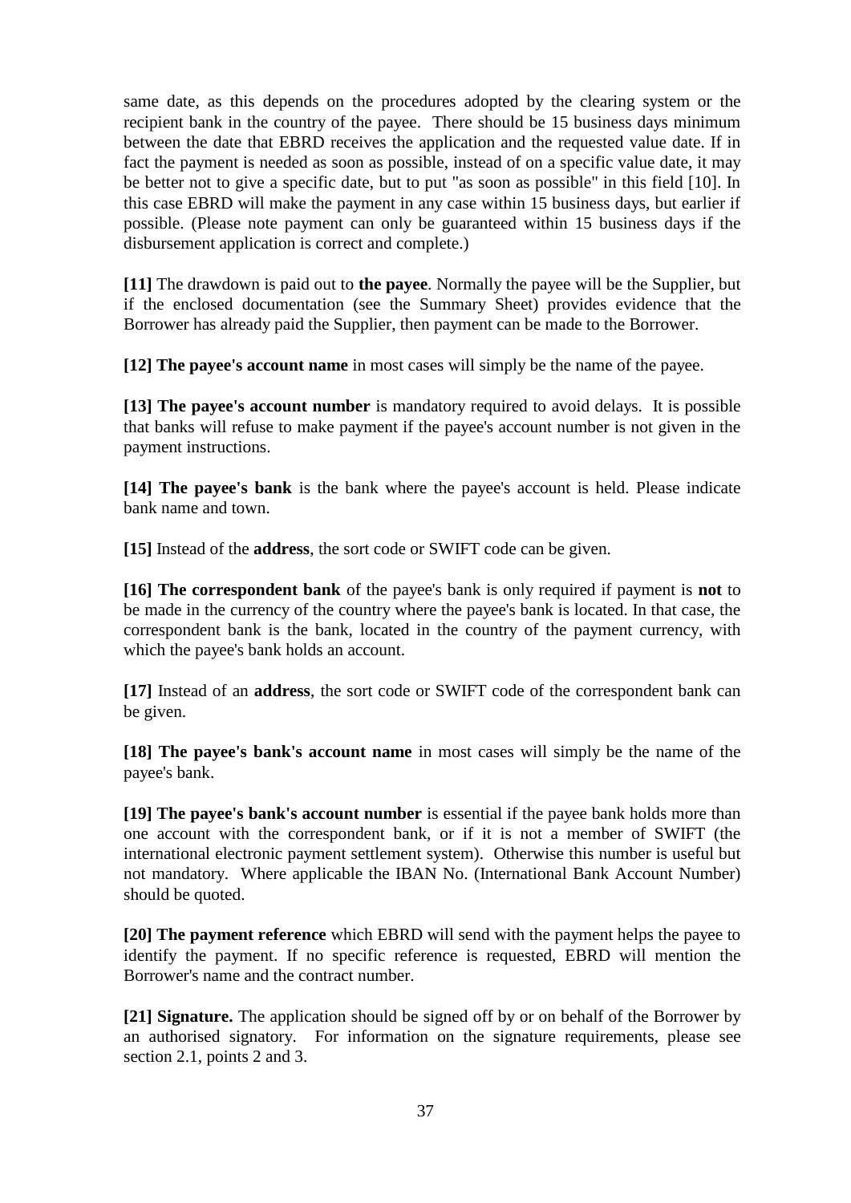same date, as this depends on the procedures adopted by the clearing system or the recipient bank in the country of the payee. There should be 15 business days minimum between the date that EBRD receives the application and the requested value date. If in fact the payment is needed as soon as possible, instead of on a specific value date, it may be better not to give a specific date, but to put "as soon as possible" in this field [10]. In this case EBRD will make the payment in any case within 15 business days, but earlier if possible. (Please note payment can only be guaranteed within 15 business days if the disbursement application is correct and complete.)

**[11]** The drawdown is paid out to **the payee**. Normally the payee will be the Supplier, but if the enclosed documentation (see the Summary Sheet) provides evidence that the Borrower has already paid the Supplier, then payment can be made to the Borrower.

**[12] The payee's account name** in most cases will simply be the name of the payee.

**[13] The payee's account number** is mandatory required to avoid delays. It is possible that banks will refuse to make payment if the payee's account number is not given in the payment instructions.

**[14] The payee's bank** is the bank where the payee's account is held. Please indicate bank name and town.

**[15]** Instead of the **address**, the sort code or SWIFT code can be given.

**[16] The correspondent bank** of the payee's bank is only required if payment is **not** to be made in the currency of the country where the payee's bank is located. In that case, the correspondent bank is the bank, located in the country of the payment currency, with which the payee's bank holds an account.

**[17]** Instead of an **address**, the sort code or SWIFT code of the correspondent bank can be given.

**[18] The payee's bank's account name** in most cases will simply be the name of the payee's bank.

**[19] The payee's bank's account number** is essential if the payee bank holds more than one account with the correspondent bank, or if it is not a member of SWIFT (the international electronic payment settlement system). Otherwise this number is useful but not mandatory. Where applicable the IBAN No. (International Bank Account Number) should be quoted.

**[20] The payment reference** which EBRD will send with the payment helps the payee to identify the payment. If no specific reference is requested, EBRD will mention the Borrower's name and the contract number.

**[21] Signature.** The application should be signed off by or on behalf of the Borrower by an authorised signatory. For information on the signature requirements, please see section 2.1, points 2 and 3.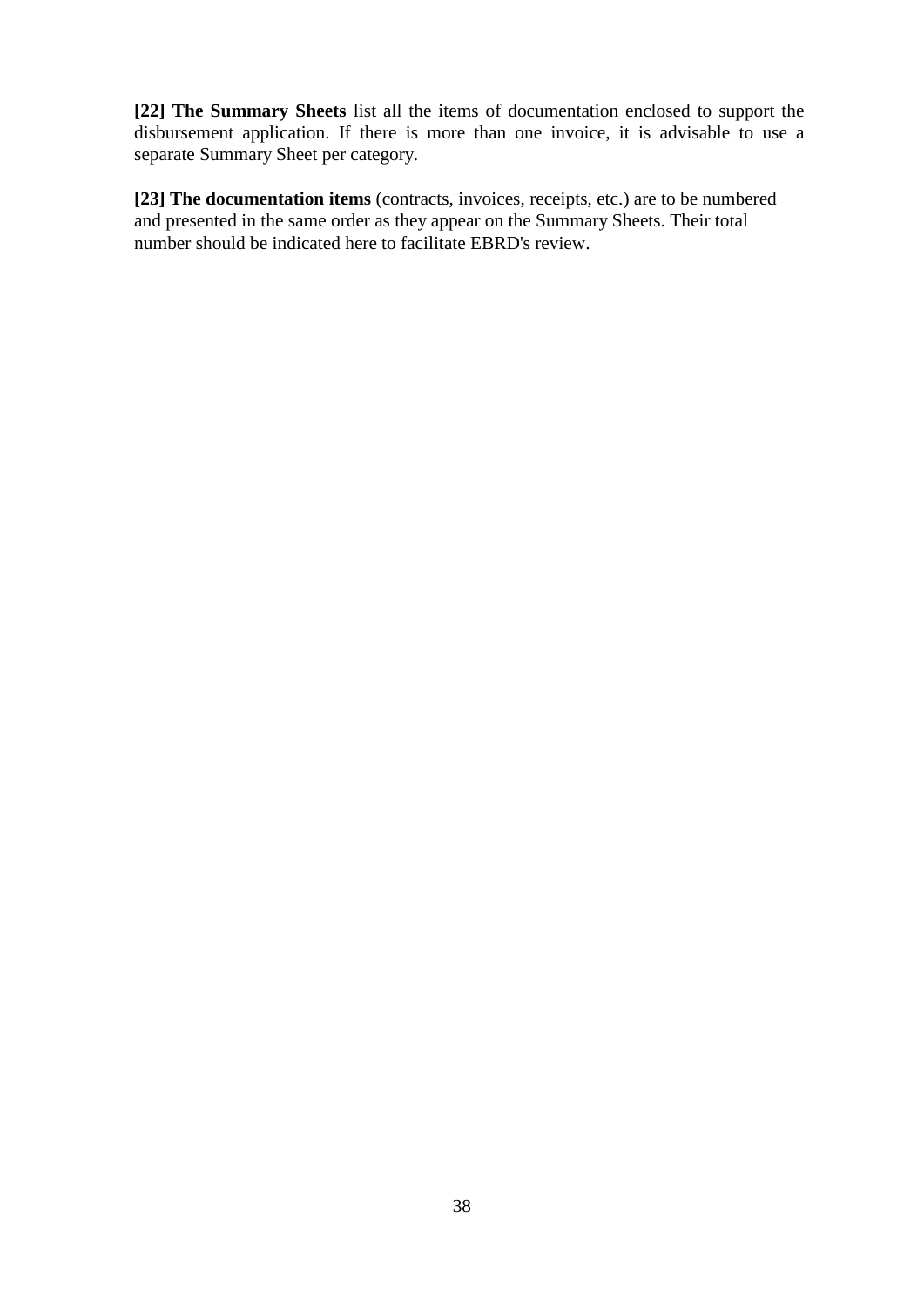**[22] The Summary Sheets** list all the items of documentation enclosed to support the disbursement application. If there is more than one invoice, it is advisable to use a separate Summary Sheet per category.

**[23] The documentation items** (contracts, invoices, receipts, etc.) are to be numbered and presented in the same order as they appear on the Summary Sheets. Their total number should be indicated here to facilitate EBRD's review.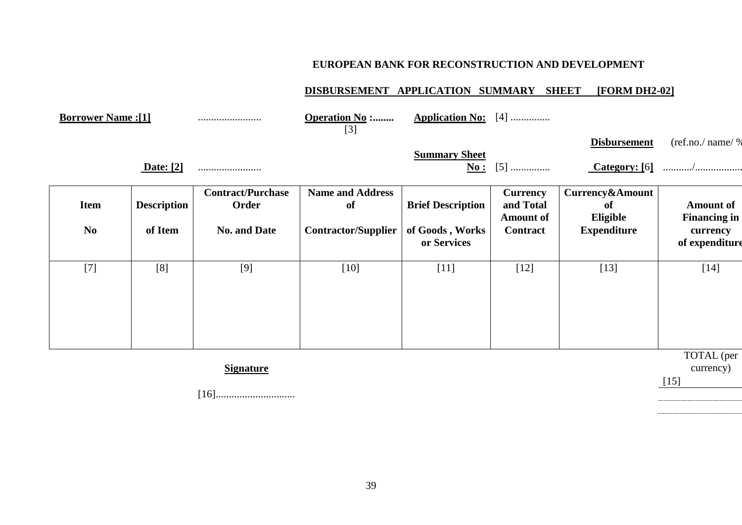**EUROPEAN BANK FOR RECONSTRUCTION AND DEVELOPMENT**

**DISBURSEMENT APPLICATION SUMMARY SHEET [FORM DH2-02]**

**Borrower Name :[1]** ........................ **Operation No :........** [3] **Application No:** [4] ...............

**Date: [2]** ........................ **Summary Sheet No :** [5] ............... **Disbursement Category: [6]** (ref.no./ name/ % ........../.................

| Item No | Description of Item | Contract/Purchase Order No. and Date | Name and Address of Contractor/Supplier | Brief Description of Goods , Works or Services | Currency and Total Amount of Contract | Currency&Amount of Eligible Expenditure | Amount of Financing in currency of expenditure |
|---|---|---|---|---|---|---|---|
| [7] | [8] | [9] | [10] | [11] | [12] | [13] | [14] |

TOTAL (per currency)

[15] ........................

........................

**Signature**

[16].............................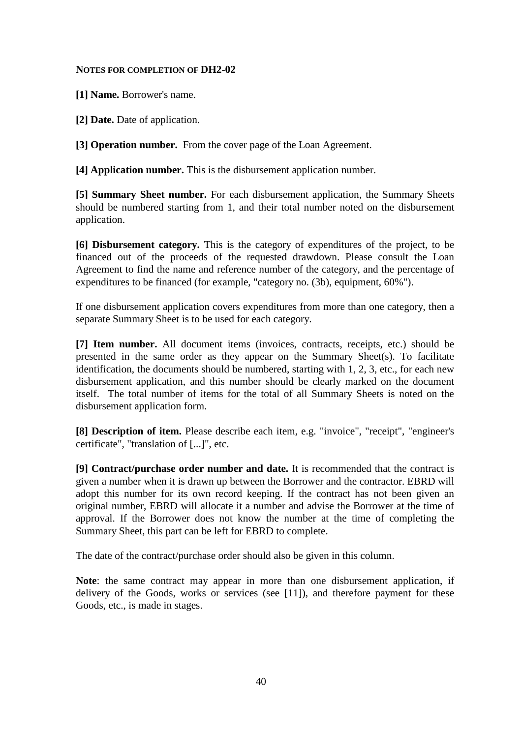**NOTES FOR COMPLETION OF DH2-02**

**[1] Name.** Borrower's name.

**[2] Date.** Date of application.

**[3] Operation number.** From the cover page of the Loan Agreement.

**[4] Application number.** This is the disbursement application number.

**[5] Summary Sheet number.** For each disbursement application, the Summary Sheets should be numbered starting from 1, and their total number noted on the disbursement application.

**[6] Disbursement category.** This is the category of expenditures of the project, to be financed out of the proceeds of the requested drawdown. Please consult the Loan Agreement to find the name and reference number of the category, and the percentage of expenditures to be financed (for example, "category no. (3b), equipment, 60%").

If one disbursement application covers expenditures from more than one category, then a separate Summary Sheet is to be used for each category.

**[7] Item number.** All document items (invoices, contracts, receipts, etc.) should be presented in the same order as they appear on the Summary Sheet(s). To facilitate identification, the documents should be numbered, starting with 1, 2, 3, etc., for each new disbursement application, and this number should be clearly marked on the document itself. The total number of items for the total of all Summary Sheets is noted on the disbursement application form.

**[8] Description of item.** Please describe each item, e.g. "invoice", "receipt", "engineer's certificate", "translation of [...]", etc.

**[9] Contract/purchase order number and date.** It is recommended that the contract is given a number when it is drawn up between the Borrower and the contractor. EBRD will adopt this number for its own record keeping. If the contract has not been given an original number, EBRD will allocate it a number and advise the Borrower at the time of approval. If the Borrower does not know the number at the time of completing the Summary Sheet, this part can be left for EBRD to complete.

The date of the contract/purchase order should also be given in this column.

**Note**: the same contract may appear in more than one disbursement application, if delivery of the Goods, works or services (see [11]), and therefore payment for these Goods, etc., is made in stages.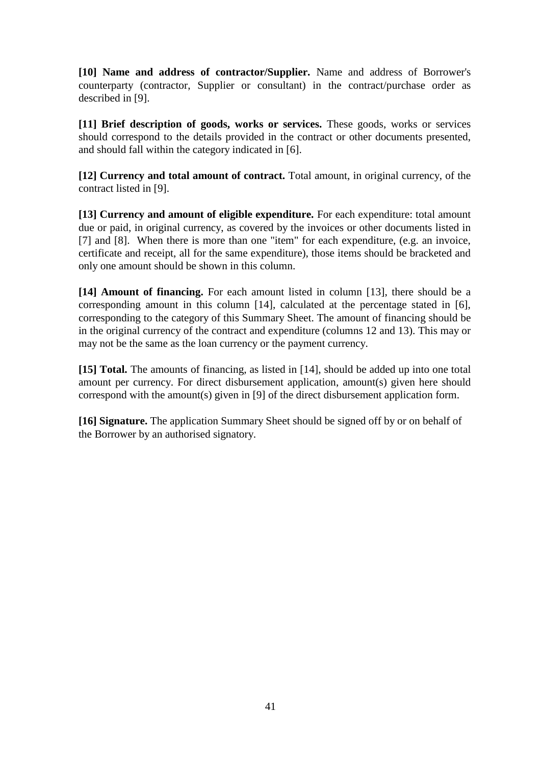**[10] Name and address of contractor/Supplier.** Name and address of Borrower's counterparty (contractor, Supplier or consultant) in the contract/purchase order as described in [9].

**[11] Brief description of goods, works or services.** These goods, works or services should correspond to the details provided in the contract or other documents presented, and should fall within the category indicated in [6].

**[12] Currency and total amount of contract.** Total amount, in original currency, of the contract listed in [9].

**[13] Currency and amount of eligible expenditure.** For each expenditure: total amount due or paid, in original currency, as covered by the invoices or other documents listed in [7] and [8]. When there is more than one "item" for each expenditure, (e.g. an invoice, certificate and receipt, all for the same expenditure), those items should be bracketed and only one amount should be shown in this column.

**[14] Amount of financing.** For each amount listed in column [13], there should be a corresponding amount in this column [14], calculated at the percentage stated in [6], corresponding to the category of this Summary Sheet. The amount of financing should be in the original currency of the contract and expenditure (columns 12 and 13). This may or may not be the same as the loan currency or the payment currency.

**[15] Total.** The amounts of financing, as listed in [14], should be added up into one total amount per currency. For direct disbursement application, amount(s) given here should correspond with the amount(s) given in [9] of the direct disbursement application form.

**[16] Signature.** The application Summary Sheet should be signed off by or on behalf of the Borrower by an authorised signatory.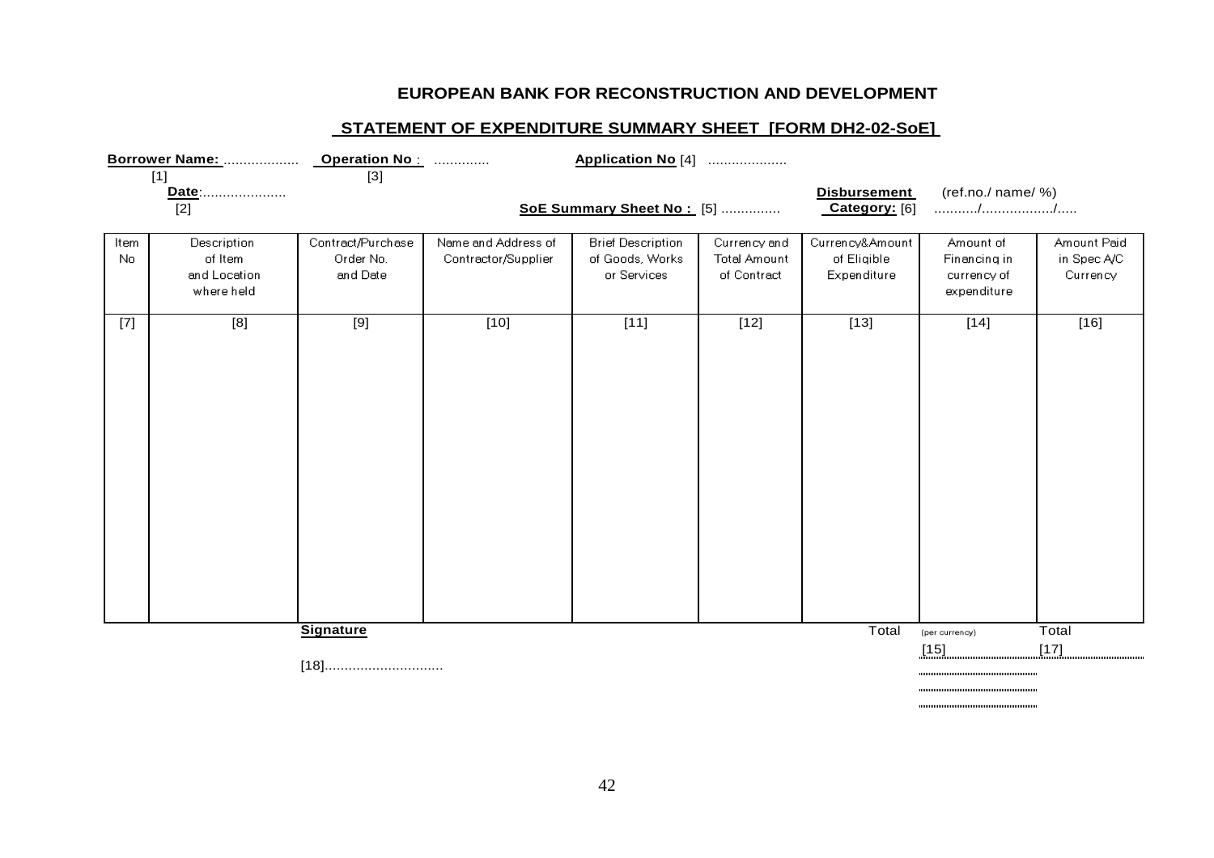**EUROPEAN BANK FOR RECONSTRUCTION AND DEVELOPMENT**

**STATEMENT OF EXPENDITURE SUMMARY SHEET [FORM DH2-02-SoE]**

**Borrower Name:** ................... [1] **Operation No** : .............. [3] **Application No** [4] ....................

**Date**:...................... [2]

**SoE Summary Sheet No :** [5] ............... **Disbursement Category:** [6] (ref.no./ name/ %) .........../................../.....

| Item No | Description of Item and Location where held | Contract/Purchase Order No. and Date | Name and Address of Contractor/Supplier | Brief Description of Goods, Works or Services | Currency and Total Amount of Contract | Currency&Amount of Eligible Expenditure | Amount of Financing in currency of expenditure | Amount Paid in Spec A/C Currency |
|---|---|---|---|---|---|---|---|---|
| [7] | [8] | [9] | [10] | [11] | [12] | [13] | [14] | [16] |

**Signature**

[18]..............................

Total (per currency) [15]

Total [17]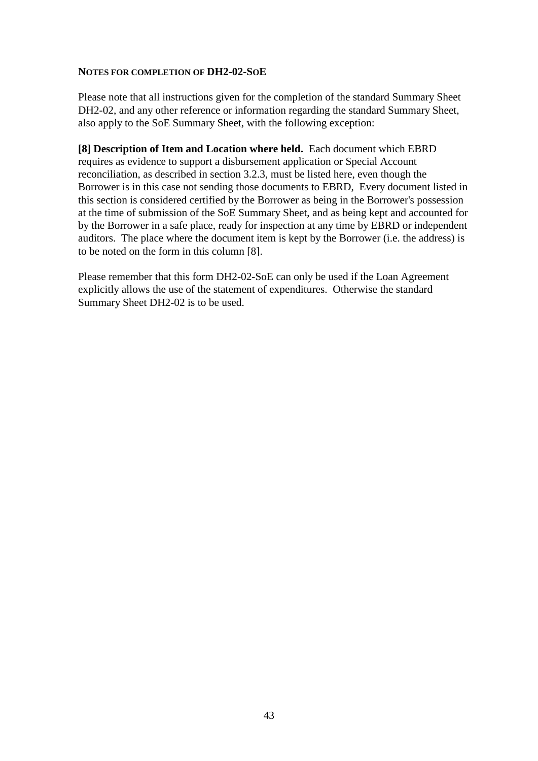**NOTES FOR COMPLETION OF DH2-02-SOE**

Please note that all instructions given for the completion of the standard Summary Sheet DH2-02, and any other reference or information regarding the standard Summary Sheet, also apply to the SoE Summary Sheet, with the following exception:

**[8] Description of Item and Location where held.** Each document which EBRD requires as evidence to support a disbursement application or Special Account reconciliation, as described in section 3.2.3, must be listed here, even though the Borrower is in this case not sending those documents to EBRD, Every document listed in this section is considered certified by the Borrower as being in the Borrower's possession at the time of submission of the SoE Summary Sheet, and as being kept and accounted for by the Borrower in a safe place, ready for inspection at any time by EBRD or independent auditors. The place where the document item is kept by the Borrower (i.e. the address) is to be noted on the form in this column [8].

Please remember that this form DH2-02-SoE can only be used if the Loan Agreement explicitly allows the use of the statement of expenditures. Otherwise the standard Summary Sheet DH2-02 is to be used.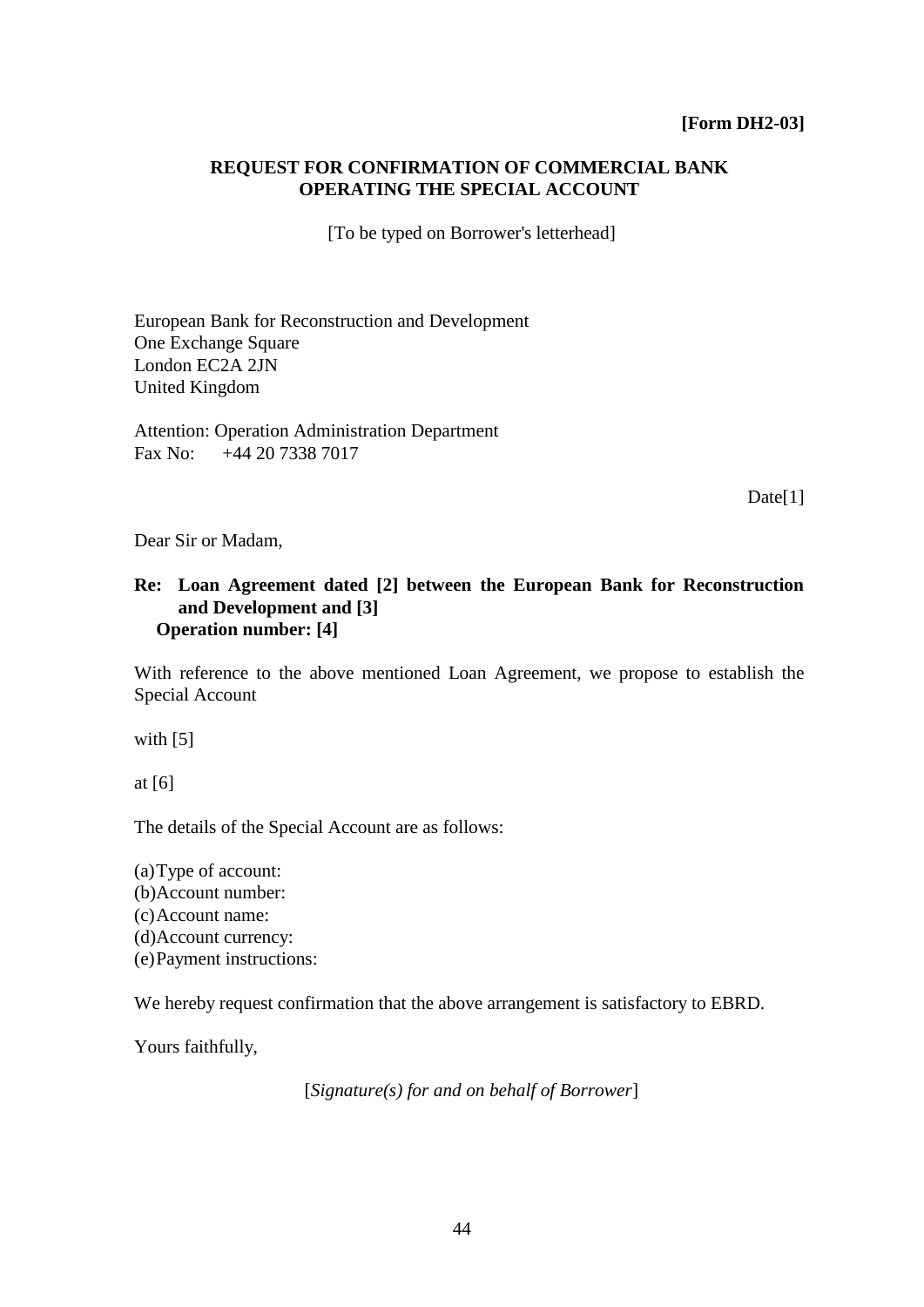**[Form DH2-03]**

**REQUEST FOR CONFIRMATION OF COMMERCIAL BANK OPERATING THE SPECIAL ACCOUNT**

[To be typed on Borrower's letterhead]

European Bank for Reconstruction and Development
One Exchange Square
London EC2A 2JN
United Kingdom

Attention: Operation Administration Department
Fax No: +44 20 7338 7017

Date[1]

Dear Sir or Madam,

**Re: Loan Agreement dated [2] between the European Bank for Reconstruction and Development and [3]**
**Operation number: [4]**

With reference to the above mentioned Loan Agreement, we propose to establish the Special Account

with [5]

at [6]

The details of the Special Account are as follows:

(a) Type of account:
(b) Account number:
(c) Account name:
(d) Account currency:
(e) Payment instructions:

We hereby request confirmation that the above arrangement is satisfactory to EBRD.

Yours faithfully,

[*Signature(s) for and on behalf of Borrower*]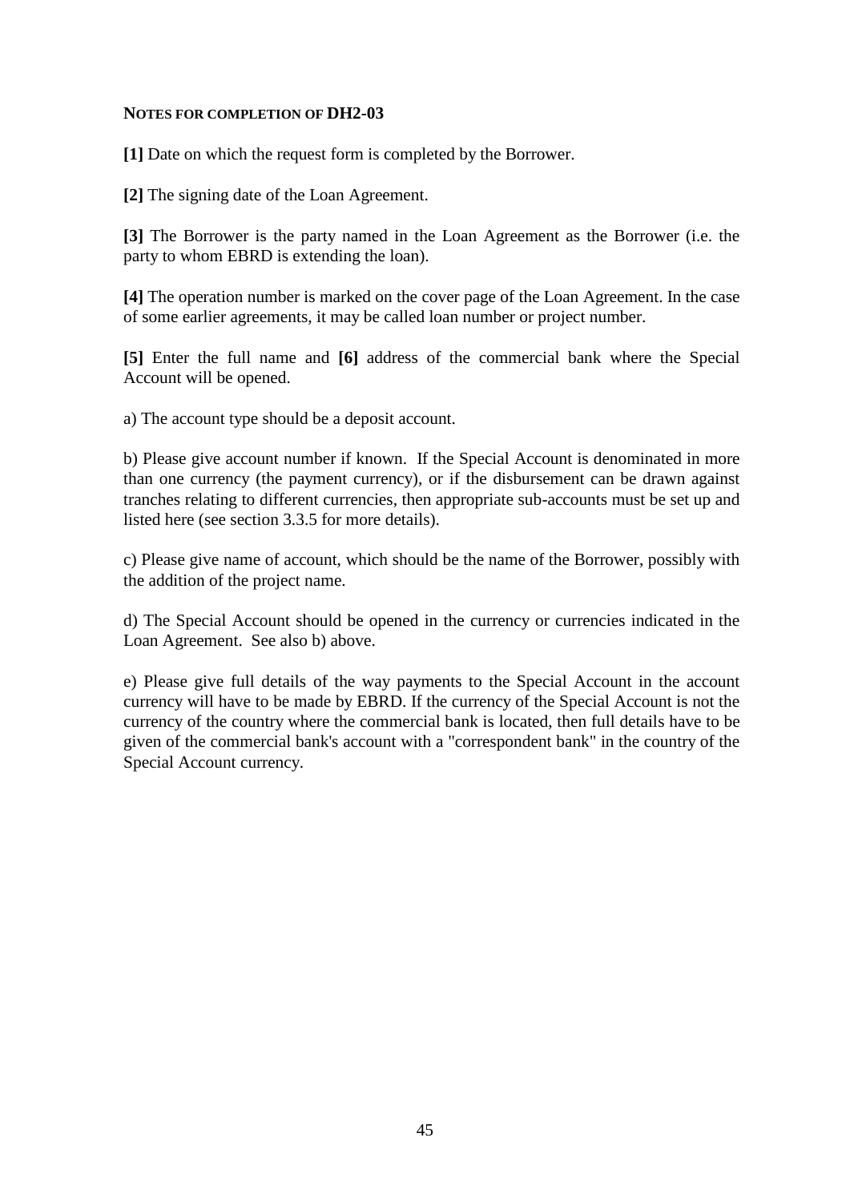**NOTES FOR COMPLETION OF DH2-03**

**[1]** Date on which the request form is completed by the Borrower.

**[2]** The signing date of the Loan Agreement.

**[3]** The Borrower is the party named in the Loan Agreement as the Borrower (i.e. the party to whom EBRD is extending the loan).

**[4]** The operation number is marked on the cover page of the Loan Agreement. In the case of some earlier agreements, it may be called loan number or project number.

**[5]** Enter the full name and **[6]** address of the commercial bank where the Special Account will be opened.

a) The account type should be a deposit account.

b) Please give account number if known. If the Special Account is denominated in more than one currency (the payment currency), or if the disbursement can be drawn against tranches relating to different currencies, then appropriate sub-accounts must be set up and listed here (see section 3.3.5 for more details).

c) Please give name of account, which should be the name of the Borrower, possibly with the addition of the project name.

d) The Special Account should be opened in the currency or currencies indicated in the Loan Agreement. See also b) above.

e) Please give full details of the way payments to the Special Account in the account currency will have to be made by EBRD. If the currency of the Special Account is not the currency of the country where the commercial bank is located, then full details have to be given of the commercial bank's account with a "correspondent bank" in the country of the Special Account currency.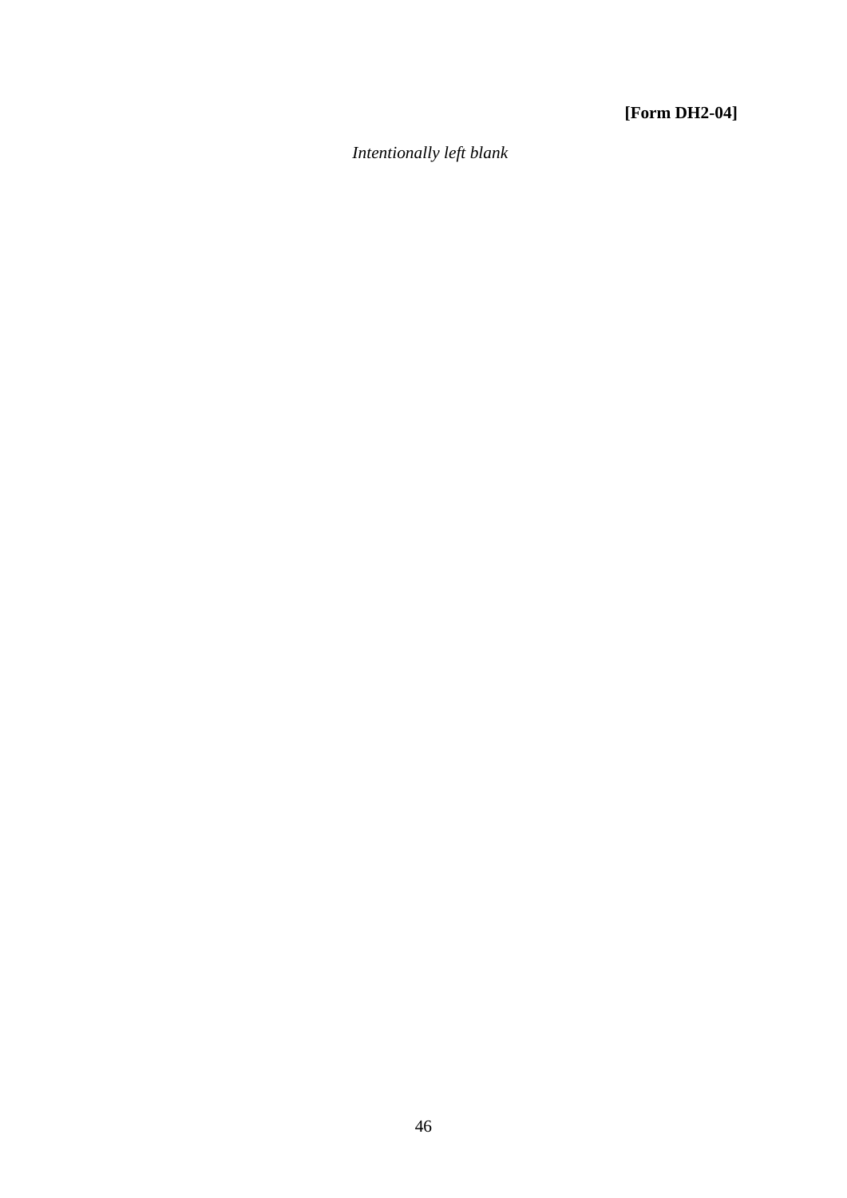**[Form DH2-04]**

*Intentionally left blank*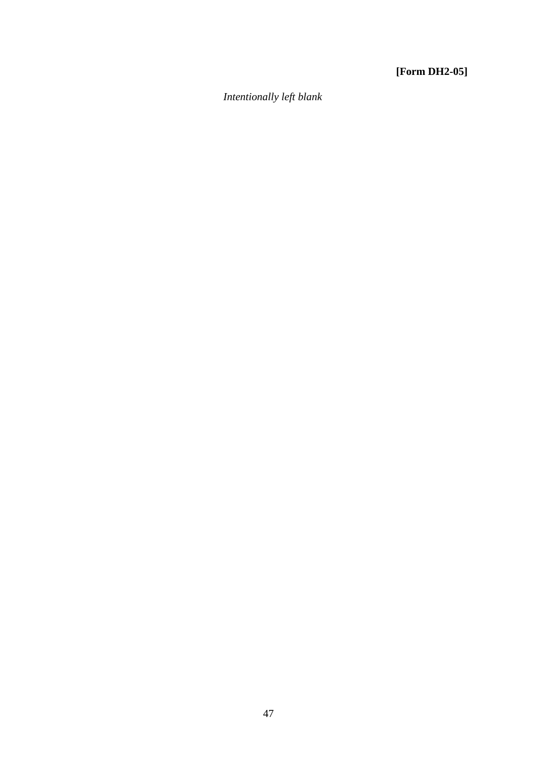**[Form DH2-05]**

*Intentionally left blank*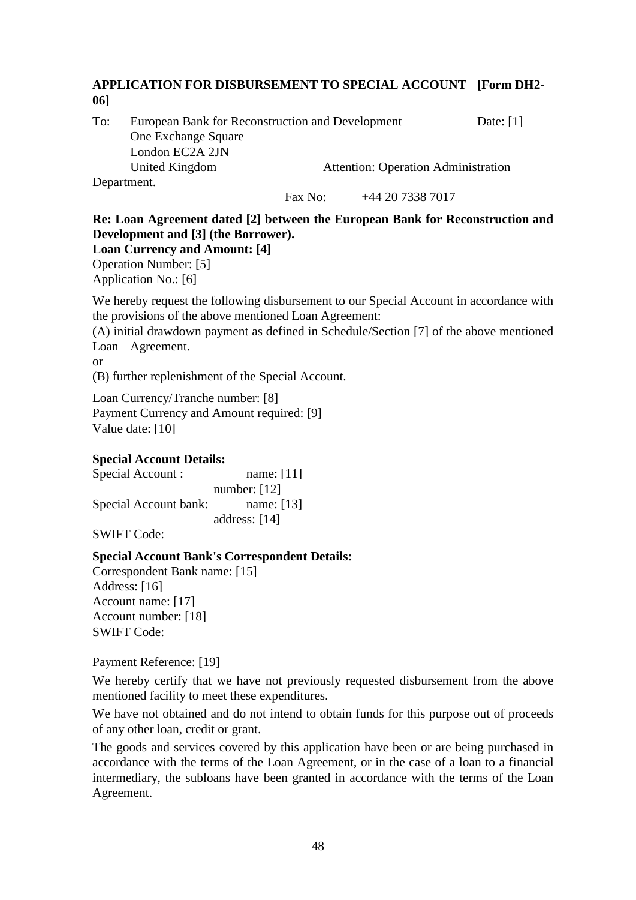## APPLICATION FOR DISBURSEMENT TO SPECIAL ACCOUNT [Form DH2-06]

To: European Bank for Reconstruction and Development Date: [1]
One Exchange Square
London EC2A 2JN
United Kingdom Attention: Operation Administration Department.

Fax No: +44 20 7338 7017

**Re: Loan Agreement dated [2] between the European Bank for Reconstruction and Development and [3] (the Borrower).**
**Loan Currency and Amount: [4]**
Operation Number: [5]
Application No.: [6]

We hereby request the following disbursement to our Special Account in accordance with the provisions of the above mentioned Loan Agreement:
(A) initial drawdown payment as defined in Schedule/Section [7] of the above mentioned Loan Agreement.
or
(B) further replenishment of the Special Account.

Loan Currency/Tranche number: [8]
Payment Currency and Amount required: [9]
Value date: [10]

**Special Account Details:**
Special Account : name: [11]
number: [12]
Special Account bank: name: [13]
address: [14]
SWIFT Code:

**Special Account Bank's Correspondent Details:**
Correspondent Bank name: [15]
Address: [16]
Account name: [17]
Account number: [18]
SWIFT Code:

Payment Reference: [19]

We hereby certify that we have not previously requested disbursement from the above mentioned facility to meet these expenditures.

We have not obtained and do not intend to obtain funds for this purpose out of proceeds of any other loan, credit or grant.

The goods and services covered by this application have been or are being purchased in accordance with the terms of the Loan Agreement, or in the case of a loan to a financial intermediary, the subloans have been granted in accordance with the terms of the Loan Agreement.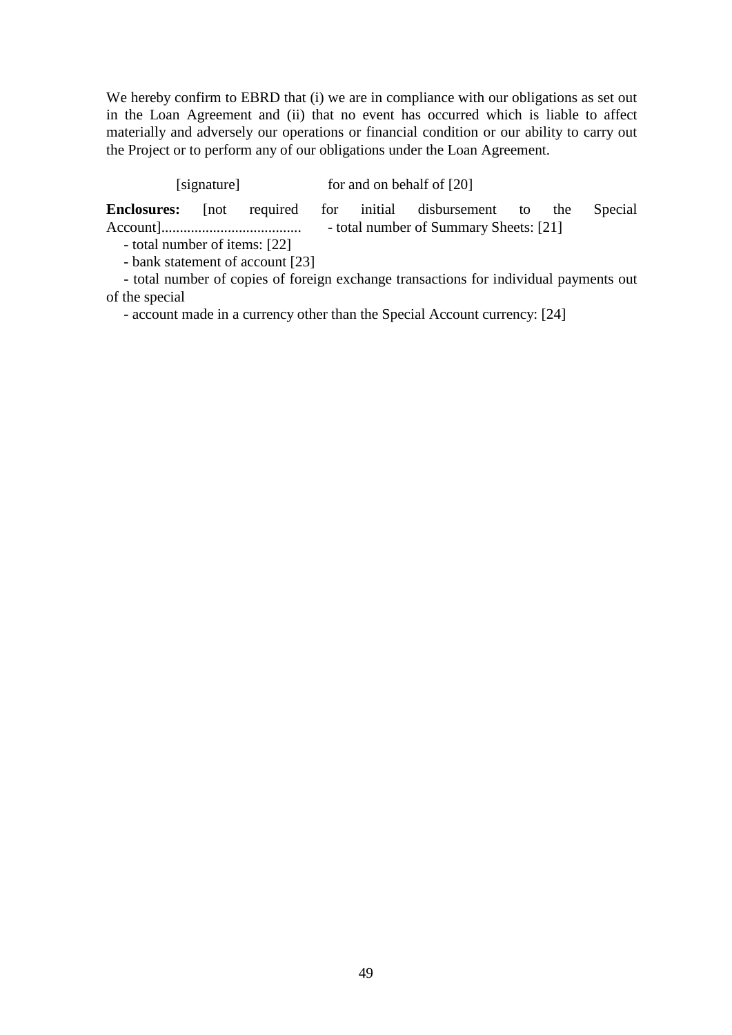We hereby confirm to EBRD that (i) we are in compliance with our obligations as set out in the Loan Agreement and (ii) that no event has occurred which is liable to affect materially and adversely our operations or financial condition or our ability to carry out the Project or to perform any of our obligations under the Loan Agreement.

[signature] for and on behalf of [20]

**Enclosures:** [not required for initial disbursement to the Special Account]...................................... - total number of Summary Sheets: [21]

- total number of items: [22]
- bank statement of account [23]
- total number of copies of foreign exchange transactions for individual payments out of the special
- account made in a currency other than the Special Account currency: [24]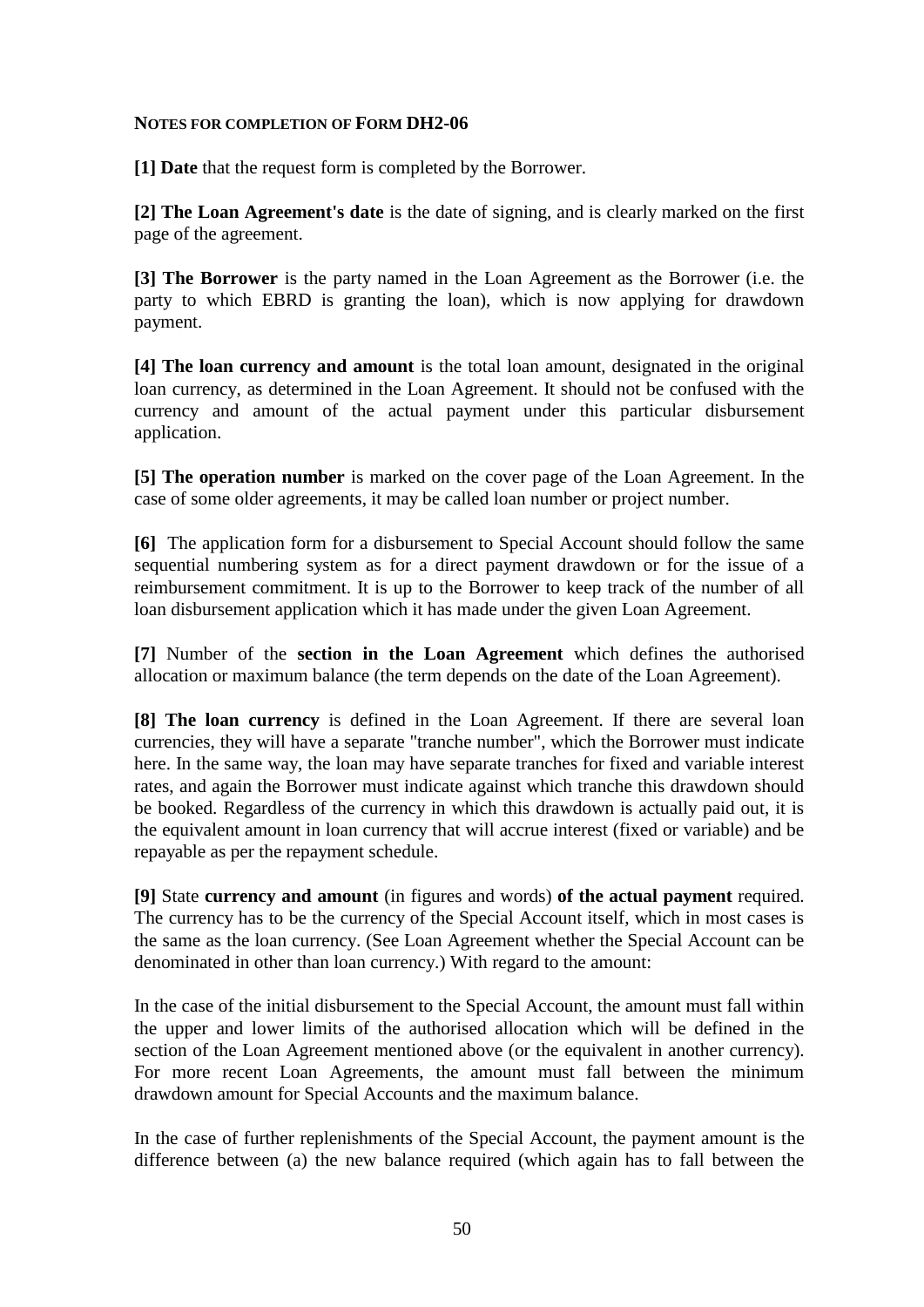**NOTES FOR COMPLETION OF FORM DH2-06**

**[1] Date** that the request form is completed by the Borrower.

**[2] The Loan Agreement's date** is the date of signing, and is clearly marked on the first page of the agreement.

**[3] The Borrower** is the party named in the Loan Agreement as the Borrower (i.e. the party to which EBRD is granting the loan), which is now applying for drawdown payment.

**[4] The loan currency and amount** is the total loan amount, designated in the original loan currency, as determined in the Loan Agreement. It should not be confused with the currency and amount of the actual payment under this particular disbursement application.

**[5] The operation number** is marked on the cover page of the Loan Agreement. In the case of some older agreements, it may be called loan number or project number.

**[6]** The application form for a disbursement to Special Account should follow the same sequential numbering system as for a direct payment drawdown or for the issue of a reimbursement commitment. It is up to the Borrower to keep track of the number of all loan disbursement application which it has made under the given Loan Agreement.

**[7]** Number of the **section in the Loan Agreement** which defines the authorised allocation or maximum balance (the term depends on the date of the Loan Agreement).

**[8] The loan currency** is defined in the Loan Agreement. If there are several loan currencies, they will have a separate "tranche number", which the Borrower must indicate here. In the same way, the loan may have separate tranches for fixed and variable interest rates, and again the Borrower must indicate against which tranche this drawdown should be booked. Regardless of the currency in which this drawdown is actually paid out, it is the equivalent amount in loan currency that will accrue interest (fixed or variable) and be repayable as per the repayment schedule.

**[9]** State **currency and amount** (in figures and words) **of the actual payment** required. The currency has to be the currency of the Special Account itself, which in most cases is the same as the loan currency. (See Loan Agreement whether the Special Account can be denominated in other than loan currency.) With regard to the amount:

In the case of the initial disbursement to the Special Account, the amount must fall within the upper and lower limits of the authorised allocation which will be defined in the section of the Loan Agreement mentioned above (or the equivalent in another currency). For more recent Loan Agreements, the amount must fall between the minimum drawdown amount for Special Accounts and the maximum balance.

In the case of further replenishments of the Special Account, the payment amount is the difference between (a) the new balance required (which again has to fall between the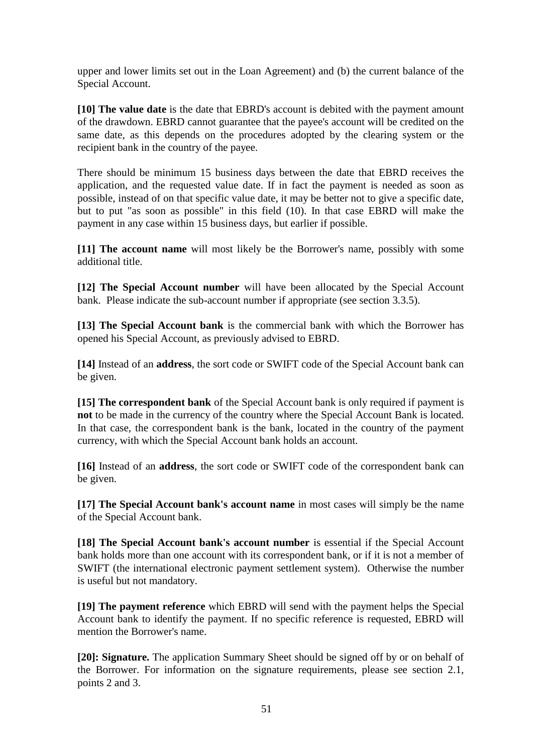upper and lower limits set out in the Loan Agreement) and (b) the current balance of the Special Account.

**[10] The value date** is the date that EBRD's account is debited with the payment amount of the drawdown. EBRD cannot guarantee that the payee's account will be credited on the same date, as this depends on the procedures adopted by the clearing system or the recipient bank in the country of the payee.

There should be minimum 15 business days between the date that EBRD receives the application, and the requested value date. If in fact the payment is needed as soon as possible, instead of on that specific value date, it may be better not to give a specific date, but to put "as soon as possible" in this field (10). In that case EBRD will make the payment in any case within 15 business days, but earlier if possible.

**[11] The account name** will most likely be the Borrower's name, possibly with some additional title.

**[12] The Special Account number** will have been allocated by the Special Account bank. Please indicate the sub-account number if appropriate (see section 3.3.5).

**[13] The Special Account bank** is the commercial bank with which the Borrower has opened his Special Account, as previously advised to EBRD.

**[14]** Instead of an **address**, the sort code or SWIFT code of the Special Account bank can be given.

**[15] The correspondent bank** of the Special Account bank is only required if payment is **not** to be made in the currency of the country where the Special Account Bank is located. In that case, the correspondent bank is the bank, located in the country of the payment currency, with which the Special Account bank holds an account.

**[16]** Instead of an **address**, the sort code or SWIFT code of the correspondent bank can be given.

**[17] The Special Account bank's account name** in most cases will simply be the name of the Special Account bank.

**[18] The Special Account bank's account number** is essential if the Special Account bank holds more than one account with its correspondent bank, or if it is not a member of SWIFT (the international electronic payment settlement system). Otherwise the number is useful but not mandatory.

**[19] The payment reference** which EBRD will send with the payment helps the Special Account bank to identify the payment. If no specific reference is requested, EBRD will mention the Borrower's name.

**[20]: Signature.** The application Summary Sheet should be signed off by or on behalf of the Borrower. For information on the signature requirements, please see section 2.1, points 2 and 3.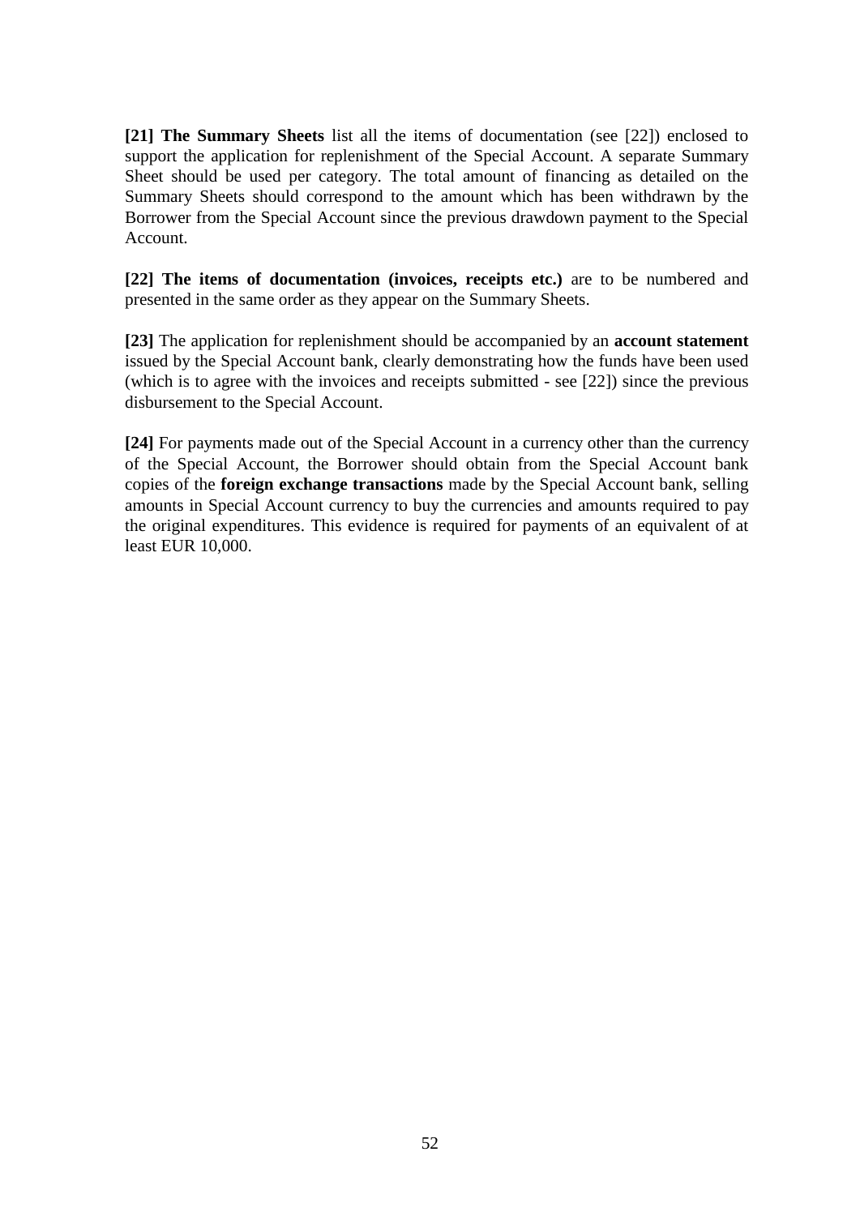**[21] The Summary Sheets** list all the items of documentation (see [22]) enclosed to support the application for replenishment of the Special Account. A separate Summary Sheet should be used per category. The total amount of financing as detailed on the Summary Sheets should correspond to the amount which has been withdrawn by the Borrower from the Special Account since the previous drawdown payment to the Special Account.

**[22] The items of documentation (invoices, receipts etc.)** are to be numbered and presented in the same order as they appear on the Summary Sheets.

**[23]** The application for replenishment should be accompanied by an **account statement** issued by the Special Account bank, clearly demonstrating how the funds have been used (which is to agree with the invoices and receipts submitted - see [22]) since the previous disbursement to the Special Account.

**[24]** For payments made out of the Special Account in a currency other than the currency of the Special Account, the Borrower should obtain from the Special Account bank copies of the **foreign exchange transactions** made by the Special Account bank, selling amounts in Special Account currency to buy the currencies and amounts required to pay the original expenditures. This evidence is required for payments of an equivalent of at least EUR 10,000.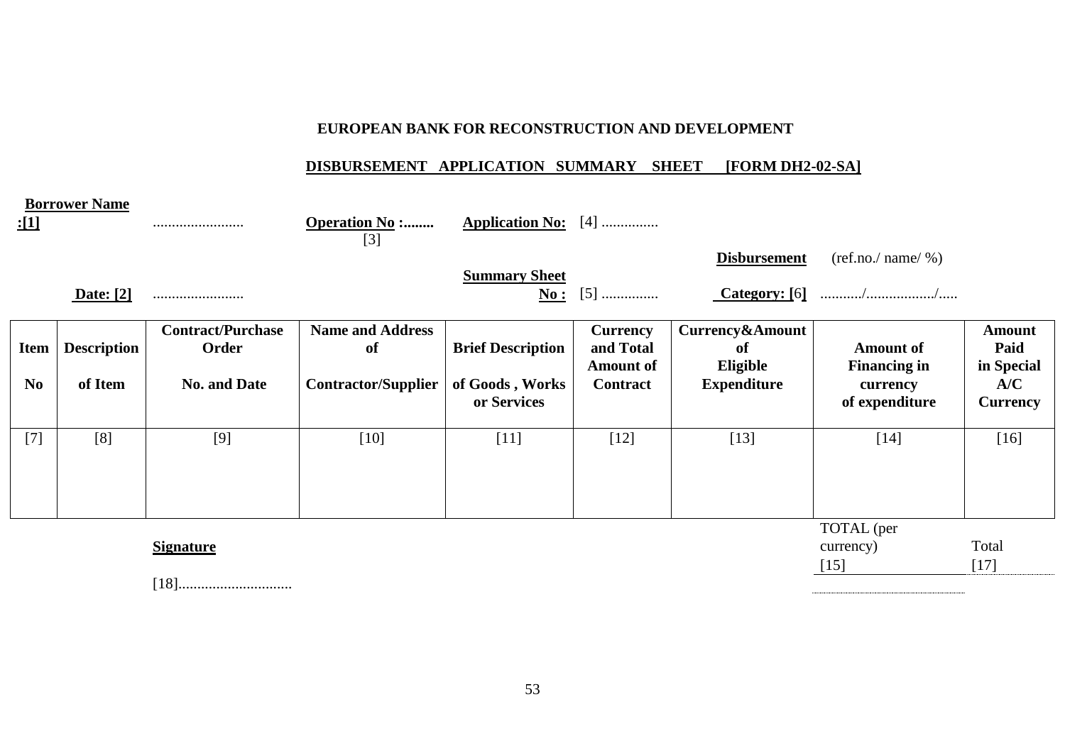**EUROPEAN BANK FOR RECONSTRUCTION AND DEVELOPMENT**

**DISBURSEMENT APPLICATION SUMMARY SHEET [FORM DH2-02-SA]**

**Borrower Name :[1]** ........................ **Operation No :........** [3] **Application No:** [4] ...............

**Date: [2]** ........................ **Summary Sheet No :** [5] ............... **Disbursement Category: [6]** (ref.no./ name/ %) .........../................../.....

| **Item No** | **Description of Item** | **Contract/Purchase Order No. and Date** | **Name and Address of Contractor/Supplier** | **Brief Description of Goods , Works or Services** | **Currency and Total Amount of Contract** | **Currency&Amount of Eligible Expenditure** | **Amount of Financing in currency of expenditure** | **Amount Paid in Special A/C Currency** |
|---|---|---|---|---|---|---|---|---|
| [7] | [8] | [9] | [10] | [11] | [12] | [13] | [14] | [16] |
| | | | | | | | TOTAL (per currency) [15] | Total [17] |

**Signature**

[18].............................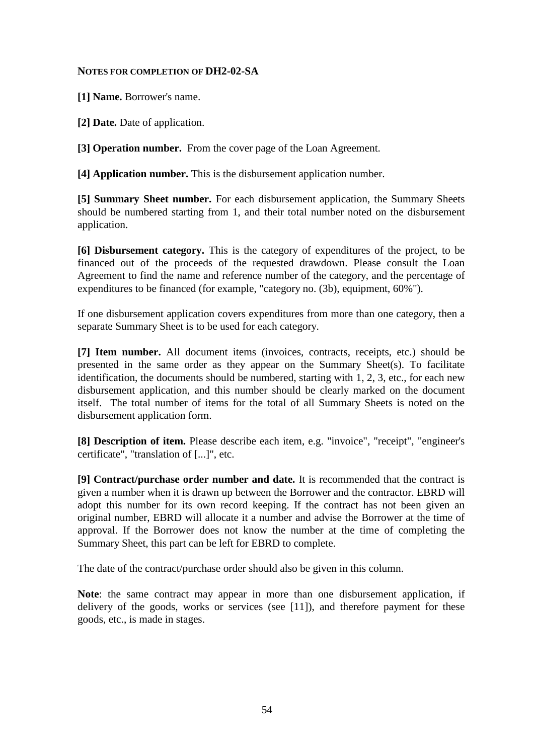**NOTES FOR COMPLETION OF DH2-02-SA**

**[1] Name.** Borrower's name.

**[2] Date.** Date of application.

**[3] Operation number.** From the cover page of the Loan Agreement.

**[4] Application number.** This is the disbursement application number.

**[5] Summary Sheet number.** For each disbursement application, the Summary Sheets should be numbered starting from 1, and their total number noted on the disbursement application.

**[6] Disbursement category.** This is the category of expenditures of the project, to be financed out of the proceeds of the requested drawdown. Please consult the Loan Agreement to find the name and reference number of the category, and the percentage of expenditures to be financed (for example, "category no. (3b), equipment, 60%").

If one disbursement application covers expenditures from more than one category, then a separate Summary Sheet is to be used for each category.

**[7] Item number.** All document items (invoices, contracts, receipts, etc.) should be presented in the same order as they appear on the Summary Sheet(s). To facilitate identification, the documents should be numbered, starting with 1, 2, 3, etc., for each new disbursement application, and this number should be clearly marked on the document itself. The total number of items for the total of all Summary Sheets is noted on the disbursement application form.

**[8] Description of item.** Please describe each item, e.g. "invoice", "receipt", "engineer's certificate", "translation of [...]", etc.

**[9] Contract/purchase order number and date.** It is recommended that the contract is given a number when it is drawn up between the Borrower and the contractor. EBRD will adopt this number for its own record keeping. If the contract has not been given an original number, EBRD will allocate it a number and advise the Borrower at the time of approval. If the Borrower does not know the number at the time of completing the Summary Sheet, this part can be left for EBRD to complete.

The date of the contract/purchase order should also be given in this column.

**Note**: the same contract may appear in more than one disbursement application, if delivery of the goods, works or services (see [11]), and therefore payment for these goods, etc., is made in stages.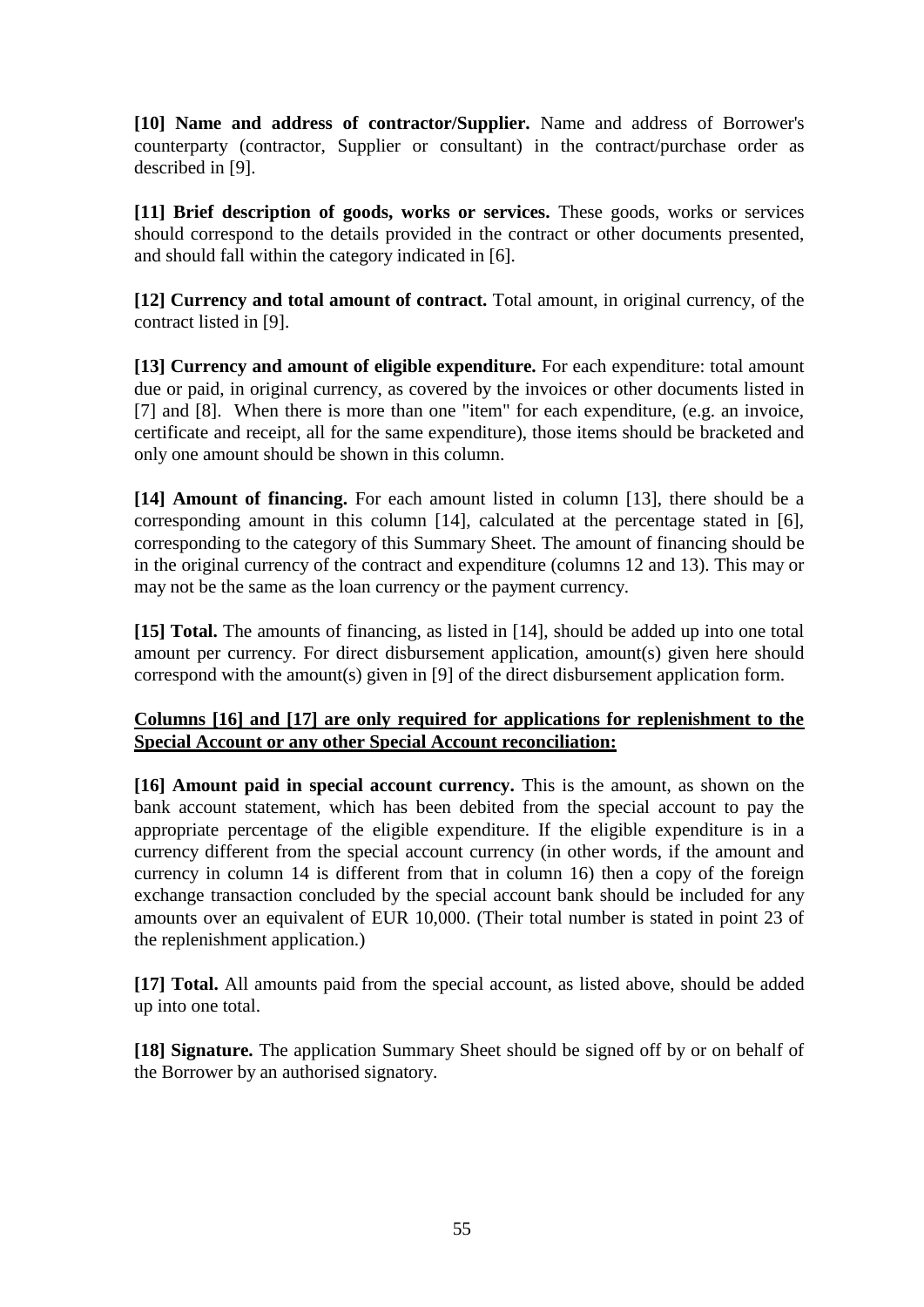**[10] Name and address of contractor/Supplier.** Name and address of Borrower's counterparty (contractor, Supplier or consultant) in the contract/purchase order as described in [9].

**[11] Brief description of goods, works or services.** These goods, works or services should correspond to the details provided in the contract or other documents presented, and should fall within the category indicated in [6].

**[12] Currency and total amount of contract.** Total amount, in original currency, of the contract listed in [9].

**[13] Currency and amount of eligible expenditure.** For each expenditure: total amount due or paid, in original currency, as covered by the invoices or other documents listed in [7] and [8]. When there is more than one "item" for each expenditure, (e.g. an invoice, certificate and receipt, all for the same expenditure), those items should be bracketed and only one amount should be shown in this column.

**[14] Amount of financing.** For each amount listed in column [13], there should be a corresponding amount in this column [14], calculated at the percentage stated in [6], corresponding to the category of this Summary Sheet. The amount of financing should be in the original currency of the contract and expenditure (columns 12 and 13). This may or may not be the same as the loan currency or the payment currency.

**[15] Total.** The amounts of financing, as listed in [14], should be added up into one total amount per currency. For direct disbursement application, amount(s) given here should correspond with the amount(s) given in [9] of the direct disbursement application form.

**Columns [16] and [17] are only required for applications for replenishment to the Special Account or any other Special Account reconciliation:**

**[16] Amount paid in special account currency.** This is the amount, as shown on the bank account statement, which has been debited from the special account to pay the appropriate percentage of the eligible expenditure. If the eligible expenditure is in a currency different from the special account currency (in other words, if the amount and currency in column 14 is different from that in column 16) then a copy of the foreign exchange transaction concluded by the special account bank should be included for any amounts over an equivalent of EUR 10,000. (Their total number is stated in point 23 of the replenishment application.)

**[17] Total.** All amounts paid from the special account, as listed above, should be added up into one total.

**[18] Signature.** The application Summary Sheet should be signed off by or on behalf of the Borrower by an authorised signatory.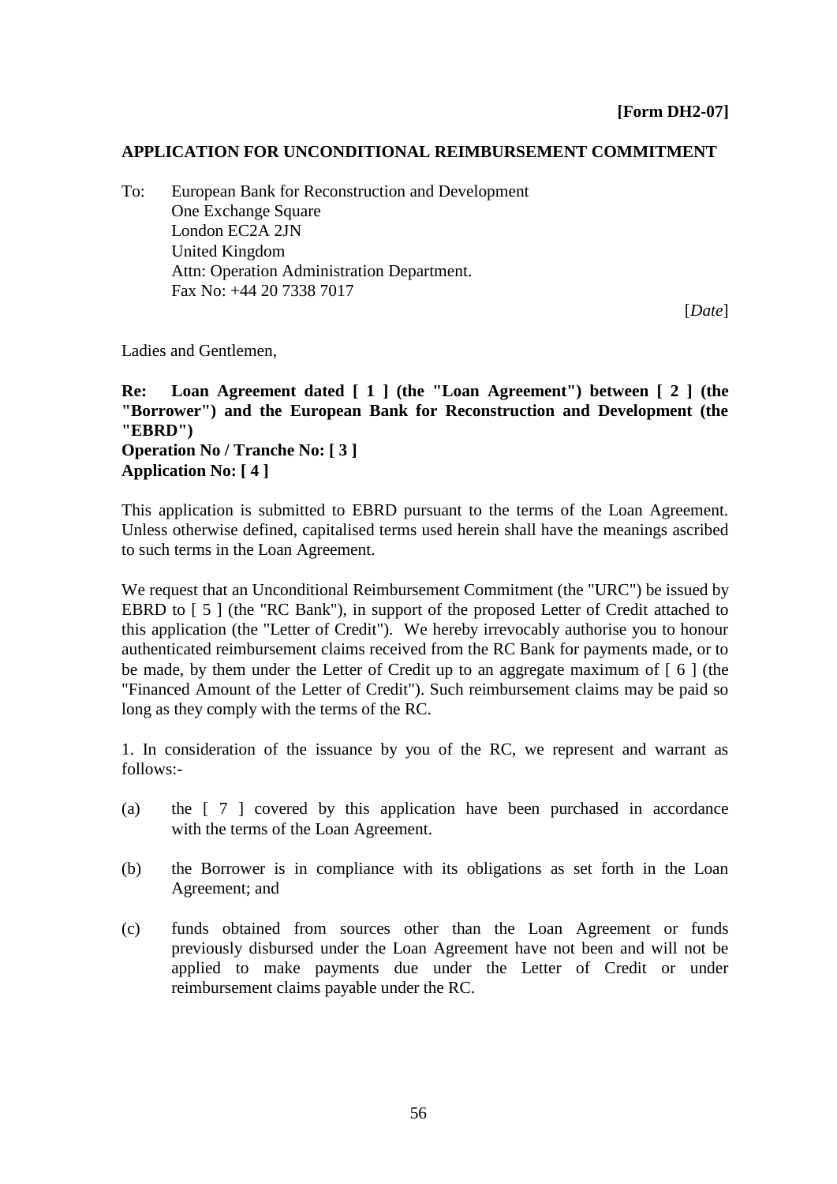**[Form DH2-07]**

**APPLICATION FOR UNCONDITIONAL REIMBURSEMENT COMMITMENT**

To: European Bank for Reconstruction and Development
One Exchange Square
London EC2A 2JN
United Kingdom
Attn: Operation Administration Department.
Fax No: +44 20 7338 7017

[*Date*]

Ladies and Gentlemen,

**Re: Loan Agreement dated [ 1 ] (the "Loan Agreement") between [ 2 ] (the "Borrower") and the European Bank for Reconstruction and Development (the "EBRD")**
**Operation No / Tranche No: [ 3 ]**
**Application No: [ 4 ]**

This application is submitted to EBRD pursuant to the terms of the Loan Agreement. Unless otherwise defined, capitalised terms used herein shall have the meanings ascribed to such terms in the Loan Agreement.

We request that an Unconditional Reimbursement Commitment (the "URC") be issued by EBRD to [ 5 ] (the "RC Bank"), in support of the proposed Letter of Credit attached to this application (the "Letter of Credit"). We hereby irrevocably authorise you to honour authenticated reimbursement claims received from the RC Bank for payments made, or to be made, by them under the Letter of Credit up to an aggregate maximum of [ 6 ] (the "Financed Amount of the Letter of Credit"). Such reimbursement claims may be paid so long as they comply with the terms of the RC.

1. In consideration of the issuance by you of the RC, we represent and warrant as follows:-

(a) the [ 7 ] covered by this application have been purchased in accordance with the terms of the Loan Agreement.

(b) the Borrower is in compliance with its obligations as set forth in the Loan Agreement; and

(c) funds obtained from sources other than the Loan Agreement or funds previously disbursed under the Loan Agreement have not been and will not be applied to make payments due under the Letter of Credit or under reimbursement claims payable under the RC.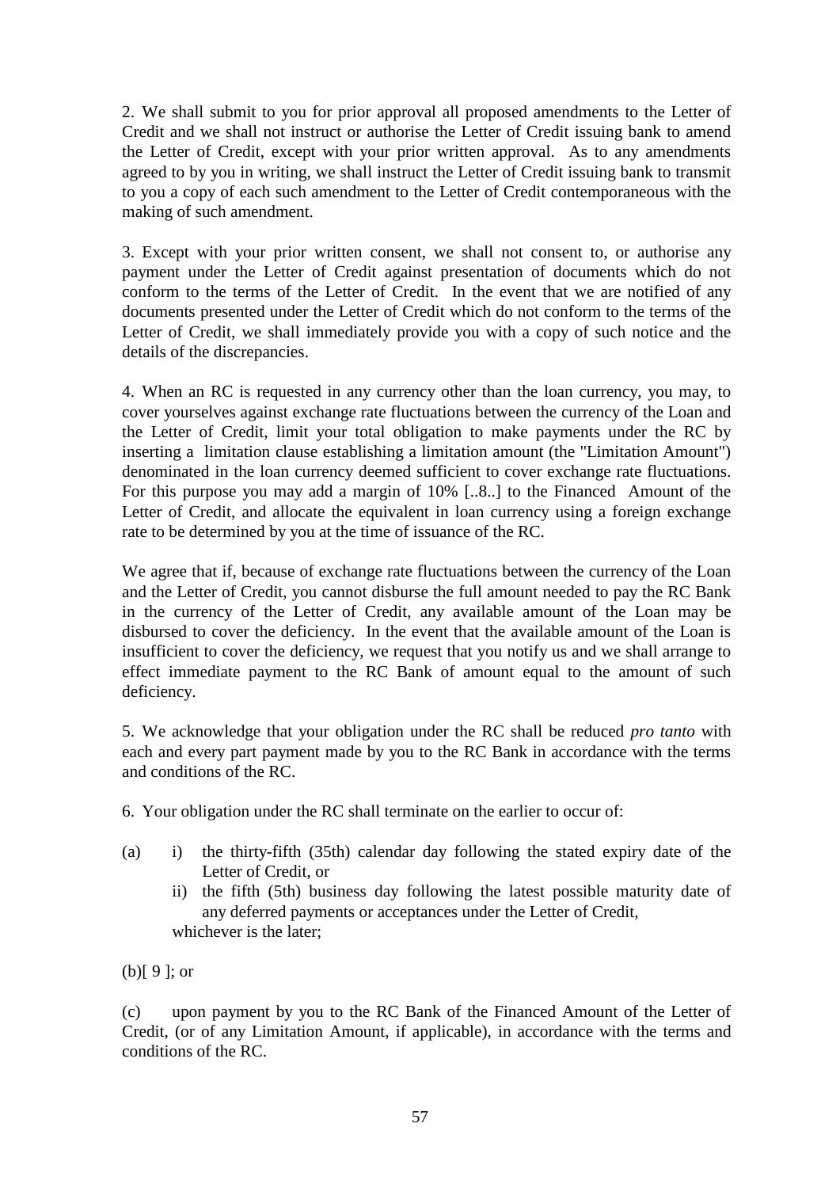2. We shall submit to you for prior approval all proposed amendments to the Letter of Credit and we shall not instruct or authorise the Letter of Credit issuing bank to amend the Letter of Credit, except with your prior written approval. As to any amendments agreed to by you in writing, we shall instruct the Letter of Credit issuing bank to transmit to you a copy of each such amendment to the Letter of Credit contemporaneous with the making of such amendment.

3. Except with your prior written consent, we shall not consent to, or authorise any payment under the Letter of Credit against presentation of documents which do not conform to the terms of the Letter of Credit. In the event that we are notified of any documents presented under the Letter of Credit which do not conform to the terms of the Letter of Credit, we shall immediately provide you with a copy of such notice and the details of the discrepancies.

4. When an RC is requested in any currency other than the loan currency, you may, to cover yourselves against exchange rate fluctuations between the currency of the Loan and the Letter of Credit, limit your total obligation to make payments under the RC by inserting a limitation clause establishing a limitation amount (the "Limitation Amount") denominated in the loan currency deemed sufficient to cover exchange rate fluctuations. For this purpose you may add a margin of 10% [..8..] to the Financed Amount of the Letter of Credit, and allocate the equivalent in loan currency using a foreign exchange rate to be determined by you at the time of issuance of the RC.

We agree that if, because of exchange rate fluctuations between the currency of the Loan and the Letter of Credit, you cannot disburse the full amount needed to pay the RC Bank in the currency of the Letter of Credit, any available amount of the Loan may be disbursed to cover the deficiency. In the event that the available amount of the Loan is insufficient to cover the deficiency, we request that you notify us and we shall arrange to effect immediate payment to the RC Bank of amount equal to the amount of such deficiency.

5. We acknowledge that your obligation under the RC shall be reduced *pro tanto* with each and every part payment made by you to the RC Bank in accordance with the terms and conditions of the RC.

6. Your obligation under the RC shall terminate on the earlier to occur of:

(a) i) the thirty-fifth (35th) calendar day following the stated expiry date of the Letter of Credit, or
 ii) the fifth (5th) business day following the latest possible maturity date of any deferred payments or acceptances under the Letter of Credit,
 whichever is the later;

(b)[ 9 ]; or

(c) upon payment by you to the RC Bank of the Financed Amount of the Letter of Credit, (or of any Limitation Amount, if applicable), in accordance with the terms and conditions of the RC.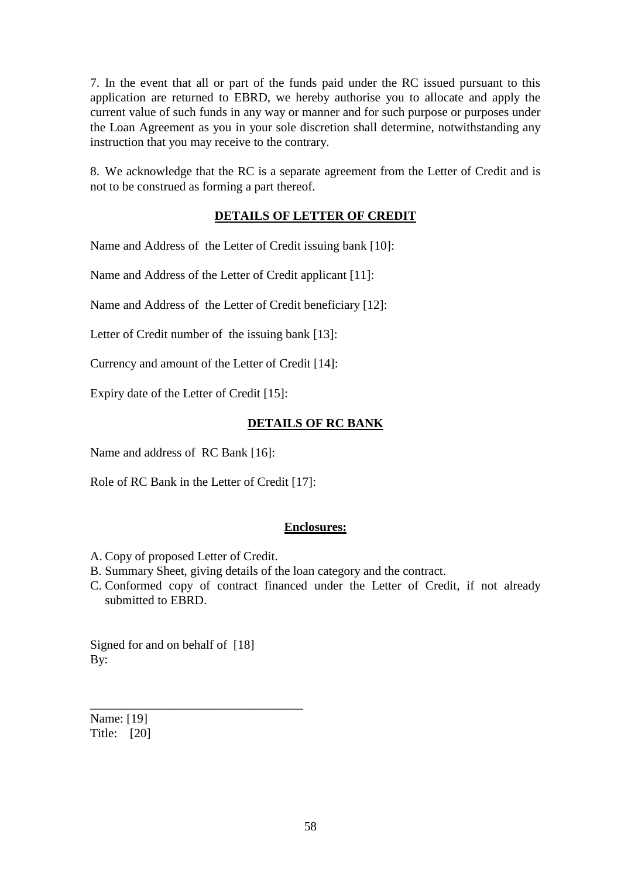7. In the event that all or part of the funds paid under the RC issued pursuant to this application are returned to EBRD, we hereby authorise you to allocate and apply the current value of such funds in any way or manner and for such purpose or purposes under the Loan Agreement as you in your sole discretion shall determine, notwithstanding any instruction that you may receive to the contrary.

8. We acknowledge that the RC is a separate agreement from the Letter of Credit and is not to be construed as forming a part thereof.

**DETAILS OF LETTER OF CREDIT**

Name and Address of the Letter of Credit issuing bank [10]:

Name and Address of the Letter of Credit applicant [11]:

Name and Address of the Letter of Credit beneficiary [12]:

Letter of Credit number of the issuing bank [13]:

Currency and amount of the Letter of Credit [14]:

Expiry date of the Letter of Credit [15]:

**DETAILS OF RC BANK**

Name and address of RC Bank [16]:

Role of RC Bank in the Letter of Credit [17]:

**Enclosures:**

A. Copy of proposed Letter of Credit.
B. Summary Sheet, giving details of the loan category and the contract.
C. Conformed copy of contract financed under the Letter of Credit, if not already submitted to EBRD.

Signed for and on behalf of [18]
By:

___________________________________
Name: [19]
Title: [20]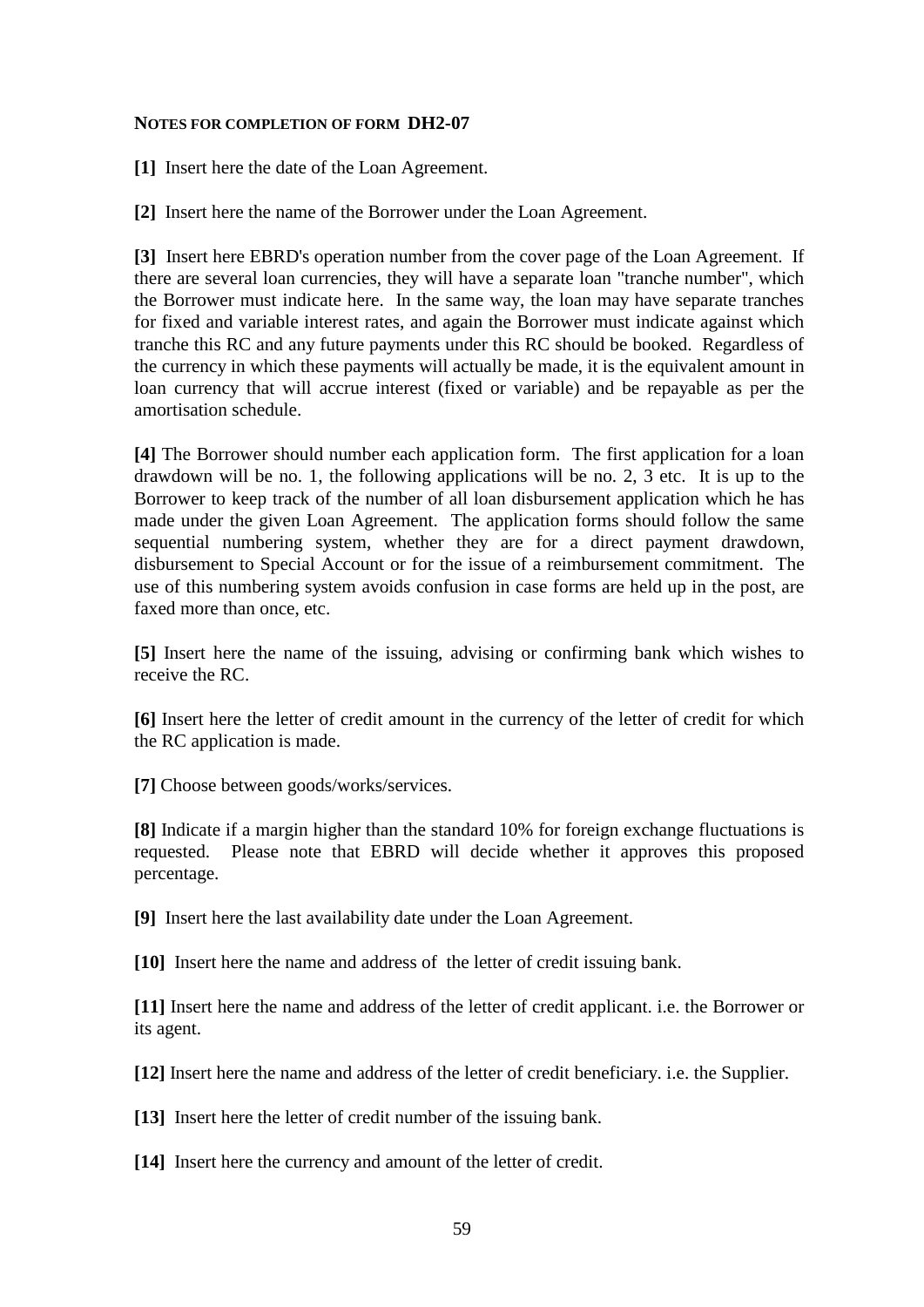**NOTES FOR COMPLETION OF FORM DH2-07**

**[1]** Insert here the date of the Loan Agreement.

**[2]** Insert here the name of the Borrower under the Loan Agreement.

**[3]** Insert here EBRD's operation number from the cover page of the Loan Agreement. If there are several loan currencies, they will have a separate loan "tranche number", which the Borrower must indicate here. In the same way, the loan may have separate tranches for fixed and variable interest rates, and again the Borrower must indicate against which tranche this RC and any future payments under this RC should be booked. Regardless of the currency in which these payments will actually be made, it is the equivalent amount in loan currency that will accrue interest (fixed or variable) and be repayable as per the amortisation schedule.

**[4]** The Borrower should number each application form. The first application for a loan drawdown will be no. 1, the following applications will be no. 2, 3 etc. It is up to the Borrower to keep track of the number of all loan disbursement application which he has made under the given Loan Agreement. The application forms should follow the same sequential numbering system, whether they are for a direct payment drawdown, disbursement to Special Account or for the issue of a reimbursement commitment. The use of this numbering system avoids confusion in case forms are held up in the post, are faxed more than once, etc.

**[5]** Insert here the name of the issuing, advising or confirming bank which wishes to receive the RC.

**[6]** Insert here the letter of credit amount in the currency of the letter of credit for which the RC application is made.

**[7]** Choose between goods/works/services.

**[8]** Indicate if a margin higher than the standard 10% for foreign exchange fluctuations is requested. Please note that EBRD will decide whether it approves this proposed percentage.

**[9]** Insert here the last availability date under the Loan Agreement.

**[10]** Insert here the name and address of the letter of credit issuing bank.

**[11]** Insert here the name and address of the letter of credit applicant. i.e. the Borrower or its agent.

**[12]** Insert here the name and address of the letter of credit beneficiary. i.e. the Supplier.

**[13]** Insert here the letter of credit number of the issuing bank.

**[14]** Insert here the currency and amount of the letter of credit.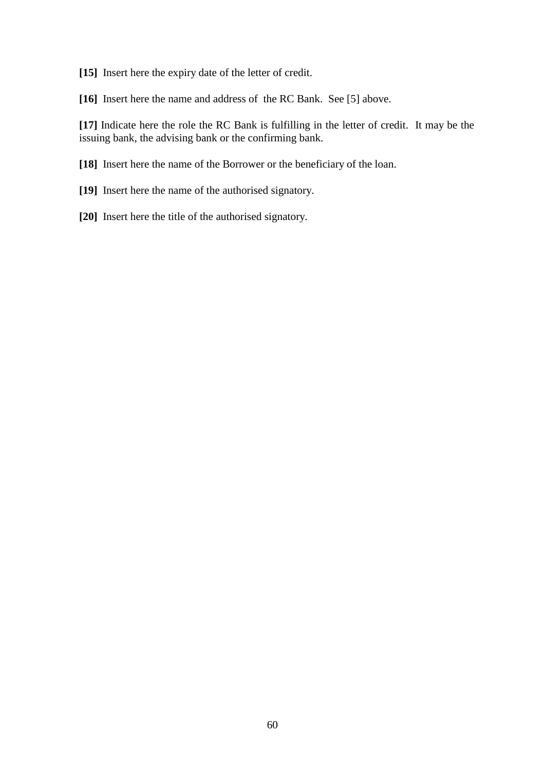**[15]** Insert here the expiry date of the letter of credit.

**[16]** Insert here the name and address of the RC Bank. See [5] above.

**[17]** Indicate here the role the RC Bank is fulfilling in the letter of credit. It may be the issuing bank, the advising bank or the confirming bank.

**[18]** Insert here the name of the Borrower or the beneficiary of the loan.

**[19]** Insert here the name of the authorised signatory.

**[20]** Insert here the title of the authorised signatory.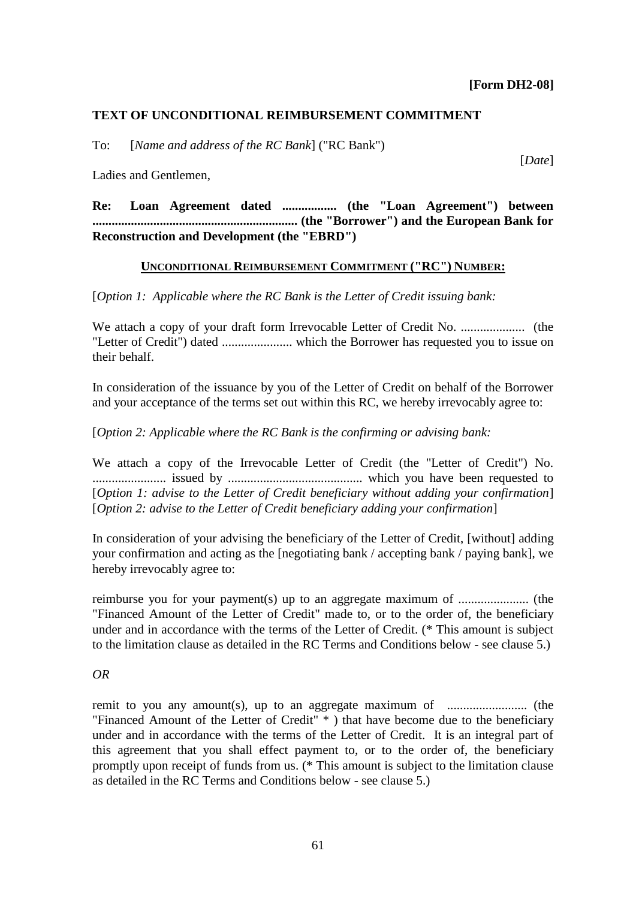**[Form DH2-08]**

**TEXT OF UNCONDITIONAL REIMBURSEMENT COMMITMENT**

To: [*Name and address of the RC Bank*] ("RC Bank")

[*Date*]

Ladies and Gentlemen,

**Re: Loan Agreement dated ................. (the "Loan Agreement") between ................................................................ (the "Borrower") and the European Bank for Reconstruction and Development (the "EBRD")**

**UNCONDITIONAL REIMBURSEMENT COMMITMENT ("RC") NUMBER:**

[*Option 1: Applicable where the RC Bank is the Letter of Credit issuing bank:*

We attach a copy of your draft form Irrevocable Letter of Credit No. .................... (the "Letter of Credit") dated ...................... which the Borrower has requested you to issue on their behalf.

In consideration of the issuance by you of the Letter of Credit on behalf of the Borrower and your acceptance of the terms set out within this RC, we hereby irrevocably agree to:

[*Option 2: Applicable where the RC Bank is the confirming or advising bank:*

We attach a copy of the Irrevocable Letter of Credit (the "Letter of Credit") No. ...................... issued by .......................................... which you have been requested to [*Option 1: advise to the Letter of Credit beneficiary without adding your confirmation*] [*Option 2: advise to the Letter of Credit beneficiary adding your confirmation*]

In consideration of your advising the beneficiary of the Letter of Credit, [without] adding your confirmation and acting as the [negotiating bank / accepting bank / paying bank], we hereby irrevocably agree to:

reimburse you for your payment(s) up to an aggregate maximum of ...................... (the "Financed Amount of the Letter of Credit" made to, or to the order of, the beneficiary under and in accordance with the terms of the Letter of Credit. (* This amount is subject to the limitation clause as detailed in the RC Terms and Conditions below - see clause 5.)

*OR*

remit to you any amount(s), up to an aggregate maximum of ......................... (the "Financed Amount of the Letter of Credit" * ) that have become due to the beneficiary under and in accordance with the terms of the Letter of Credit. It is an integral part of this agreement that you shall effect payment to, or to the order of, the beneficiary promptly upon receipt of funds from us. (* This amount is subject to the limitation clause as detailed in the RC Terms and Conditions below - see clause 5.)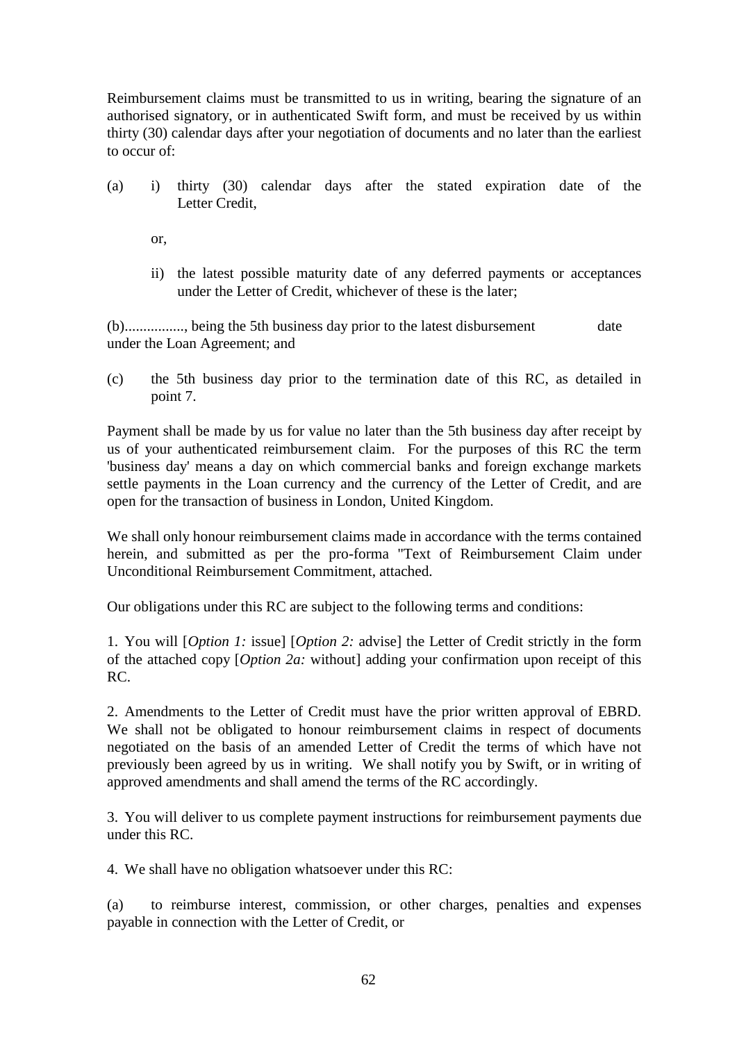Reimbursement claims must be transmitted to us in writing, bearing the signature of an authorised signatory, or in authenticated Swift form, and must be received by us within thirty (30) calendar days after your negotiation of documents and no later than the earliest to occur of:

(a) i) thirty (30) calendar days after the stated expiration date of the Letter Credit,

or,

ii) the latest possible maturity date of any deferred payments or acceptances under the Letter of Credit, whichever of these is the later;

(b)................, being the 5th business day prior to the latest disbursement date under the Loan Agreement; and

(c) the 5th business day prior to the termination date of this RC, as detailed in point 7.

Payment shall be made by us for value no later than the 5th business day after receipt by us of your authenticated reimbursement claim. For the purposes of this RC the term 'business day' means a day on which commercial banks and foreign exchange markets settle payments in the Loan currency and the currency of the Letter of Credit, and are open for the transaction of business in London, United Kingdom.

We shall only honour reimbursement claims made in accordance with the terms contained herein, and submitted as per the pro-forma "Text of Reimbursement Claim under Unconditional Reimbursement Commitment, attached.

Our obligations under this RC are subject to the following terms and conditions:

1. You will [*Option 1:* issue] [*Option 2:* advise] the Letter of Credit strictly in the form of the attached copy [*Option 2a:* without] adding your confirmation upon receipt of this RC.

2. Amendments to the Letter of Credit must have the prior written approval of EBRD. We shall not be obligated to honour reimbursement claims in respect of documents negotiated on the basis of an amended Letter of Credit the terms of which have not previously been agreed by us in writing. We shall notify you by Swift, or in writing of approved amendments and shall amend the terms of the RC accordingly.

3. You will deliver to us complete payment instructions for reimbursement payments due under this RC.

4. We shall have no obligation whatsoever under this RC:

(a) to reimburse interest, commission, or other charges, penalties and expenses payable in connection with the Letter of Credit, or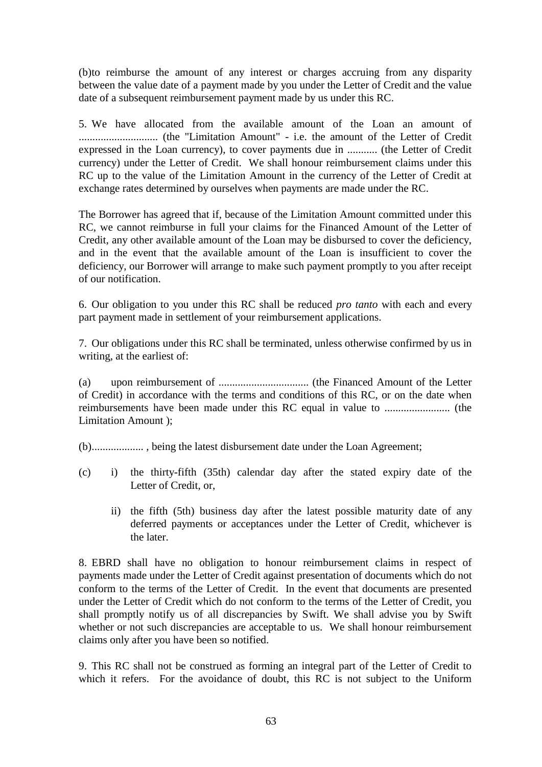(b)to reimburse the amount of any interest or charges accruing from any disparity between the value date of a payment made by you under the Letter of Credit and the value date of a subsequent reimbursement payment made by us under this RC.

5. We have allocated from the available amount of the Loan an amount of ............................ (the "Limitation Amount" - i.e. the amount of the Letter of Credit expressed in the Loan currency), to cover payments due in ........... (the Letter of Credit currency) under the Letter of Credit. We shall honour reimbursement claims under this RC up to the value of the Limitation Amount in the currency of the Letter of Credit at exchange rates determined by ourselves when payments are made under the RC.

The Borrower has agreed that if, because of the Limitation Amount committed under this RC, we cannot reimburse in full your claims for the Financed Amount of the Letter of Credit, any other available amount of the Loan may be disbursed to cover the deficiency, and in the event that the available amount of the Loan is insufficient to cover the deficiency, our Borrower will arrange to make such payment promptly to you after receipt of our notification.

6. Our obligation to you under this RC shall be reduced *pro tanto* with each and every part payment made in settlement of your reimbursement applications.

7. Our obligations under this RC shall be terminated, unless otherwise confirmed by us in writing, at the earliest of:

(a) upon reimbursement of ................................ (the Financed Amount of the Letter of Credit) in accordance with the terms and conditions of this RC, or on the date when reimbursements have been made under this RC equal in value to ........................ (the Limitation Amount );

(b).................. , being the latest disbursement date under the Loan Agreement;

(c) i) the thirty-fifth (35th) calendar day after the stated expiry date of the Letter of Credit, or,

ii) the fifth (5th) business day after the latest possible maturity date of any deferred payments or acceptances under the Letter of Credit, whichever is the later.

8. EBRD shall have no obligation to honour reimbursement claims in respect of payments made under the Letter of Credit against presentation of documents which do not conform to the terms of the Letter of Credit. In the event that documents are presented under the Letter of Credit which do not conform to the terms of the Letter of Credit, you shall promptly notify us of all discrepancies by Swift. We shall advise you by Swift whether or not such discrepancies are acceptable to us. We shall honour reimbursement claims only after you have been so notified.

9. This RC shall not be construed as forming an integral part of the Letter of Credit to which it refers. For the avoidance of doubt, this RC is not subject to the Uniform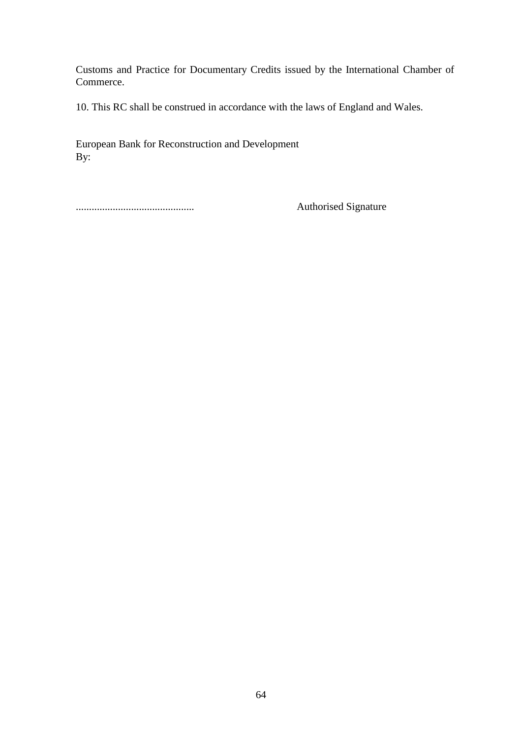Customs and Practice for Documentary Credits issued by the International Chamber of Commerce.

10. This RC shall be construed in accordance with the laws of England and Wales.

European Bank for Reconstruction and Development
By:

............................................ Authorised Signature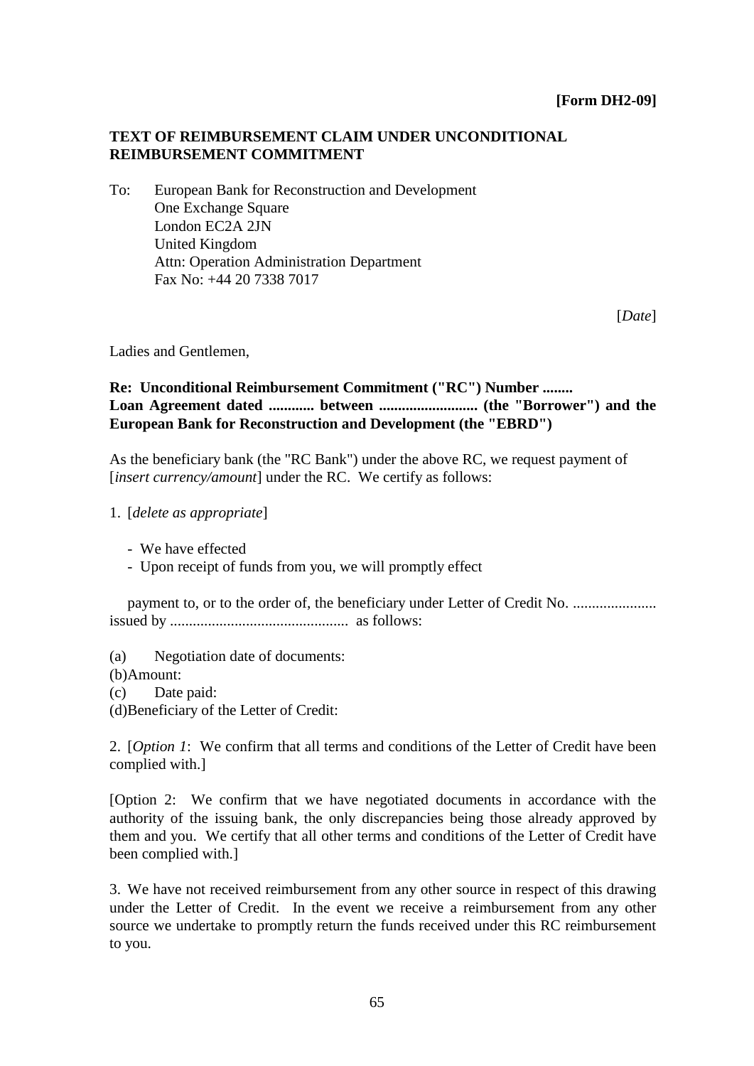**[Form DH2-09]**

**TEXT OF REIMBURSEMENT CLAIM UNDER UNCONDITIONAL REIMBURSEMENT COMMITMENT**

To: European Bank for Reconstruction and Development
One Exchange Square
London EC2A 2JN
United Kingdom
Attn: Operation Administration Department
Fax No: +44 20 7338 7017

[*Date*]

Ladies and Gentlemen,

**Re: Unconditional Reimbursement Commitment ("RC") Number ........
Loan Agreement dated ............ between .......................... (the "Borrower") and the European Bank for Reconstruction and Development (the "EBRD")**

As the beneficiary bank (the "RC Bank") under the above RC, we request payment of [*insert currency/amount*] under the RC. We certify as follows:

1. [*delete as appropriate*]

   - We have effected
   - Upon receipt of funds from you, we will promptly effect

   payment to, or to the order of, the beneficiary under Letter of Credit No. ...................... issued by .............................................. as follows:

(a) Negotiation date of documents:
(b) Amount:
(c) Date paid:
(d) Beneficiary of the Letter of Credit:

2. [*Option 1*: We confirm that all terms and conditions of the Letter of Credit have been complied with.]

[Option 2: We confirm that we have negotiated documents in accordance with the authority of the issuing bank, the only discrepancies being those already approved by them and you. We certify that all other terms and conditions of the Letter of Credit have been complied with.]

3. We have not received reimbursement from any other source in respect of this drawing under the Letter of Credit. In the event we receive a reimbursement from any other source we undertake to promptly return the funds received under this RC reimbursement to you.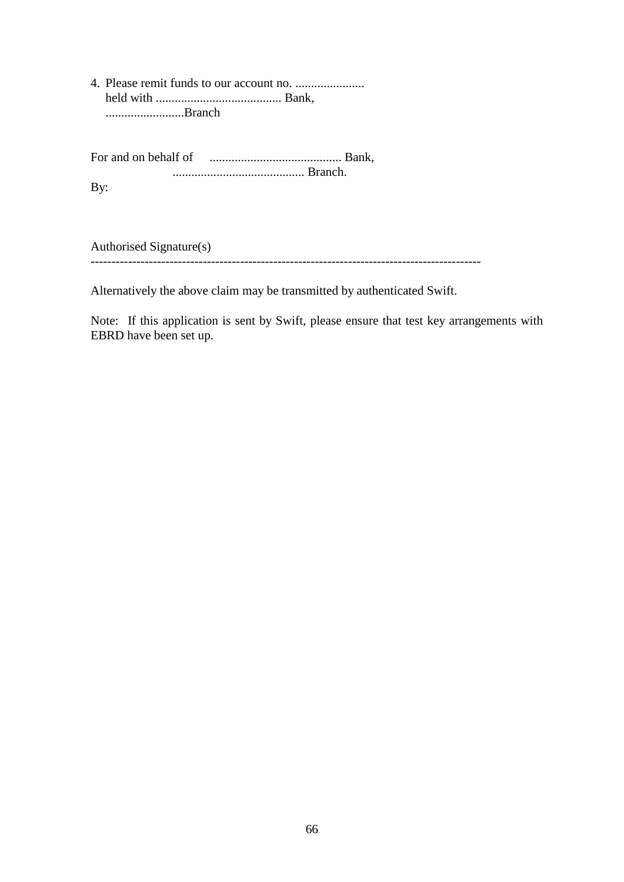4. Please remit funds to our account no. ......................
   held with ........................................ Bank,
   .........................Branch

For and on behalf of .......................................... Bank,
.......................................... Branch.

By:

Authorised Signature(s)

---

Alternatively the above claim may be transmitted by authenticated Swift.

Note: If this application is sent by Swift, please ensure that test key arrangements with EBRD have been set up.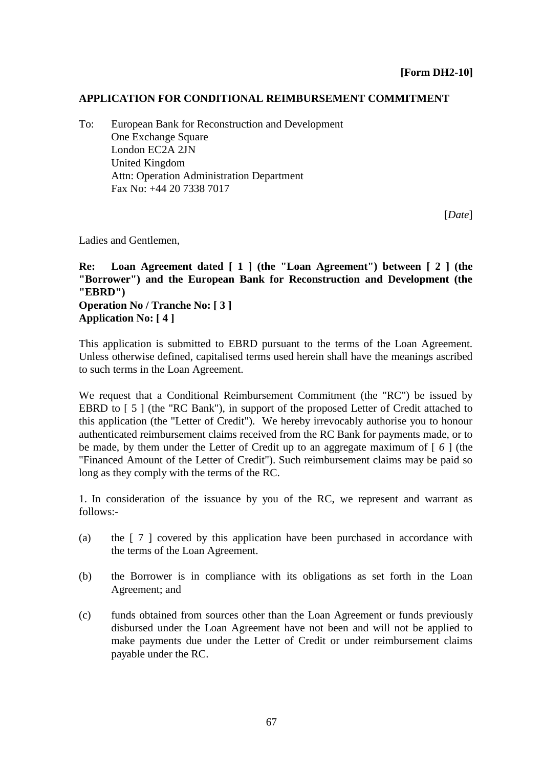**[Form DH2-10]**

**APPLICATION FOR CONDITIONAL REIMBURSEMENT COMMITMENT**

To: European Bank for Reconstruction and Development
One Exchange Square
London EC2A 2JN
United Kingdom
Attn: Operation Administration Department
Fax No: +44 20 7338 7017

[*Date*]

Ladies and Gentlemen,

**Re: Loan Agreement dated [ 1 ] (the "Loan Agreement") between [ 2 ] (the "Borrower") and the European Bank for Reconstruction and Development (the "EBRD")**
**Operation No / Tranche No: [ 3 ]**
**Application No: [ 4 ]**

This application is submitted to EBRD pursuant to the terms of the Loan Agreement. Unless otherwise defined, capitalised terms used herein shall have the meanings ascribed to such terms in the Loan Agreement.

We request that a Conditional Reimbursement Commitment (the "RC") be issued by EBRD to [ 5 ] (the "RC Bank"), in support of the proposed Letter of Credit attached to this application (the "Letter of Credit"). We hereby irrevocably authorise you to honour authenticated reimbursement claims received from the RC Bank for payments made, or to be made, by them under the Letter of Credit up to an aggregate maximum of [ *6* ] (the "Financed Amount of the Letter of Credit"). Such reimbursement claims may be paid so long as they comply with the terms of the RC.

1. In consideration of the issuance by you of the RC, we represent and warrant as follows:-

(a) the [ 7 ] covered by this application have been purchased in accordance with the terms of the Loan Agreement.

(b) the Borrower is in compliance with its obligations as set forth in the Loan Agreement; and

(c) funds obtained from sources other than the Loan Agreement or funds previously disbursed under the Loan Agreement have not been and will not be applied to make payments due under the Letter of Credit or under reimbursement claims payable under the RC.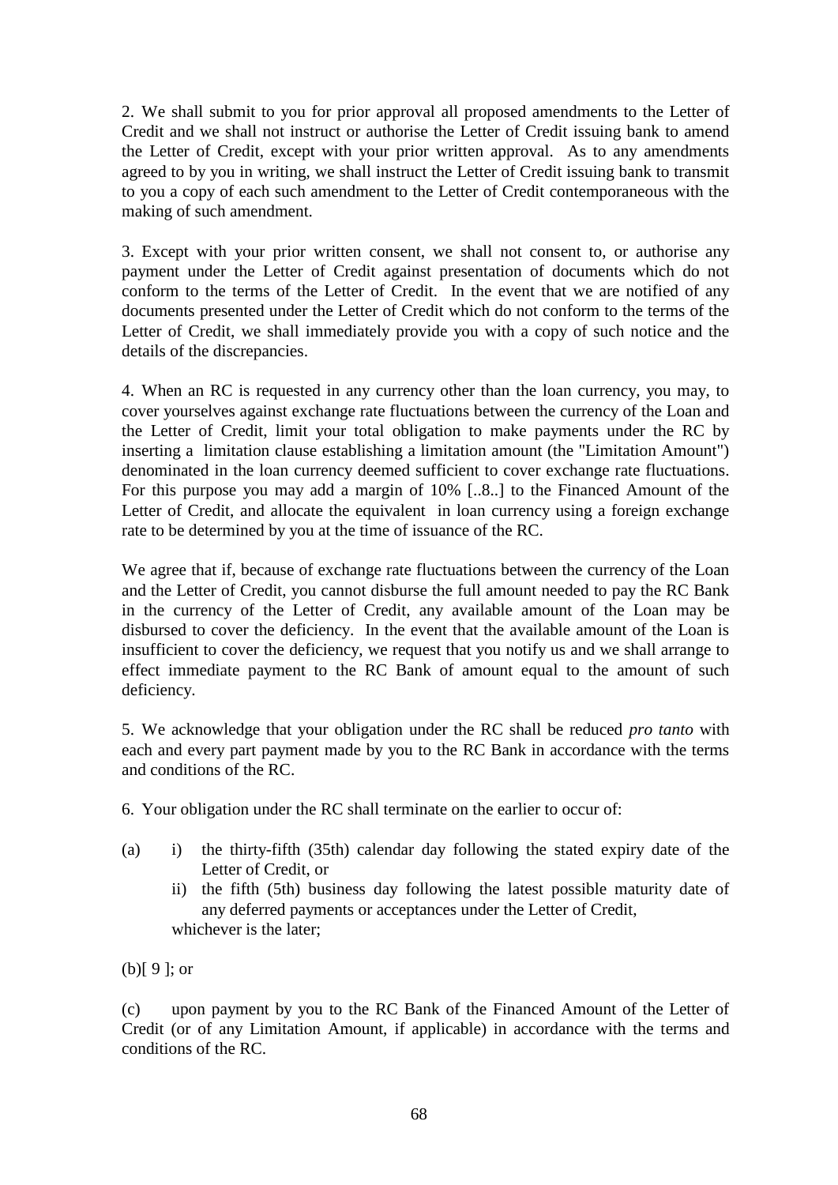2. We shall submit to you for prior approval all proposed amendments to the Letter of Credit and we shall not instruct or authorise the Letter of Credit issuing bank to amend the Letter of Credit, except with your prior written approval. As to any amendments agreed to by you in writing, we shall instruct the Letter of Credit issuing bank to transmit to you a copy of each such amendment to the Letter of Credit contemporaneous with the making of such amendment.

3. Except with your prior written consent, we shall not consent to, or authorise any payment under the Letter of Credit against presentation of documents which do not conform to the terms of the Letter of Credit. In the event that we are notified of any documents presented under the Letter of Credit which do not conform to the terms of the Letter of Credit, we shall immediately provide you with a copy of such notice and the details of the discrepancies.

4. When an RC is requested in any currency other than the loan currency, you may, to cover yourselves against exchange rate fluctuations between the currency of the Loan and the Letter of Credit, limit your total obligation to make payments under the RC by inserting a limitation clause establishing a limitation amount (the "Limitation Amount") denominated in the loan currency deemed sufficient to cover exchange rate fluctuations. For this purpose you may add a margin of 10% [..8..] to the Financed Amount of the Letter of Credit, and allocate the equivalent in loan currency using a foreign exchange rate to be determined by you at the time of issuance of the RC.

We agree that if, because of exchange rate fluctuations between the currency of the Loan and the Letter of Credit, you cannot disburse the full amount needed to pay the RC Bank in the currency of the Letter of Credit, any available amount of the Loan may be disbursed to cover the deficiency. In the event that the available amount of the Loan is insufficient to cover the deficiency, we request that you notify us and we shall arrange to effect immediate payment to the RC Bank of amount equal to the amount of such deficiency.

5. We acknowledge that your obligation under the RC shall be reduced *pro tanto* with each and every part payment made by you to the RC Bank in accordance with the terms and conditions of the RC.

6. Your obligation under the RC shall terminate on the earlier to occur of:

(a) i) the thirty-fifth (35th) calendar day following the stated expiry date of the Letter of Credit, or
    ii) the fifth (5th) business day following the latest possible maturity date of any deferred payments or acceptances under the Letter of Credit,
    whichever is the later;

(b)[ 9 ]; or

(c) upon payment by you to the RC Bank of the Financed Amount of the Letter of Credit (or of any Limitation Amount, if applicable) in accordance with the terms and conditions of the RC.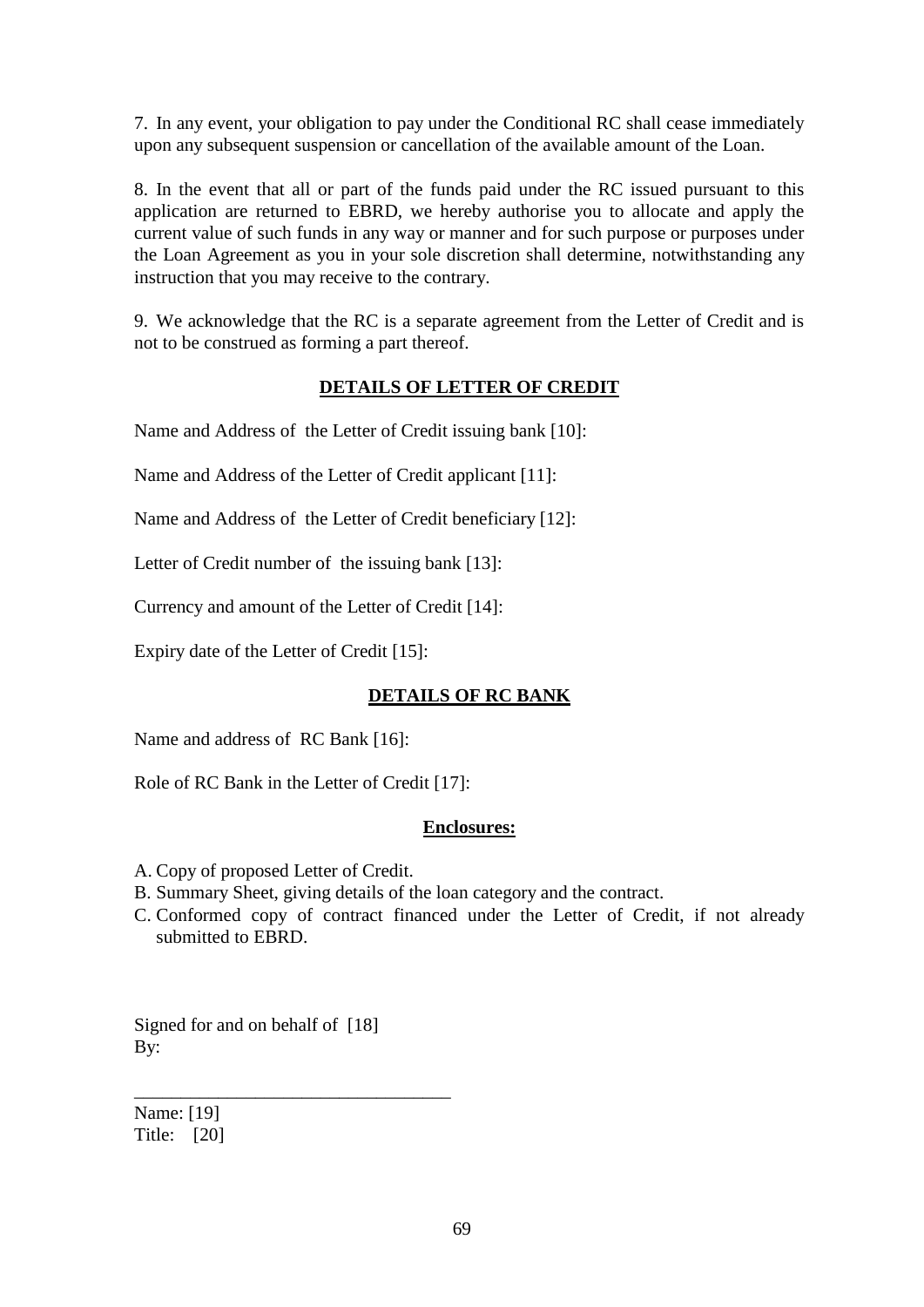7. In any event, your obligation to pay under the Conditional RC shall cease immediately upon any subsequent suspension or cancellation of the available amount of the Loan.

8. In the event that all or part of the funds paid under the RC issued pursuant to this application are returned to EBRD, we hereby authorise you to allocate and apply the current value of such funds in any way or manner and for such purpose or purposes under the Loan Agreement as you in your sole discretion shall determine, notwithstanding any instruction that you may receive to the contrary.

9. We acknowledge that the RC is a separate agreement from the Letter of Credit and is not to be construed as forming a part thereof.

**DETAILS OF LETTER OF CREDIT**

Name and Address of the Letter of Credit issuing bank [10]:

Name and Address of the Letter of Credit applicant [11]:

Name and Address of the Letter of Credit beneficiary [12]:

Letter of Credit number of the issuing bank [13]:

Currency and amount of the Letter of Credit [14]:

Expiry date of the Letter of Credit [15]:

**DETAILS OF RC BANK**

Name and address of RC Bank [16]:

Role of RC Bank in the Letter of Credit [17]:

**Enclosures:**

A. Copy of proposed Letter of Credit.
B. Summary Sheet, giving details of the loan category and the contract.
C. Conformed copy of contract financed under the Letter of Credit, if not already submitted to EBRD.

Signed for and on behalf of [18]
By:

___________________________________

Name: [19]
Title: [20]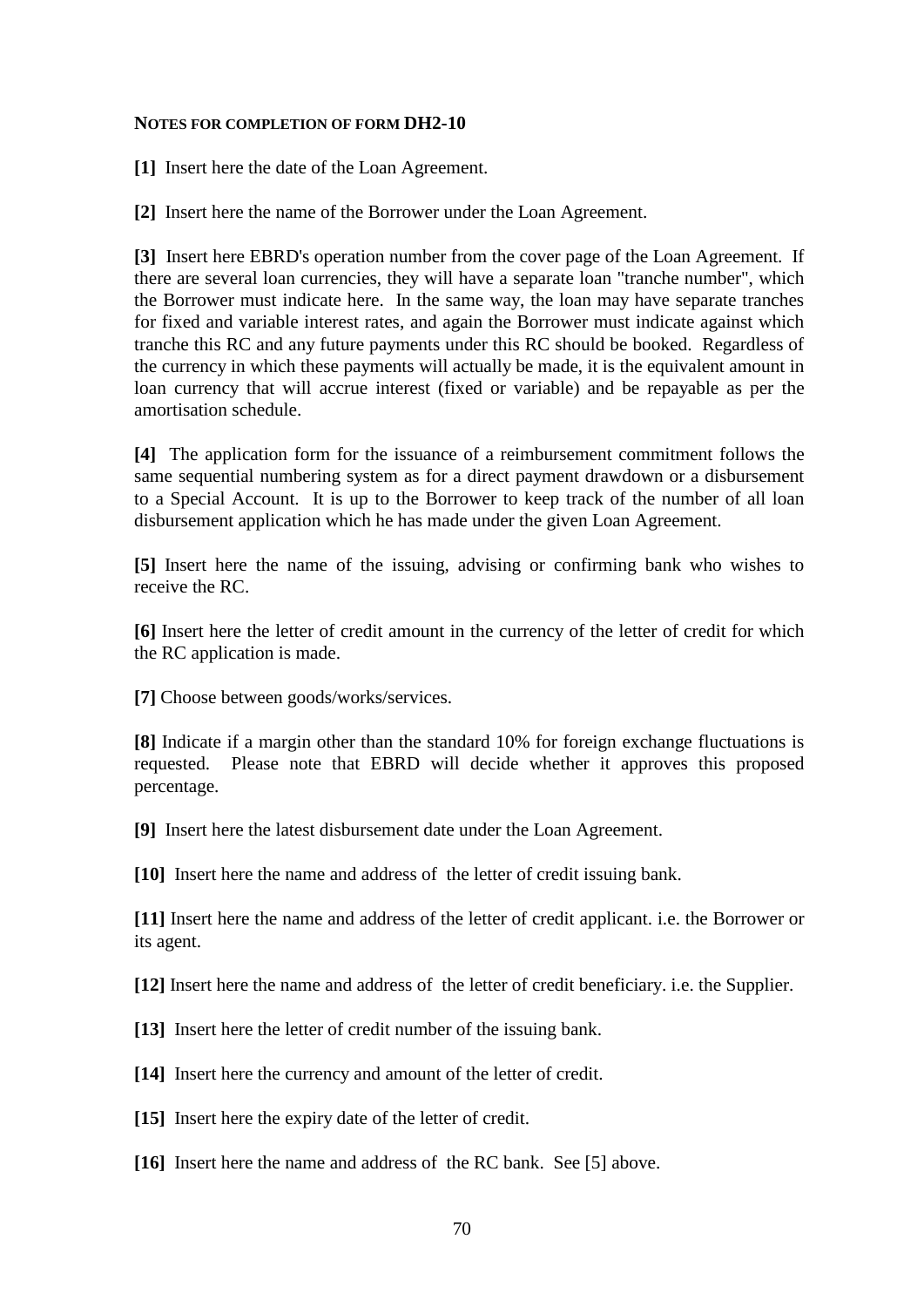**NOTES FOR COMPLETION OF FORM DH2-10**

**[1]** Insert here the date of the Loan Agreement.

**[2]** Insert here the name of the Borrower under the Loan Agreement.

**[3]** Insert here EBRD's operation number from the cover page of the Loan Agreement. If there are several loan currencies, they will have a separate loan "tranche number", which the Borrower must indicate here. In the same way, the loan may have separate tranches for fixed and variable interest rates, and again the Borrower must indicate against which tranche this RC and any future payments under this RC should be booked. Regardless of the currency in which these payments will actually be made, it is the equivalent amount in loan currency that will accrue interest (fixed or variable) and be repayable as per the amortisation schedule.

**[4]** The application form for the issuance of a reimbursement commitment follows the same sequential numbering system as for a direct payment drawdown or a disbursement to a Special Account. It is up to the Borrower to keep track of the number of all loan disbursement application which he has made under the given Loan Agreement.

**[5]** Insert here the name of the issuing, advising or confirming bank who wishes to receive the RC.

**[6]** Insert here the letter of credit amount in the currency of the letter of credit for which the RC application is made.

**[7]** Choose between goods/works/services.

**[8]** Indicate if a margin other than the standard 10% for foreign exchange fluctuations is requested. Please note that EBRD will decide whether it approves this proposed percentage.

**[9]** Insert here the latest disbursement date under the Loan Agreement.

**[10]** Insert here the name and address of the letter of credit issuing bank.

**[11]** Insert here the name and address of the letter of credit applicant. i.e. the Borrower or its agent.

**[12]** Insert here the name and address of the letter of credit beneficiary. i.e. the Supplier.

**[13]** Insert here the letter of credit number of the issuing bank.

**[14]** Insert here the currency and amount of the letter of credit.

**[15]** Insert here the expiry date of the letter of credit.

**[16]** Insert here the name and address of the RC bank. See [5] above.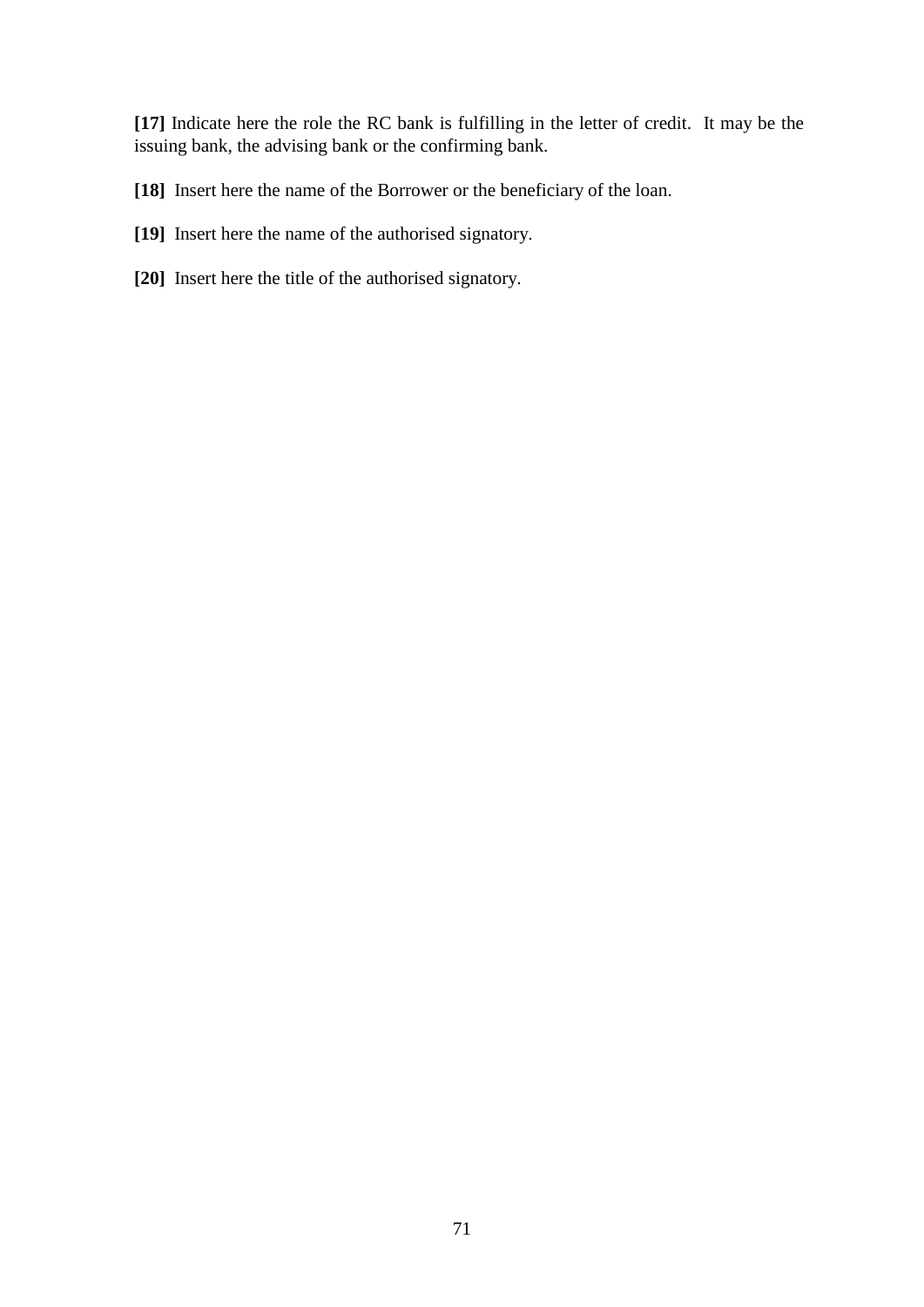**[17]** Indicate here the role the RC bank is fulfilling in the letter of credit.  It may be the issuing bank, the advising bank or the confirming bank.

**[18]** Insert here the name of the Borrower or the beneficiary of the loan.

**[19]** Insert here the name of the authorised signatory.

**[20]** Insert here the title of the authorised signatory.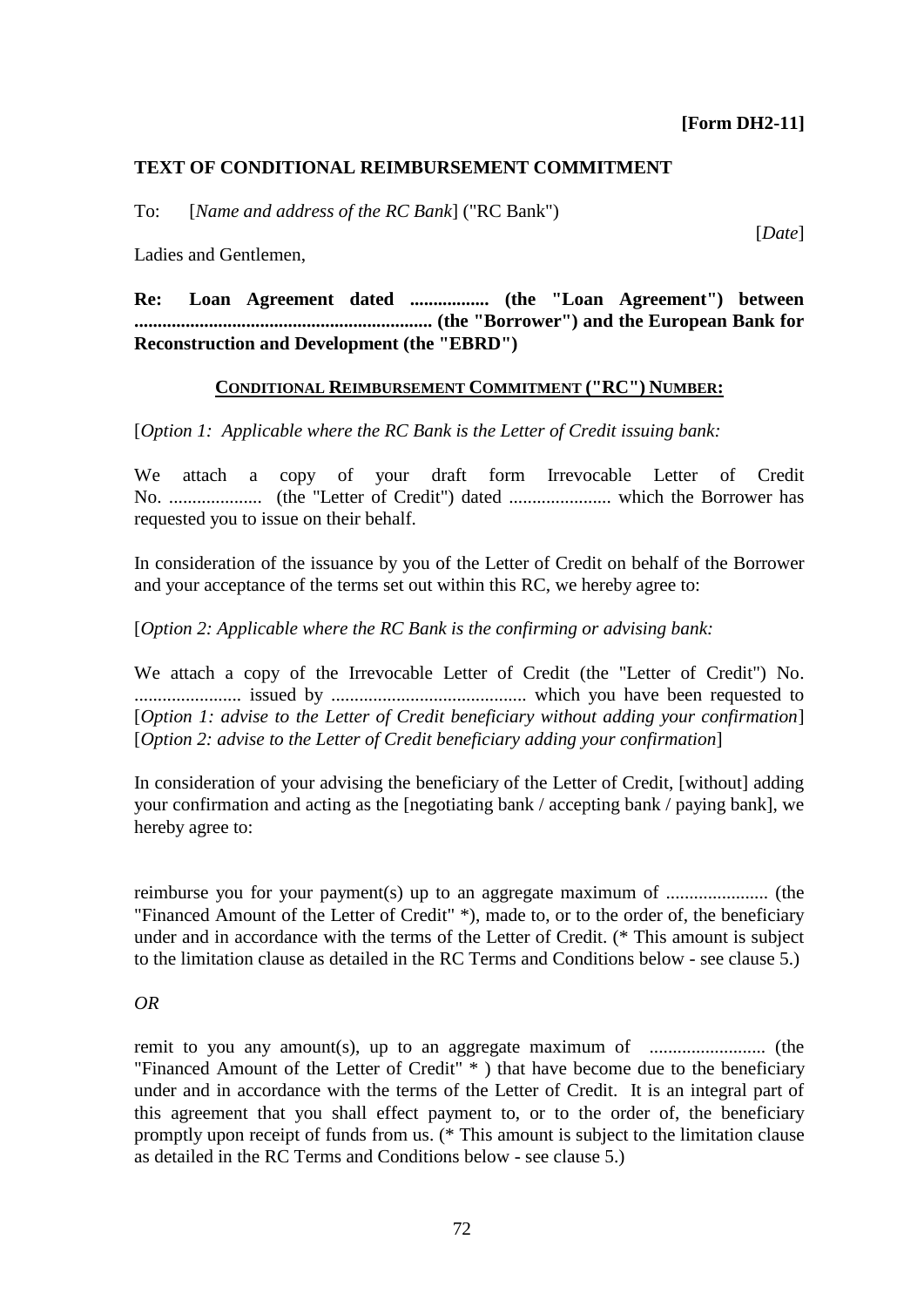**[Form DH2-11]**

**TEXT OF CONDITIONAL REIMBURSEMENT COMMITMENT**

To: [*Name and address of the RC Bank*] ("RC Bank")

[*Date*]

Ladies and Gentlemen,

**Re: Loan Agreement dated ................. (the "Loan Agreement") between ................................................................ (the "Borrower") and the European Bank for Reconstruction and Development (the "EBRD")**

**CONDITIONAL REIMBURSEMENT COMMITMENT ("RC") NUMBER:**

[*Option 1: Applicable where the RC Bank is the Letter of Credit issuing bank:*

We attach a copy of your draft form Irrevocable Letter of Credit No. .................... (the "Letter of Credit") dated ...................... which the Borrower has requested you to issue on their behalf.

In consideration of the issuance by you of the Letter of Credit on behalf of the Borrower and your acceptance of the terms set out within this RC, we hereby agree to:

[*Option 2: Applicable where the RC Bank is the confirming or advising bank:*

We attach a copy of the Irrevocable Letter of Credit (the "Letter of Credit") No. ...................... issued by .......................................... which you have been requested to [*Option 1: advise to the Letter of Credit beneficiary without adding your confirmation*] [*Option 2: advise to the Letter of Credit beneficiary adding your confirmation*]

In consideration of your advising the beneficiary of the Letter of Credit, [without] adding your confirmation and acting as the [negotiating bank / accepting bank / paying bank], we hereby agree to:

reimburse you for your payment(s) up to an aggregate maximum of ...................... (the "Financed Amount of the Letter of Credit" *), made to, or to the order of, the beneficiary under and in accordance with the terms of the Letter of Credit. (* This amount is subject to the limitation clause as detailed in the RC Terms and Conditions below - see clause 5.)

*OR*

remit to you any amount(s), up to an aggregate maximum of ......................... (the "Financed Amount of the Letter of Credit" * ) that have become due to the beneficiary under and in accordance with the terms of the Letter of Credit. It is an integral part of this agreement that you shall effect payment to, or to the order of, the beneficiary promptly upon receipt of funds from us. (* This amount is subject to the limitation clause as detailed in the RC Terms and Conditions below - see clause 5.)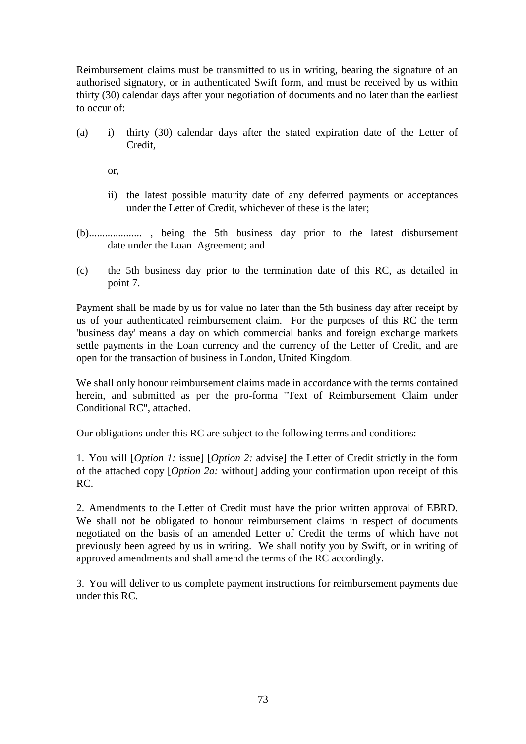Reimbursement claims must be transmitted to us in writing, bearing the signature of an authorised signatory, or in authenticated Swift form, and must be received by us within thirty (30) calendar days after your negotiation of documents and no later than the earliest to occur of:

(a) i) thirty (30) calendar days after the stated expiration date of the Letter of Credit,

or,

ii) the latest possible maturity date of any deferred payments or acceptances under the Letter of Credit, whichever of these is the later;

(b).................... , being the 5th business day prior to the latest disbursement date under the Loan Agreement; and

(c) the 5th business day prior to the termination date of this RC, as detailed in point 7.

Payment shall be made by us for value no later than the 5th business day after receipt by us of your authenticated reimbursement claim. For the purposes of this RC the term 'business day' means a day on which commercial banks and foreign exchange markets settle payments in the Loan currency and the currency of the Letter of Credit, and are open for the transaction of business in London, United Kingdom.

We shall only honour reimbursement claims made in accordance with the terms contained herein, and submitted as per the pro-forma "Text of Reimbursement Claim under Conditional RC", attached.

Our obligations under this RC are subject to the following terms and conditions:

1. You will [*Option 1:* issue] [*Option 2:* advise] the Letter of Credit strictly in the form of the attached copy [*Option 2a:* without] adding your confirmation upon receipt of this RC.

2. Amendments to the Letter of Credit must have the prior written approval of EBRD. We shall not be obligated to honour reimbursement claims in respect of documents negotiated on the basis of an amended Letter of Credit the terms of which have not previously been agreed by us in writing. We shall notify you by Swift, or in writing of approved amendments and shall amend the terms of the RC accordingly.

3. You will deliver to us complete payment instructions for reimbursement payments due under this RC.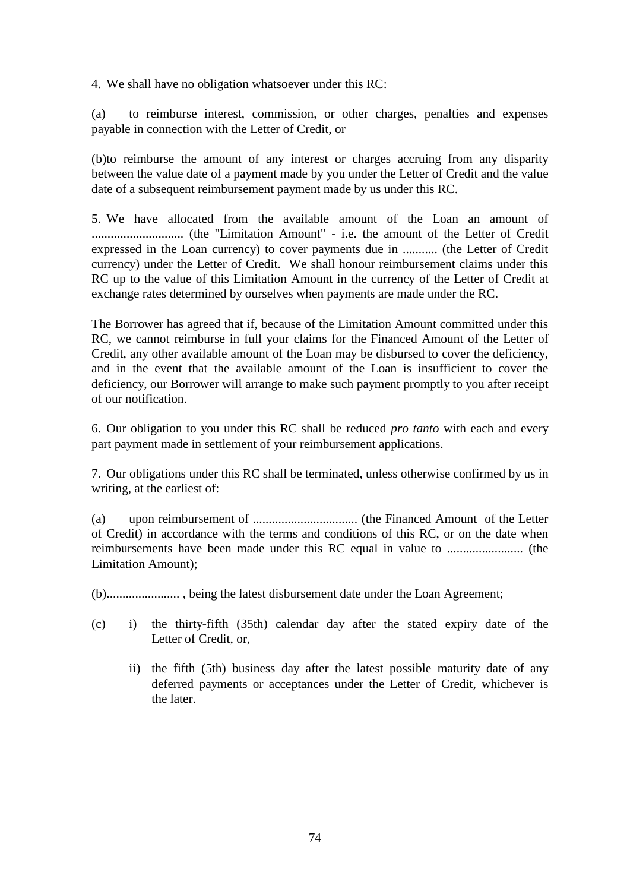4. We shall have no obligation whatsoever under this RC:

(a) to reimburse interest, commission, or other charges, penalties and expenses payable in connection with the Letter of Credit, or

(b)to reimburse the amount of any interest or charges accruing from any disparity between the value date of a payment made by you under the Letter of Credit and the value date of a subsequent reimbursement payment made by us under this RC.

5. We have allocated from the available amount of the Loan an amount of ............................ (the "Limitation Amount" - i.e. the amount of the Letter of Credit expressed in the Loan currency) to cover payments due in ........... (the Letter of Credit currency) under the Letter of Credit. We shall honour reimbursement claims under this RC up to the value of this Limitation Amount in the currency of the Letter of Credit at exchange rates determined by ourselves when payments are made under the RC.

The Borrower has agreed that if, because of the Limitation Amount committed under this RC, we cannot reimburse in full your claims for the Financed Amount of the Letter of Credit, any other available amount of the Loan may be disbursed to cover the deficiency, and in the event that the available amount of the Loan is insufficient to cover the deficiency, our Borrower will arrange to make such payment promptly to you after receipt of our notification.

6. Our obligation to you under this RC shall be reduced *pro tanto* with each and every part payment made in settlement of your reimbursement applications.

7. Our obligations under this RC shall be terminated, unless otherwise confirmed by us in writing, at the earliest of:

(a) upon reimbursement of ................................ (the Financed Amount of the Letter of Credit) in accordance with the terms and conditions of this RC, or on the date when reimbursements have been made under this RC equal in value to ........................ (the Limitation Amount);

(b)....................... , being the latest disbursement date under the Loan Agreement;

(c) i) the thirty-fifth (35th) calendar day after the stated expiry date of the Letter of Credit, or,

  ii) the fifth (5th) business day after the latest possible maturity date of any deferred payments or acceptances under the Letter of Credit, whichever is the later.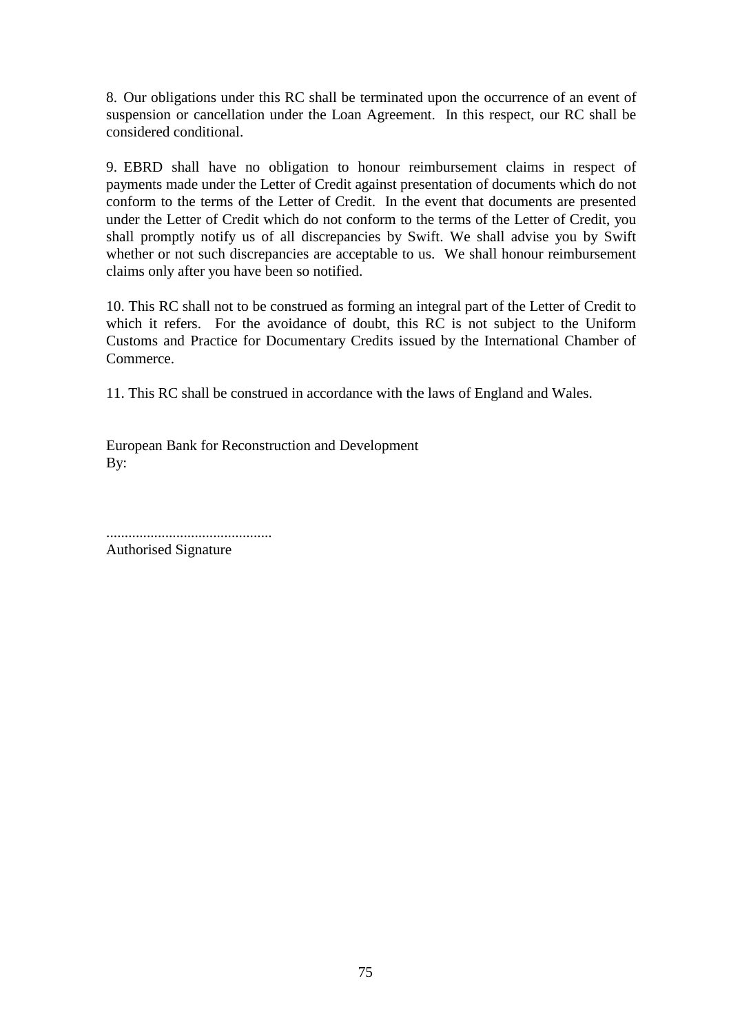8. Our obligations under this RC shall be terminated upon the occurrence of an event of suspension or cancellation under the Loan Agreement. In this respect, our RC shall be considered conditional.

9. EBRD shall have no obligation to honour reimbursement claims in respect of payments made under the Letter of Credit against presentation of documents which do not conform to the terms of the Letter of Credit. In the event that documents are presented under the Letter of Credit which do not conform to the terms of the Letter of Credit, you shall promptly notify us of all discrepancies by Swift. We shall advise you by Swift whether or not such discrepancies are acceptable to us. We shall honour reimbursement claims only after you have been so notified.

10. This RC shall not to be construed as forming an integral part of the Letter of Credit to which it refers. For the avoidance of doubt, this RC is not subject to the Uniform Customs and Practice for Documentary Credits issued by the International Chamber of Commerce.

11. This RC shall be construed in accordance with the laws of England and Wales.

European Bank for Reconstruction and Development
By:

............................................
Authorised Signature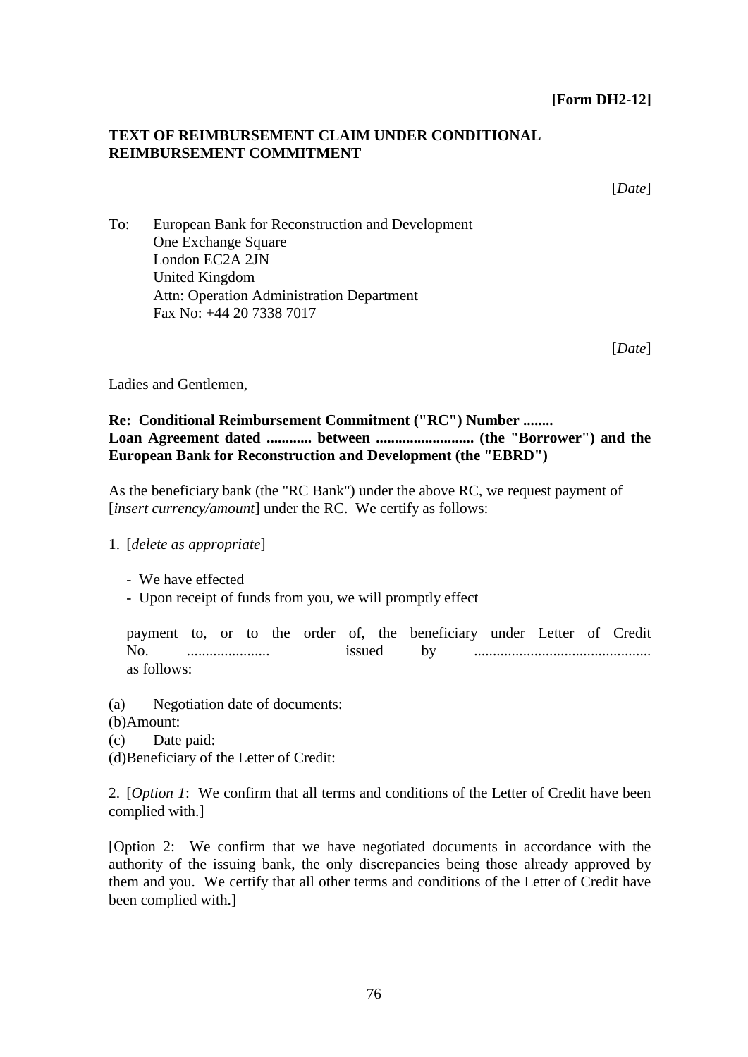**[Form DH2-12]**

**TEXT OF REIMBURSEMENT CLAIM UNDER CONDITIONAL REIMBURSEMENT COMMITMENT**

[*Date*]

To: European Bank for Reconstruction and Development
One Exchange Square
London EC2A 2JN
United Kingdom
Attn: Operation Administration Department
Fax No: +44 20 7338 7017

[*Date*]

Ladies and Gentlemen,

**Re: Conditional Reimbursement Commitment ("RC") Number ........ Loan Agreement dated ............ between .......................... (the "Borrower") and the European Bank for Reconstruction and Development (the "EBRD")**

As the beneficiary bank (the "RC Bank") under the above RC, we request payment of [*insert currency/amount*] under the RC. We certify as follows:

1. [*delete as appropriate*]

   - We have effected
   - Upon receipt of funds from you, we will promptly effect

   payment to, or to the order of, the beneficiary under Letter of Credit No. ..................... issued by .............................................. as follows:

(a) Negotiation date of documents:
(b) Amount:
(c) Date paid:
(d) Beneficiary of the Letter of Credit:

2. [*Option 1*: We confirm that all terms and conditions of the Letter of Credit have been complied with.]

[Option 2: We confirm that we have negotiated documents in accordance with the authority of the issuing bank, the only discrepancies being those already approved by them and you. We certify that all other terms and conditions of the Letter of Credit have been complied with.]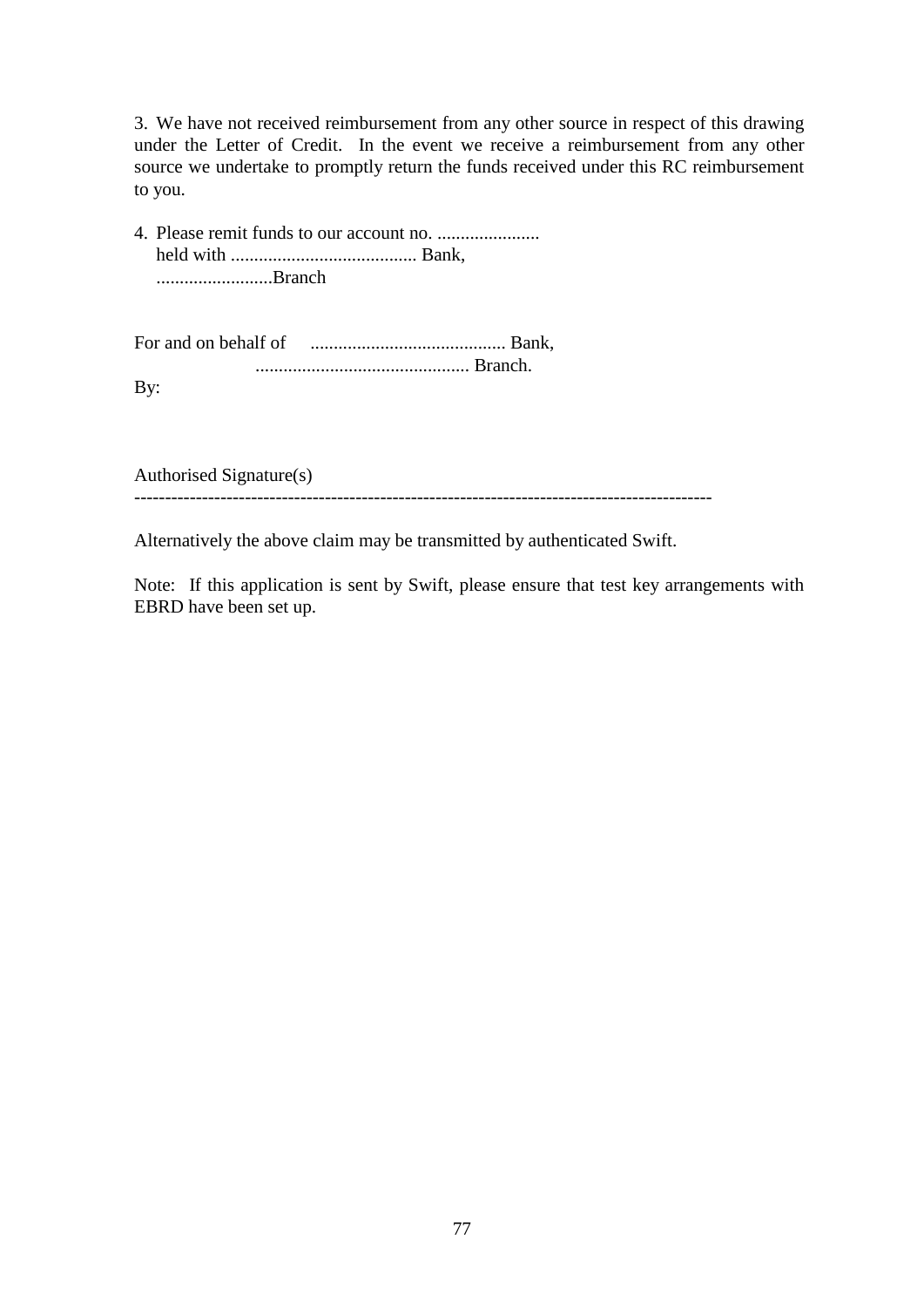3. We have not received reimbursement from any other source in respect of this drawing under the Letter of Credit. In the event we receive a reimbursement from any other source we undertake to promptly return the funds received under this RC reimbursement to you.

4. Please remit funds to our account no. ......................
   held with ........................................ Bank,
   .........................Branch

For and on behalf of .......................................... Bank,
.............................................. Branch.

By:

Authorised Signature(s)

---

Alternatively the above claim may be transmitted by authenticated Swift.

Note: If this application is sent by Swift, please ensure that test key arrangements with EBRD have been set up.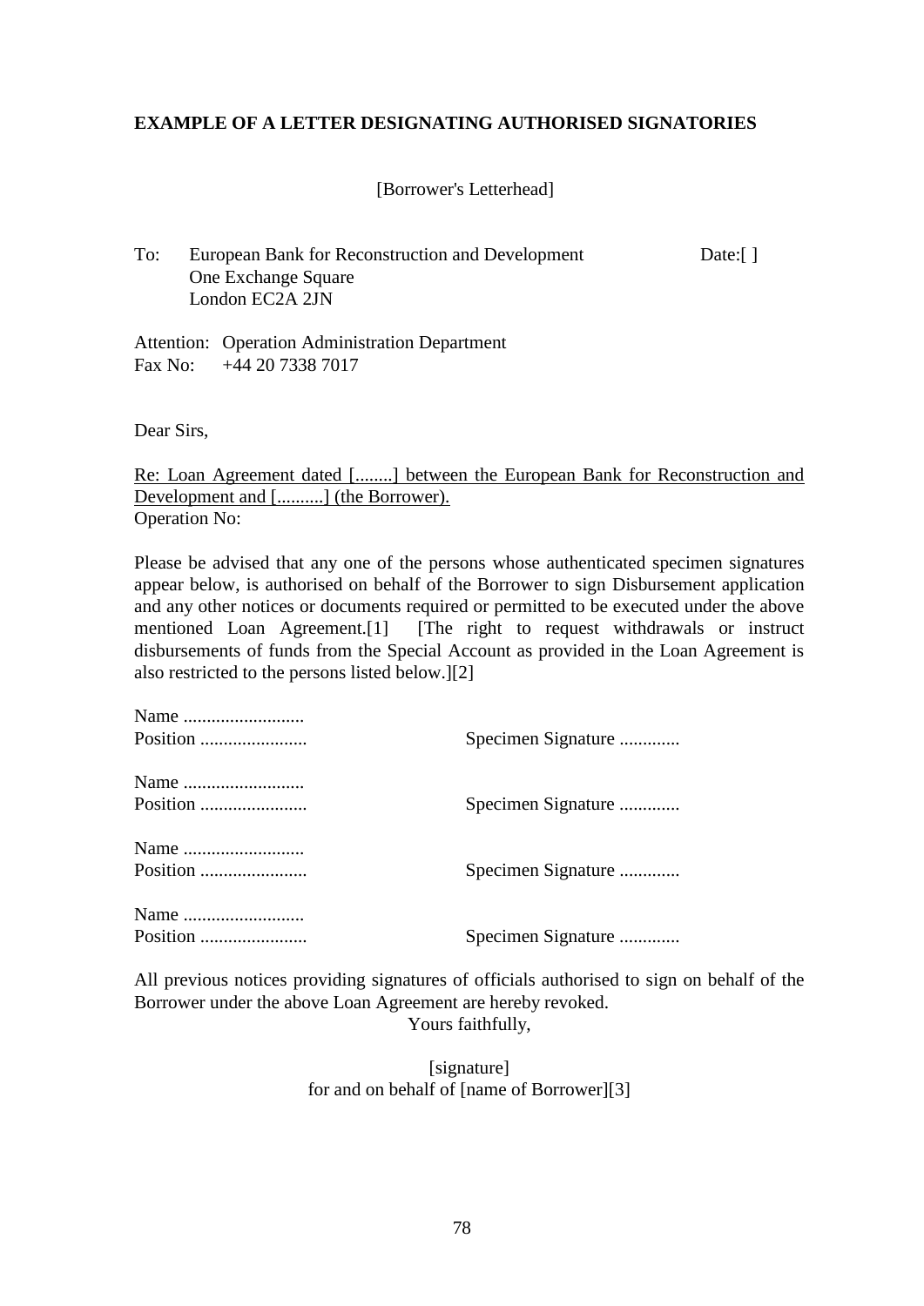**EXAMPLE OF A LETTER DESIGNATING AUTHORISED SIGNATORIES**

[Borrower's Letterhead]

To: European Bank for Reconstruction and Development  
One Exchange Square  
London EC2A 2JN

Date:[ ]

Attention: Operation Administration Department  
Fax No: +44 20 7338 7017

Dear Sirs,

Re: Loan Agreement dated [........] between the European Bank for Reconstruction and Development and [..........] (the Borrower).  
Operation No:

Please be advised that any one of the persons whose authenticated specimen signatures appear below, is authorised on behalf of the Borrower to sign Disbursement application and any other notices or documents required or permitted to be executed under the above mentioned Loan Agreement.[1] [The right to request withdrawals or instruct disbursements of funds from the Special Account as provided in the Loan Agreement is also restricted to the persons listed below.][2]

Name ..........................  
Position ....................... Specimen Signature .............

Name ..........................  
Position ....................... Specimen Signature .............

Name ..........................  
Position ....................... Specimen Signature .............

Name ..........................  
Position ....................... Specimen Signature .............

All previous notices providing signatures of officials authorised to sign on behalf of the Borrower under the above Loan Agreement are hereby revoked.

Yours faithfully,

[signature]  
for and on behalf of [name of Borrower][3]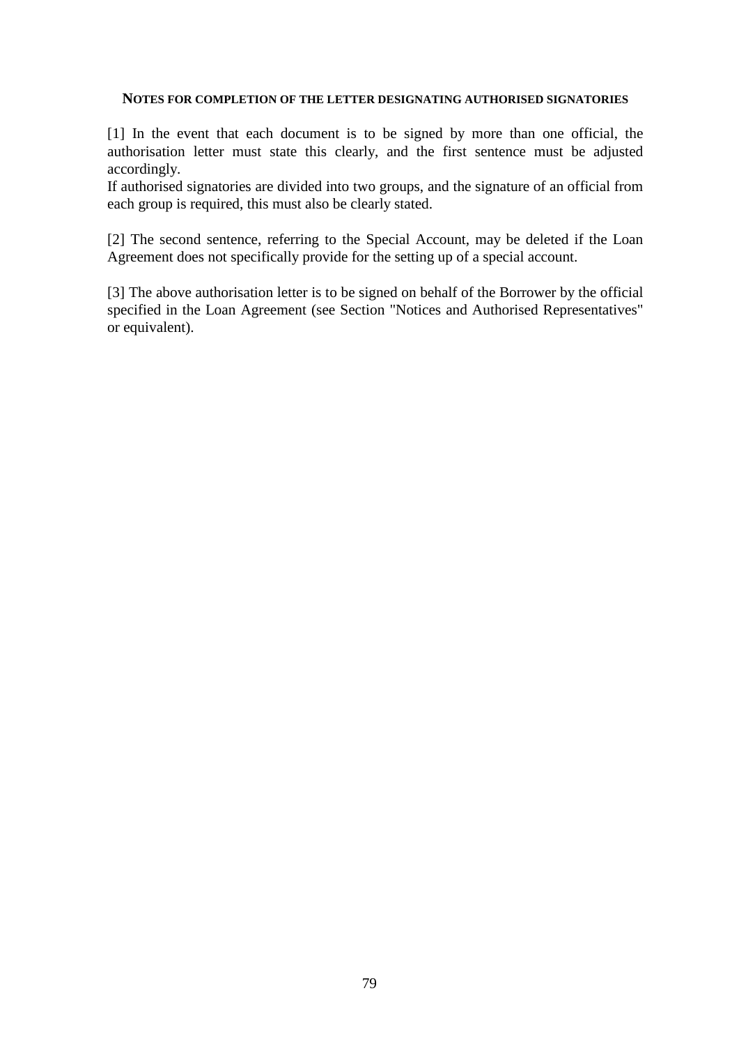### NOTES FOR COMPLETION OF THE LETTER DESIGNATING AUTHORISED SIGNATORIES

[1] In the event that each document is to be signed by more than one official, the authorisation letter must state this clearly, and the first sentence must be adjusted accordingly.
If authorised signatories are divided into two groups, and the signature of an official from each group is required, this must also be clearly stated.

[2] The second sentence, referring to the Special Account, may be deleted if the Loan Agreement does not specifically provide for the setting up of a special account.

[3] The above authorisation letter is to be signed on behalf of the Borrower by the official specified in the Loan Agreement (see Section "Notices and Authorised Representatives" or equivalent).